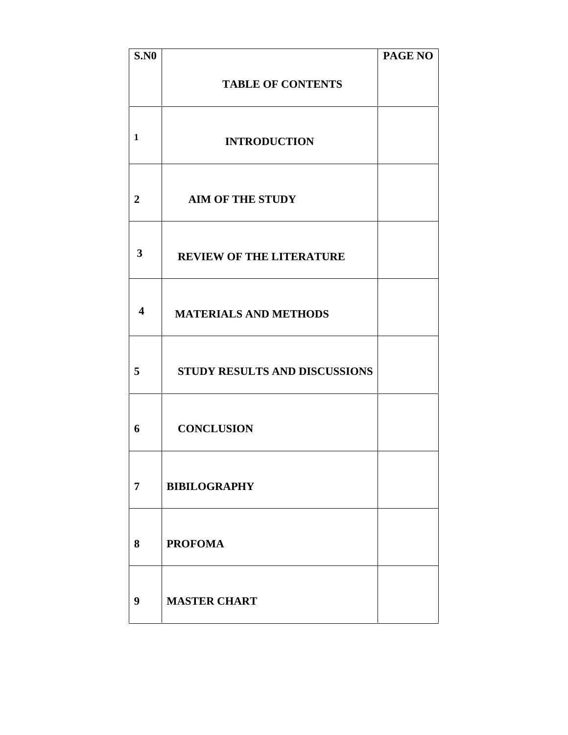| S.N0 | TABLE OF CONTENTS | PAGE NO |
| --- | --- | --- |
| 1 | INTRODUCTION | |
| 2 | AIM OF THE STUDY | |
| 3 | REVIEW OF THE LITERATURE | |
| 4 | MATERIALS AND METHODS | |
| 5 | STUDY RESULTS AND DISCUSSIONS | |
| 6 | CONCLUSION | |
| 7 | BIBILOGRAPHY | |
| 8 | PROFOMA | |
| 9 | MASTER CHART | |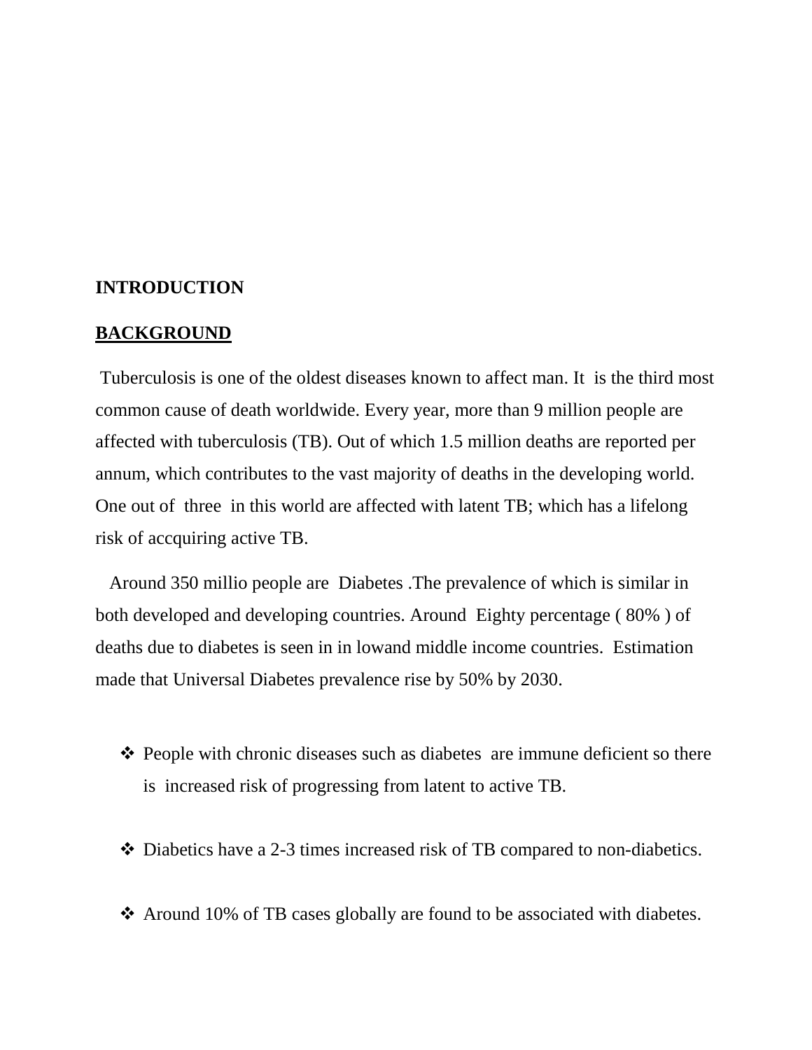# INTRODUCTION

## BACKGROUND

Tuberculosis is one of the oldest diseases known to affect man. It is the third most common cause of death worldwide. Every year, more than 9 million people are affected with tuberculosis (TB). Out of which 1.5 million deaths are reported per annum, which contributes to the vast majority of deaths in the developing world. One out of three in this world are affected with latent TB; which has a lifelong risk of accquiring active TB.

Around 350 millio people are Diabetes .The prevalence of which is similar in both developed and developing countries. Around Eighty percentage ( 80% ) of deaths due to diabetes is seen in in lowand middle income countries. Estimation made that Universal Diabetes prevalence rise by 50% by 2030.

- People with chronic diseases such as diabetes are immune deficient so there is increased risk of progressing from latent to active TB.
- Diabetics have a 2-3 times increased risk of TB compared to non-diabetics.
- Around 10% of TB cases globally are found to be associated with diabetes.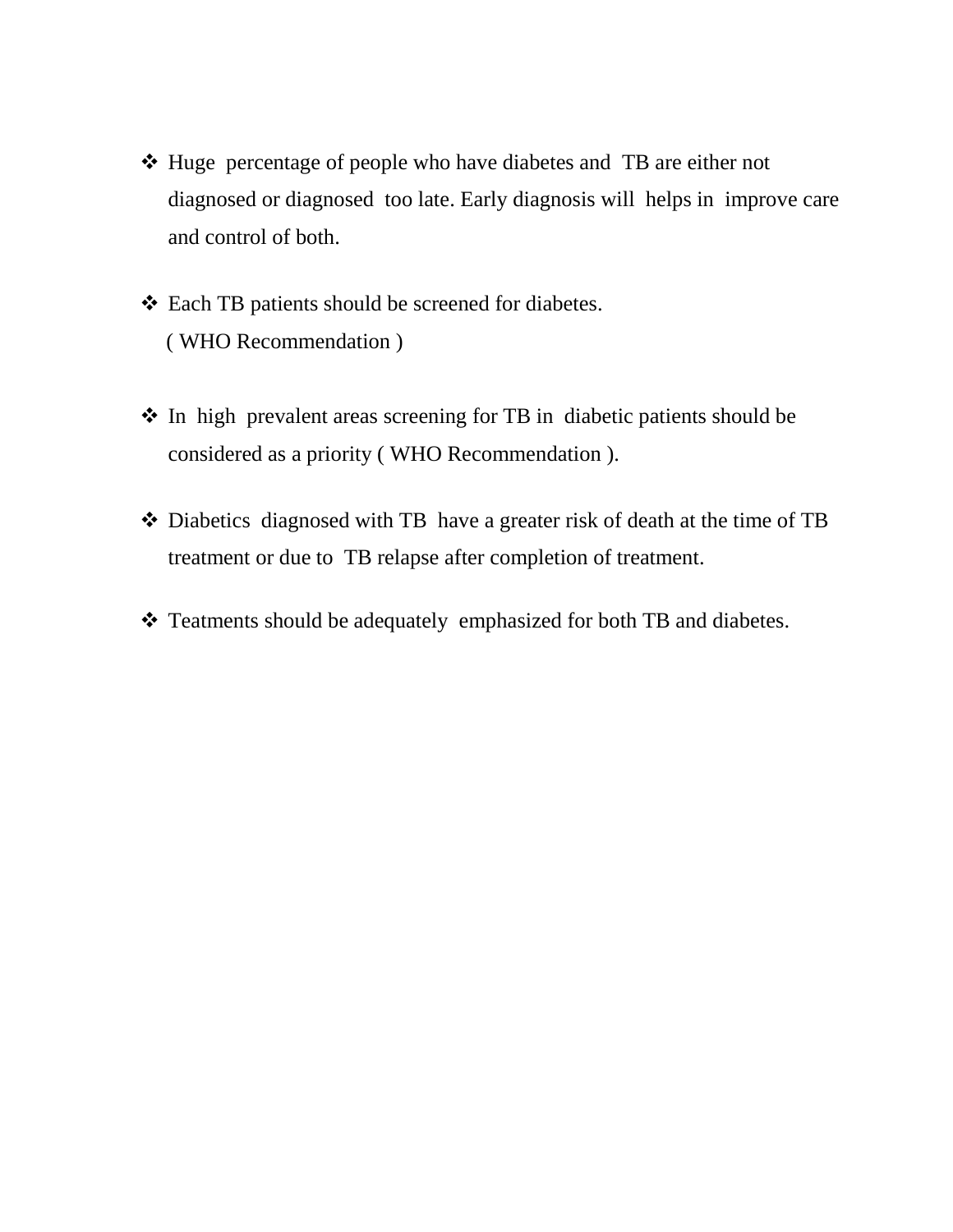- Huge percentage of people who have diabetes and TB are either not diagnosed or diagnosed too late. Early diagnosis will helps in improve care and control of both.

- Each TB patients should be screened for diabetes.
  ( WHO Recommendation )

- In high prevalent areas screening for TB in diabetic patients should be considered as a priority ( WHO Recommendation ).

- Diabetics diagnosed with TB have a greater risk of death at the time of TB treatment or due to TB relapse after completion of treatment.

- Teatments should be adequately emphasized for both TB and diabetes.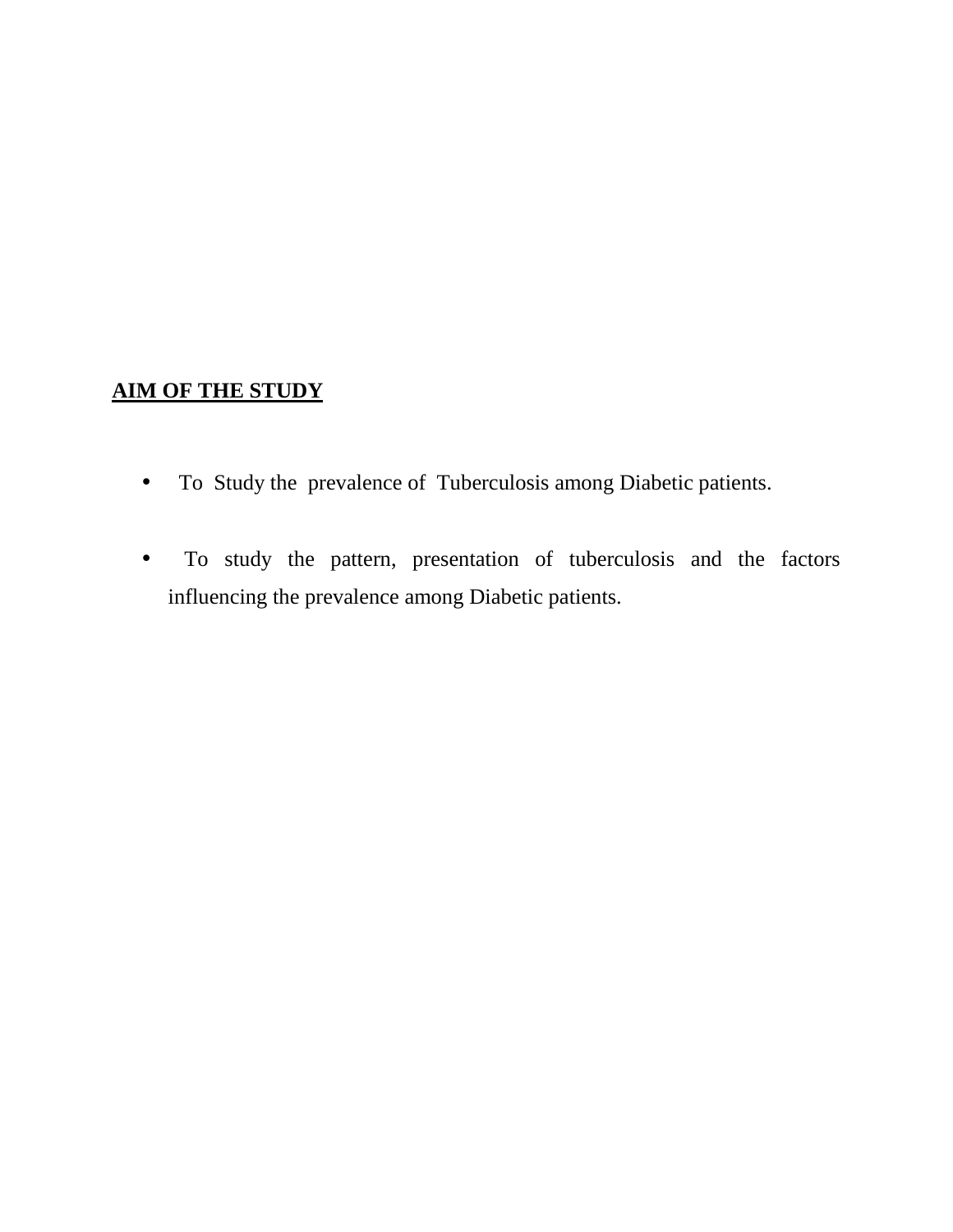## AIM OF THE STUDY

- To Study the prevalence of Tuberculosis among Diabetic patients.
- To study the pattern, presentation of tuberculosis and the factors influencing the prevalence among Diabetic patients.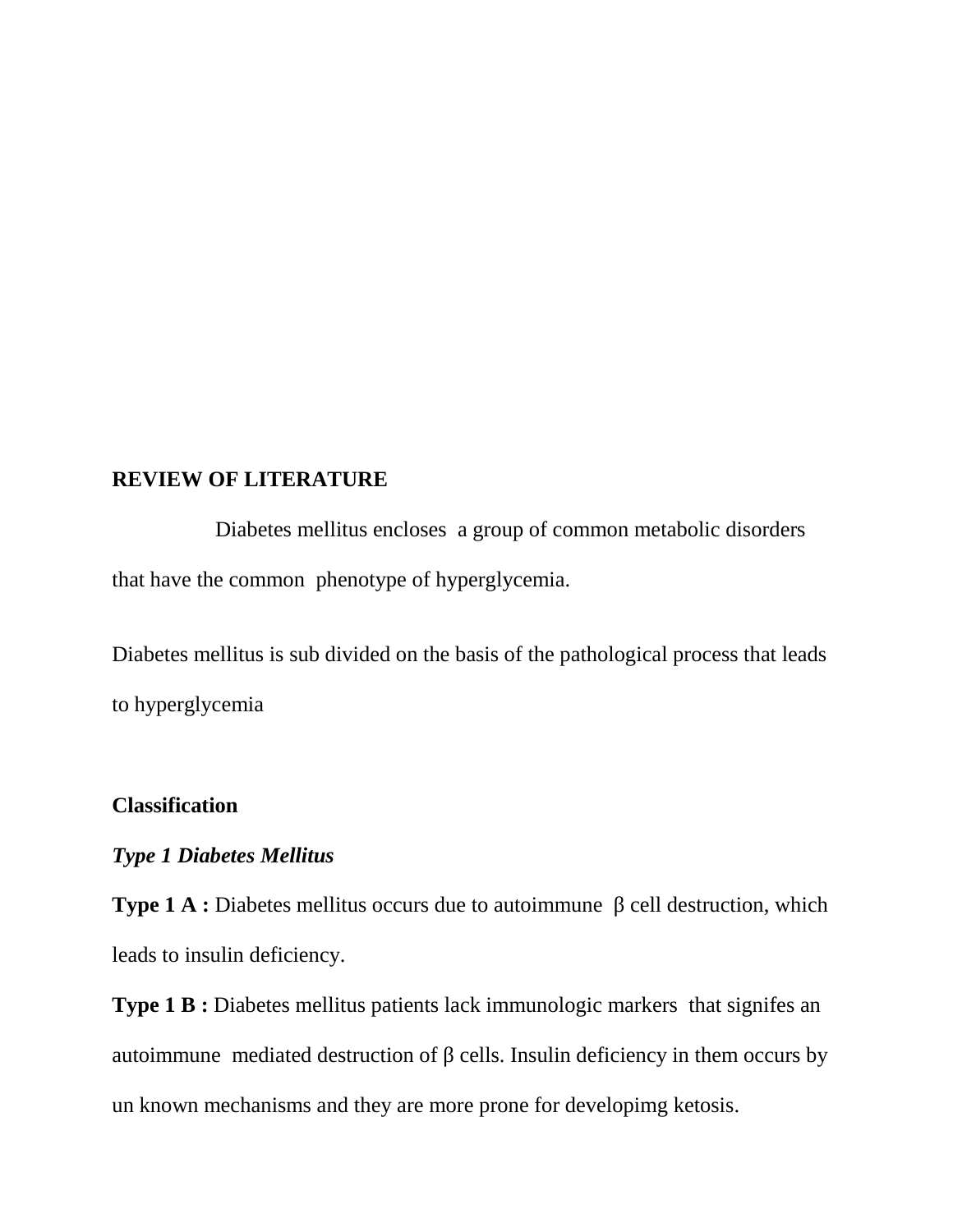## REVIEW OF LITERATURE

Diabetes mellitus encloses a group of common metabolic disorders that have the common phenotype of hyperglycemia.

Diabetes mellitus is sub divided on the basis of the pathological process that leads to hyperglycemia

### Classification

#### *Type 1 Diabetes Mellitus*

**Type 1 A :** Diabetes mellitus occurs due to autoimmune β cell destruction, which leads to insulin deficiency.

**Type 1 B :** Diabetes mellitus patients lack immunologic markers that signifes an autoimmune mediated destruction of β cells. Insulin deficiency in them occurs by un known mechanisms and they are more prone for developimg ketosis.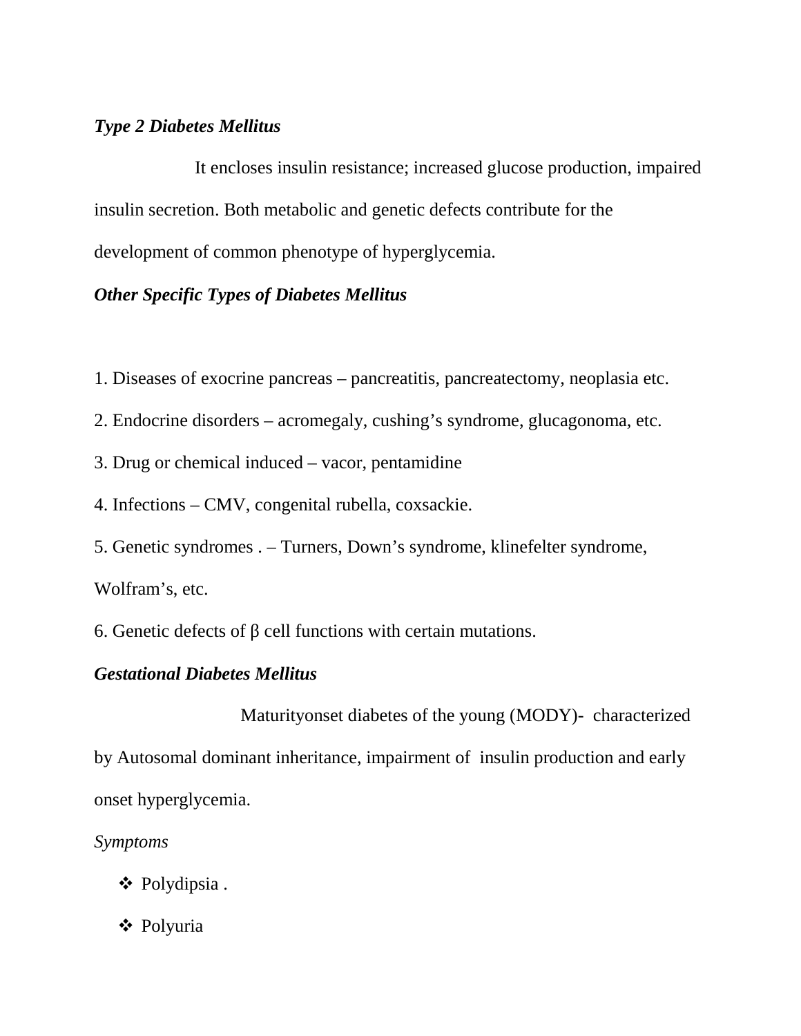***Type 2 Diabetes Mellitus***

It encloses insulin resistance; increased glucose production, impaired insulin secretion. Both metabolic and genetic defects contribute for the development of common phenotype of hyperglycemia.

***Other Specific Types of Diabetes Mellitus***

1. Diseases of exocrine pancreas – pancreatitis, pancreatectomy, neoplasia etc.
2. Endocrine disorders – acromegaly, cushing's syndrome, glucagonoma, etc.
3. Drug or chemical induced – vacor, pentamidine
4. Infections – CMV, congenital rubella, coxsackie.
5. Genetic syndromes . – Turners, Down's syndrome, klinefelter syndrome, Wolfram's, etc.
6. Genetic defects of β cell functions with certain mutations.

***Gestational Diabetes Mellitus***

Maturityonset diabetes of the young (MODY)- characterized by Autosomal dominant inheritance, impairment of insulin production and early onset hyperglycemia.

*Symptoms*

- Polydipsia .
- Polyuria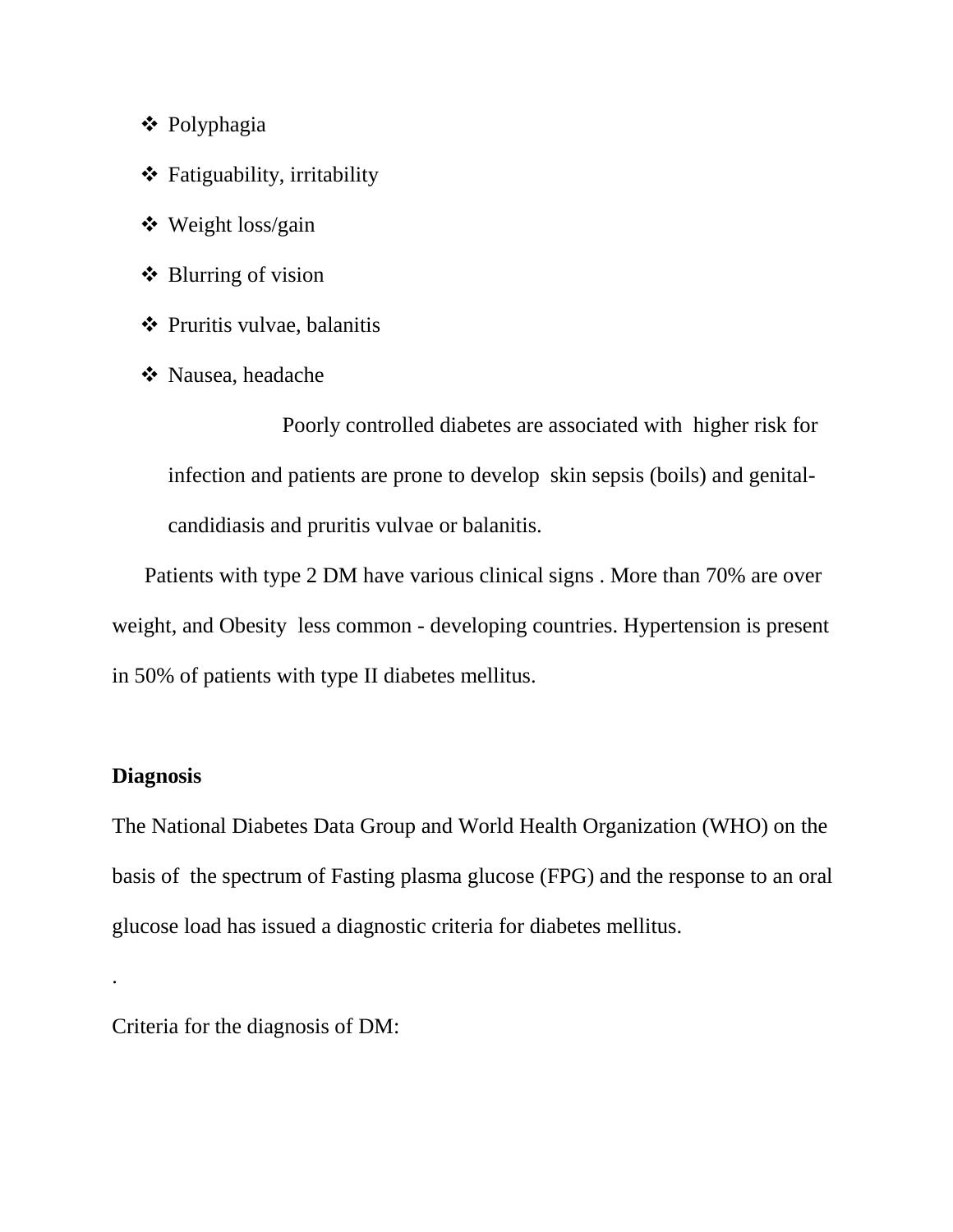- Polyphagia
- Fatiguability, irritability
- Weight loss/gain
- Blurring of vision
- Pruritis vulvae, balanitis
- Nausea, headache

Poorly controlled diabetes are associated with higher risk for infection and patients are prone to develop skin sepsis (boils) and genital-candidiasis and pruritis vulvae or balanitis.

Patients with type 2 DM have various clinical signs . More than 70% are over weight, and Obesity less common - developing countries. Hypertension is present in 50% of patients with type II diabetes mellitus.

**Diagnosis**

The National Diabetes Data Group and World Health Organization (WHO) on the basis of the spectrum of Fasting plasma glucose (FPG) and the response to an oral glucose load has issued a diagnostic criteria for diabetes mellitus.

.

Criteria for the diagnosis of DM: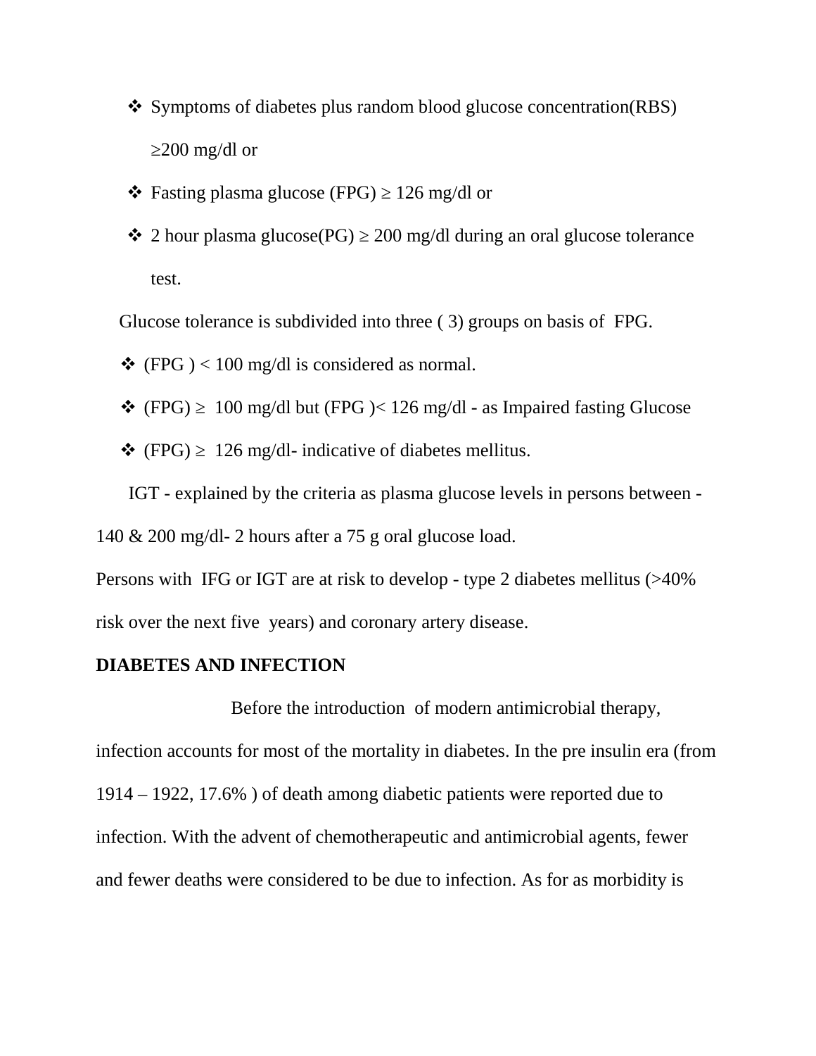- Symptoms of diabetes plus random blood glucose concentration(RBS) $\geq$200 mg/dl or
- Fasting plasma glucose (FPG) $\geq$ 126 mg/dl or
- 2 hour plasma glucose(PG) $\geq$ 200 mg/dl during an oral glucose tolerance test.

Glucose tolerance is subdivided into three ( 3) groups on basis of FPG.

- (FPG ) < 100 mg/dl is considered as normal.
- (FPG) $\geq$ 100 mg/dl but (FPG )< 126 mg/dl - as Impaired fasting Glucose
- (FPG) $\geq$ 126 mg/dl- indicative of diabetes mellitus.

IGT - explained by the criteria as plasma glucose levels in persons between - 140 & 200 mg/dl- 2 hours after a 75 g oral glucose load.

Persons with IFG or IGT are at risk to develop - type 2 diabetes mellitus (>40% risk over the next five years) and coronary artery disease.

**DIABETES AND INFECTION**

Before the introduction of modern antimicrobial therapy, infection accounts for most of the mortality in diabetes. In the pre insulin era (from 1914 – 1922, 17.6% ) of death among diabetic patients were reported due to infection. With the advent of chemotherapeutic and antimicrobial agents, fewer and fewer deaths were considered to be due to infection. As for as morbidity is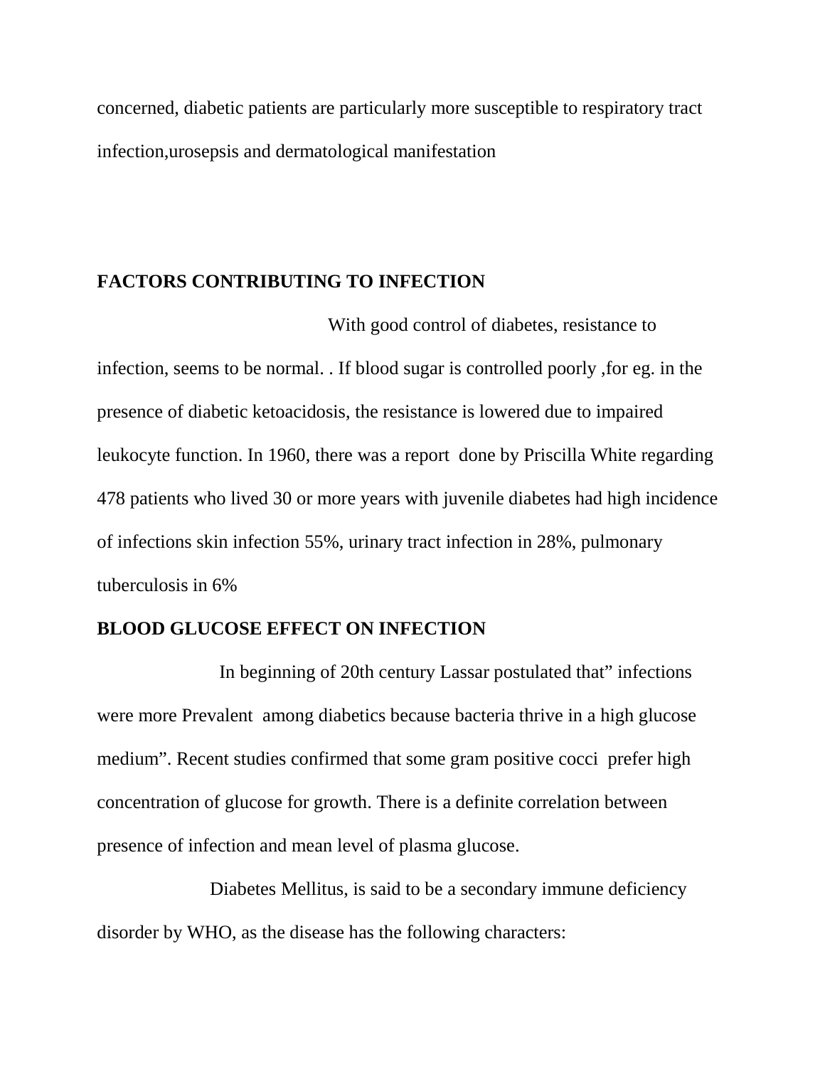concerned, diabetic patients are particularly more susceptible to respiratory tract infection,urosepsis and dermatological manifestation

**FACTORS CONTRIBUTING TO INFECTION**

With good control of diabetes, resistance to infection, seems to be normal. . If blood sugar is controlled poorly ,for eg. in the presence of diabetic ketoacidosis, the resistance is lowered due to impaired leukocyte function. In 1960, there was a report done by Priscilla White regarding 478 patients who lived 30 or more years with juvenile diabetes had high incidence of infections skin infection 55%, urinary tract infection in 28%, pulmonary tuberculosis in 6%

**BLOOD GLUCOSE EFFECT ON INFECTION**

In beginning of 20th century Lassar postulated that" infections were more Prevalent among diabetics because bacteria thrive in a high glucose medium". Recent studies confirmed that some gram positive cocci prefer high concentration of glucose for growth. There is a definite correlation between presence of infection and mean level of plasma glucose.

Diabetes Mellitus, is said to be a secondary immune deficiency disorder by WHO, as the disease has the following characters: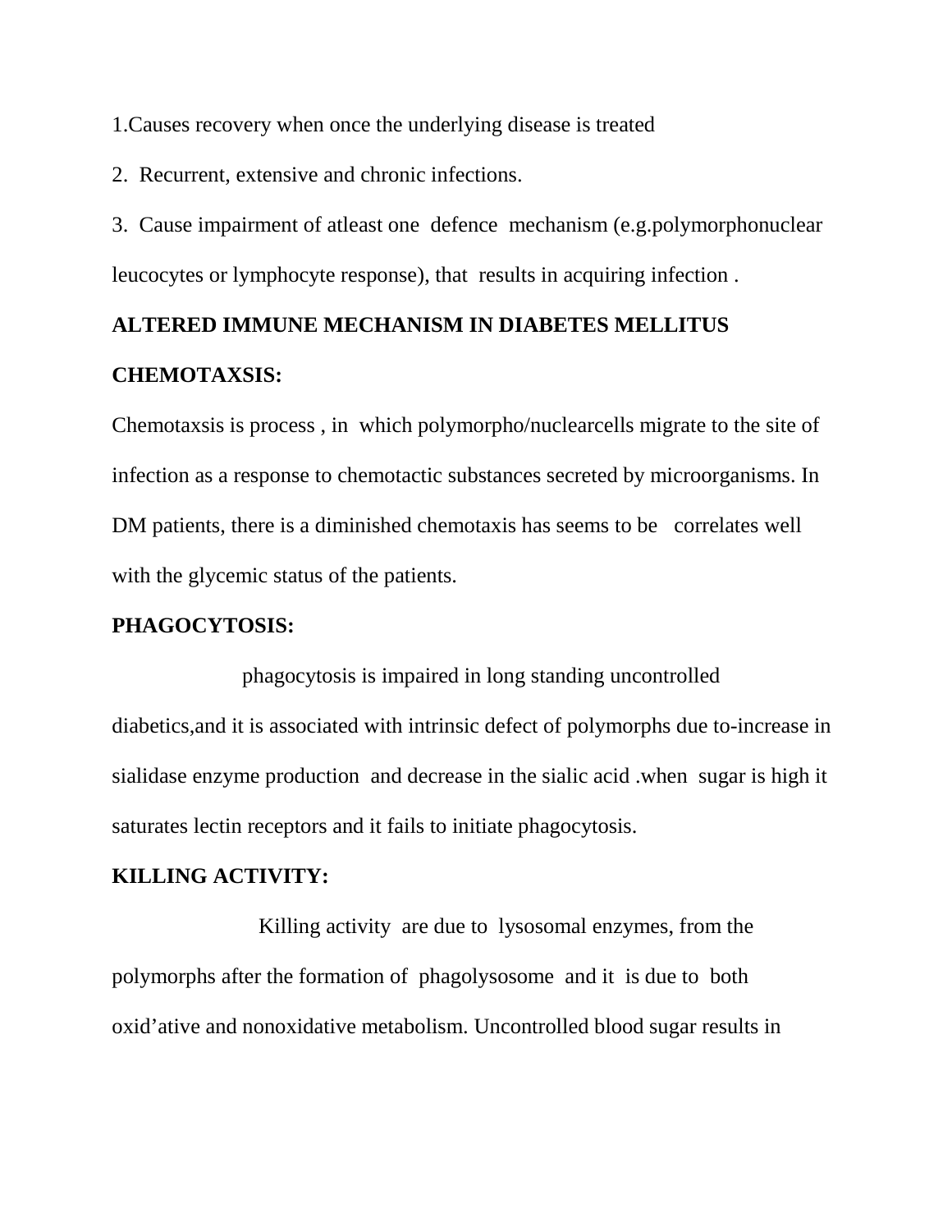1.Causes recovery when once the underlying disease is treated

2. Recurrent, extensive and chronic infections.

3. Cause impairment of atleast one defence mechanism (e.g.polymorphonuclear leucocytes or lymphocyte response), that results in acquiring infection .

**ALTERED IMMUNE MECHANISM IN DIABETES MELLITUS**

**CHEMOTAXSIS:**

Chemotaxsis is process , in which polymorpho/nuclearcells migrate to the site of infection as a response to chemotactic substances secreted by microorganisms. In DM patients, there is a diminished chemotaxis has seems to be correlates well with the glycemic status of the patients.

**PHAGOCYTOSIS:**

phagocytosis is impaired in long standing uncontrolled diabetics,and it is associated with intrinsic defect of polymorphs due to-increase in sialidase enzyme production and decrease in the sialic acid .when sugar is high it saturates lectin receptors and it fails to initiate phagocytosis.

**KILLING ACTIVITY:**

Killing activity are due to lysosomal enzymes, from the polymorphs after the formation of phagolysosome and it is due to both oxid'ative and nonoxidative metabolism. Uncontrolled blood sugar results in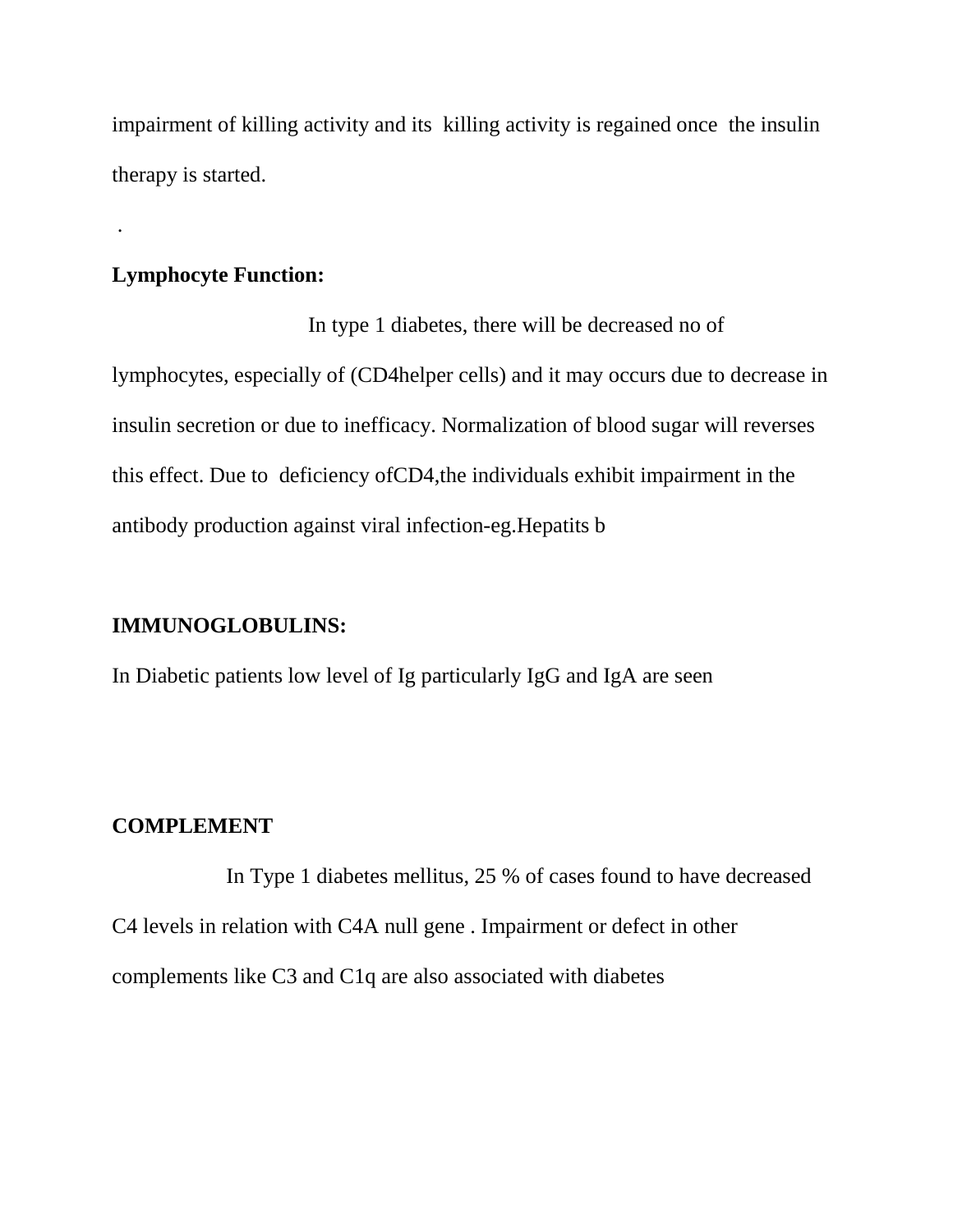impairment of killing activity and its killing activity is regained once the insulin therapy is started.

.

**Lymphocyte Function:**

In type 1 diabetes, there will be decreased no of lymphocytes, especially of (CD4helper cells) and it may occurs due to decrease in insulin secretion or due to inefficacy. Normalization of blood sugar will reverses this effect. Due to deficiency ofCD4,the individuals exhibit impairment in the antibody production against viral infection-eg.Hepatits b

**IMMUNOGLOBULINS:**

In Diabetic patients low level of Ig particularly IgG and IgA are seen

**COMPLEMENT**

In Type 1 diabetes mellitus, 25 % of cases found to have decreased C4 levels in relation with C4A null gene . Impairment or defect in other complements like C3 and C1q are also associated with diabetes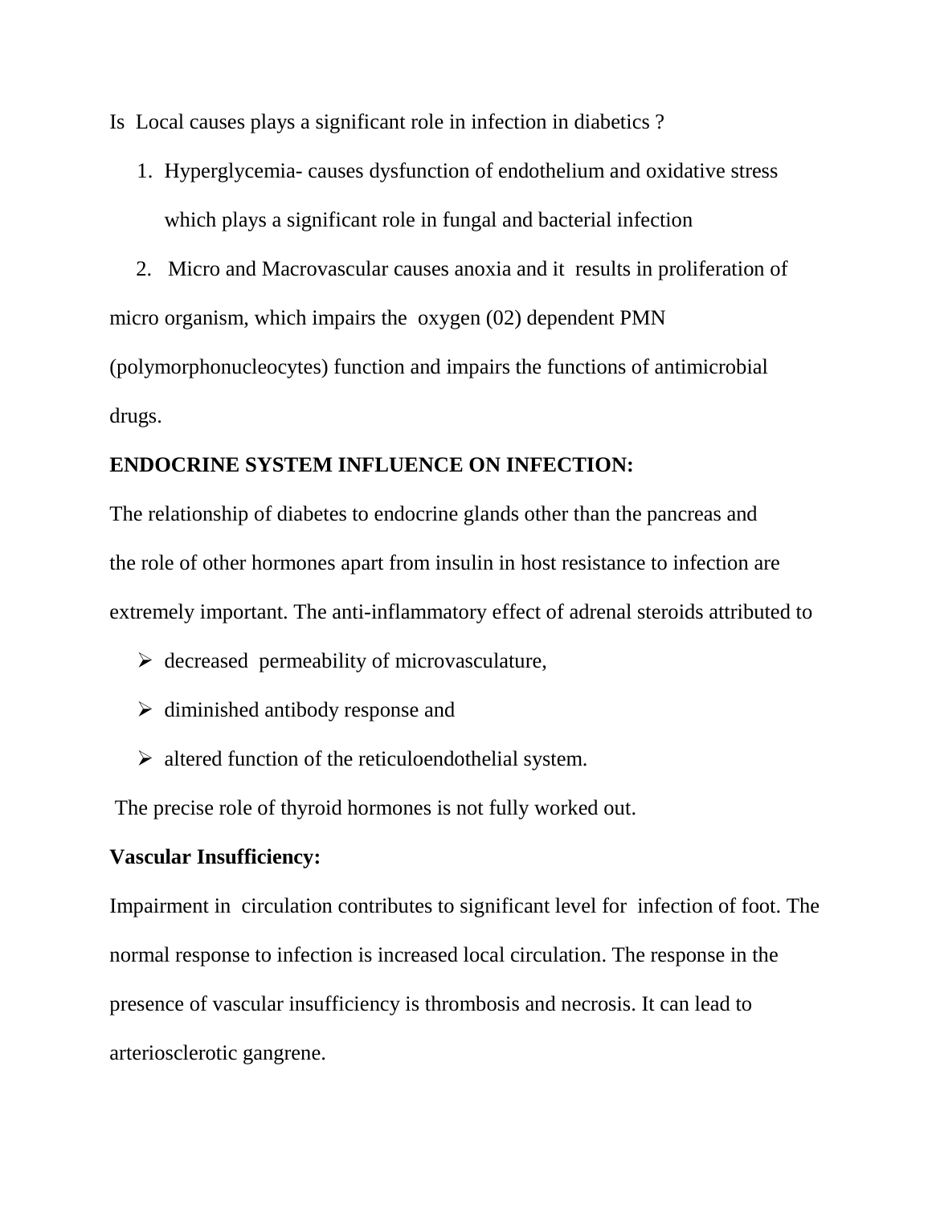Is Local causes plays a significant role in infection in diabetics ?

1. Hyperglycemia- causes dysfunction of endothelium and oxidative stress which plays a significant role in fungal and bacterial infection
2. Micro and Macrovascular causes anoxia and it results in proliferation of micro organism, which impairs the oxygen (02) dependent PMN (polymorphonucleocytes) function and impairs the functions of antimicrobial drugs.

**ENDOCRINE SYSTEM INFLUENCE ON INFECTION:**

The relationship of diabetes to endocrine glands other than the pancreas and the role of other hormones apart from insulin in host resistance to infection are extremely important. The anti-inflammatory effect of adrenal steroids attributed to

- decreased permeability of microvasculature,
- diminished antibody response and
- altered function of the reticuloendothelial system.

The precise role of thyroid hormones is not fully worked out.

**Vascular Insufficiency:**

Impairment in circulation contributes to significant level for infection of foot. The normal response to infection is increased local circulation. The response in the presence of vascular insufficiency is thrombosis and necrosis. It can lead to arteriosclerotic gangrene.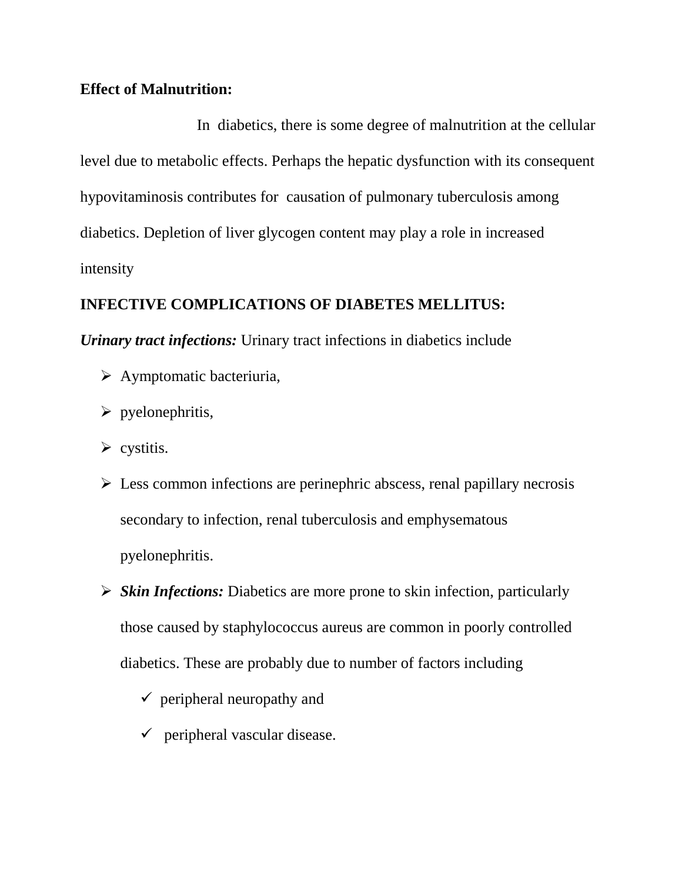**Effect of Malnutrition:**

In diabetics, there is some degree of malnutrition at the cellular level due to metabolic effects. Perhaps the hepatic dysfunction with its consequent hypovitaminosis contributes for causation of pulmonary tuberculosis among diabetics. Depletion of liver glycogen content may play a role in increased intensity

**INFECTIVE COMPLICATIONS OF DIABETES MELLITUS:**

***Urinary tract infections:*** Urinary tract infections in diabetics include

- Aymptomatic bacteriuria,
- pyelonephritis,
- cystitis.
- Less common infections are perinephric abscess, renal papillary necrosis secondary to infection, renal tuberculosis and emphysematous pyelonephritis.
- ***Skin Infections:*** Diabetics are more prone to skin infection, particularly those caused by staphylococcus aureus are common in poorly controlled diabetics. These are probably due to number of factors including
  - ✓ peripheral neuropathy and
  - ✓ peripheral vascular disease.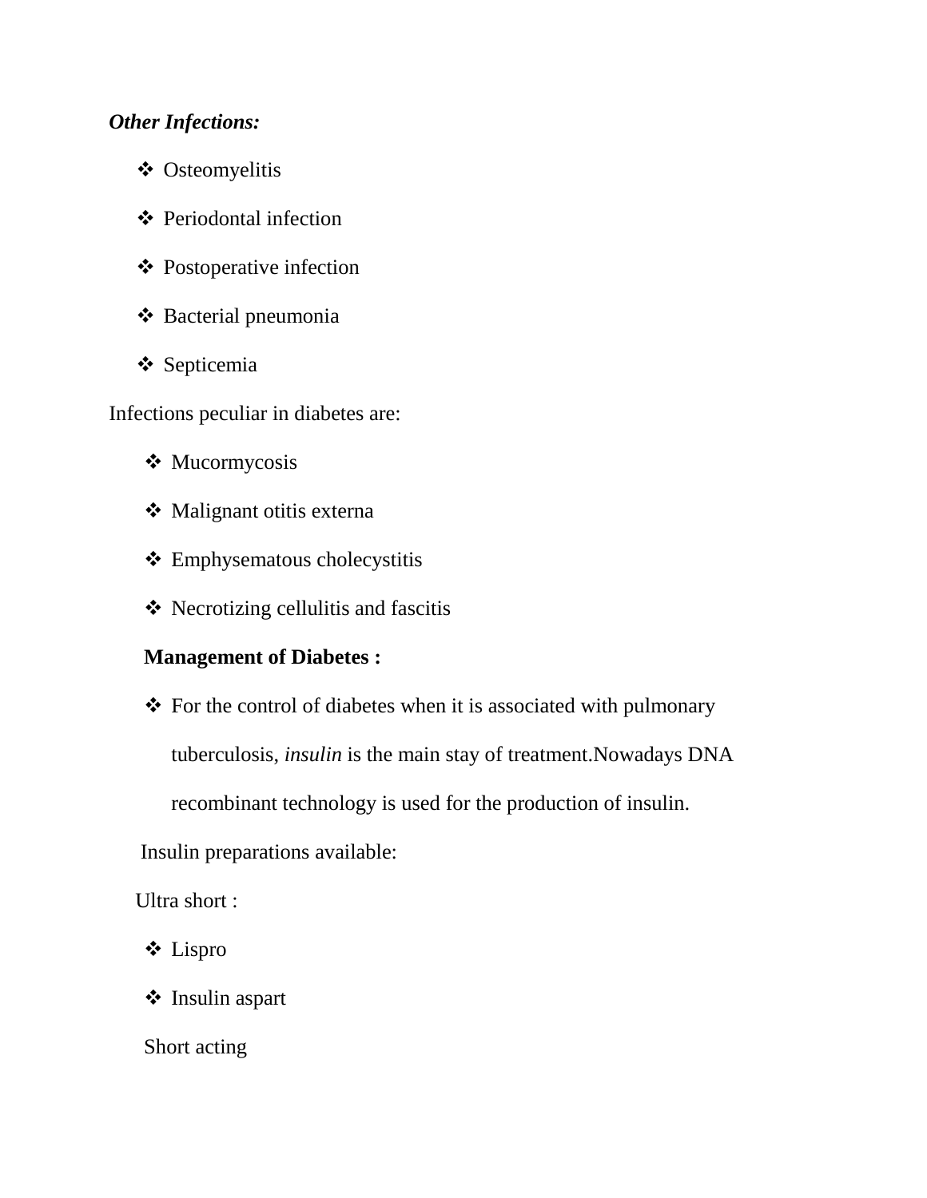***Other Infections:***

- Osteomyelitis
- Periodontal infection
- Postoperative infection
- Bacterial pneumonia
- Septicemia

Infections peculiar in diabetes are:

- Mucormycosis
- Malignant otitis externa
- Emphysematous cholecystitis
- Necrotizing cellulitis and fascitis

**Management of Diabetes :**

- For the control of diabetes when it is associated with pulmonary tuberculosis, *insulin* is the main stay of treatment.Nowadays DNA recombinant technology is used for the production of insulin.

Insulin preparations available:

Ultra short :

- Lispro
- Insulin aspart

Short acting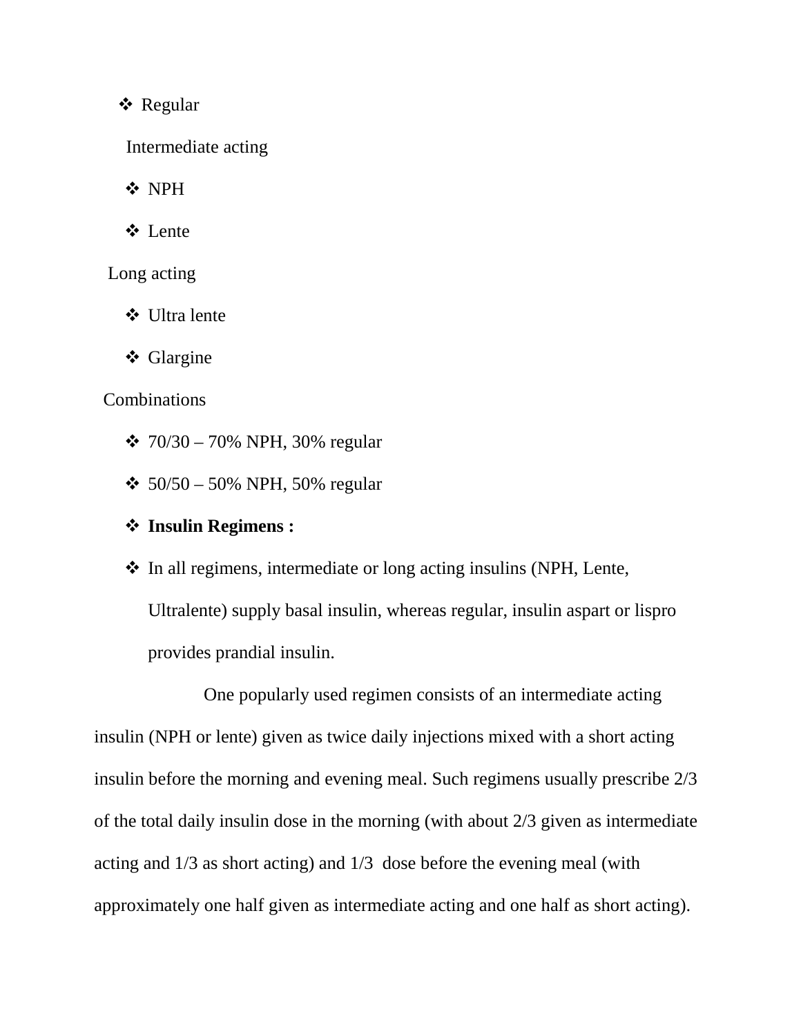- Regular

Intermediate acting

- NPH
- Lente

Long acting

- Ultra lente
- Glargine

Combinations

- 70/30 – 70% NPH, 30% regular
- 50/50 – 50% NPH, 50% regular
- **Insulin Regimens :**
- In all regimens, intermediate or long acting insulins (NPH, Lente, Ultralente) supply basal insulin, whereas regular, insulin aspart or lispro provides prandial insulin.

One popularly used regimen consists of an intermediate acting insulin (NPH or lente) given as twice daily injections mixed with a short acting insulin before the morning and evening meal. Such regimens usually prescribe 2/3 of the total daily insulin dose in the morning (with about 2/3 given as intermediate acting and 1/3 as short acting) and 1/3 dose before the evening meal (with approximately one half given as intermediate acting and one half as short acting).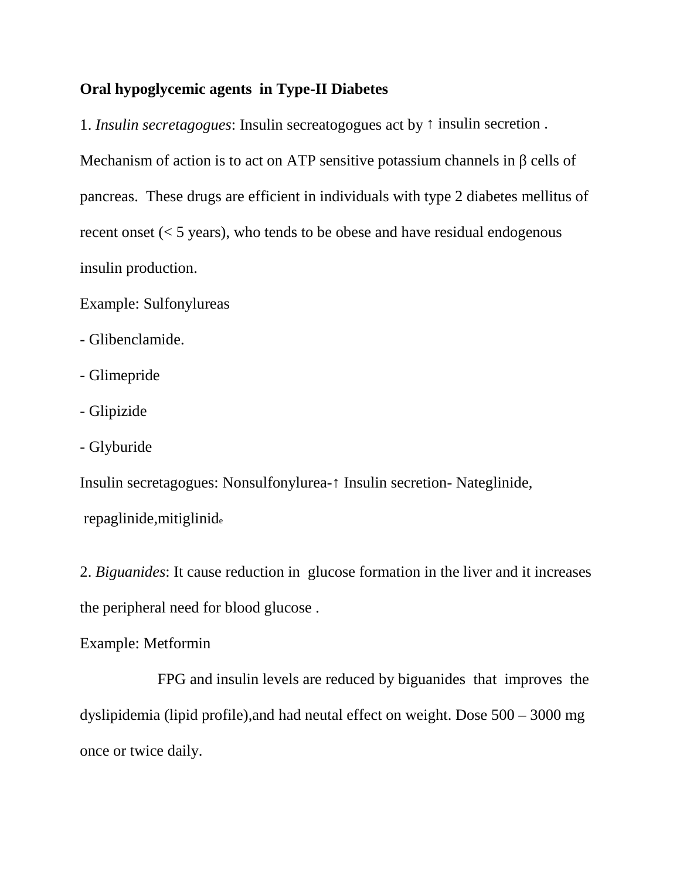**Oral hypoglycemic agents in Type-II Diabetes**

1. *Insulin secretagogues*: Insulin secreatogogues act by ↑ insulin secretion . Mechanism of action is to act on ATP sensitive potassium channels in β cells of pancreas. These drugs are efficient in individuals with type 2 diabetes mellitus of recent onset (< 5 years), who tends to be obese and have residual endogenous insulin production.

Example: Sulfonylureas

- Glibenclamide.
- Glimepride
- Glipizide
- Glyburide

Insulin secretagogues: Nonsulfonylurea-↑ Insulin secretion- Nateglinide, repaglinide,mitiglinide

2. *Biguanides*: It cause reduction in glucose formation in the liver and it increases the peripheral need for blood glucose .

Example: Metformin

FPG and insulin levels are reduced by biguanides that improves the dyslipidemia (lipid profile),and had neutal effect on weight. Dose 500 – 3000 mg once or twice daily.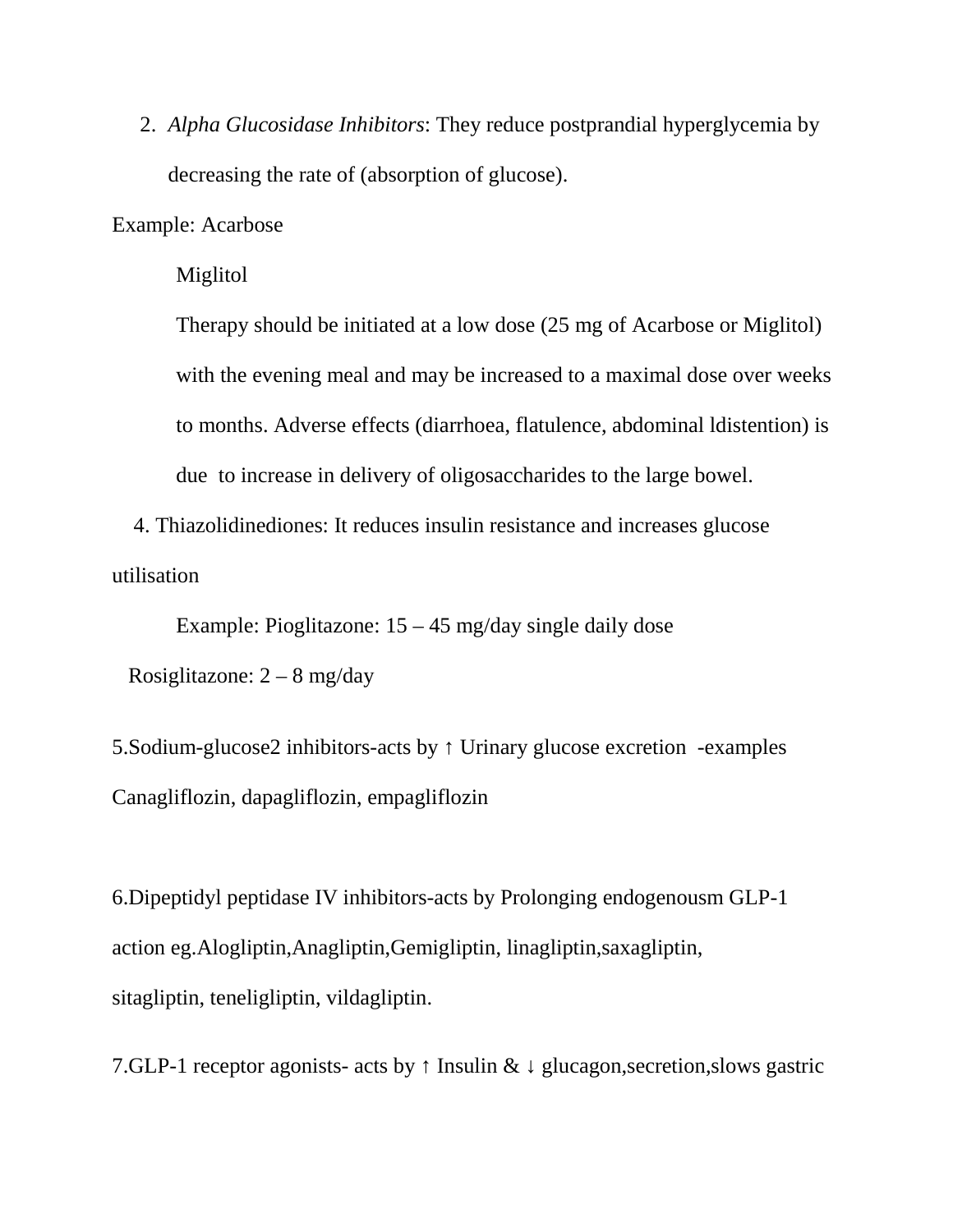2. *Alpha Glucosidase Inhibitors*: They reduce postprandial hyperglycemia by decreasing the rate of (absorption of glucose).

Example: Acarbose

Miglitol

Therapy should be initiated at a low dose (25 mg of Acarbose or Miglitol) with the evening meal and may be increased to a maximal dose over weeks to months. Adverse effects (diarrhoea, flatulence, abdominal ldistention) is due to increase in delivery of oligosaccharides to the large bowel.

4. Thiazolidinediones: It reduces insulin resistance and increases glucose utilisation

Example: Pioglitazone: 15 – 45 mg/day single daily dose

Rosiglitazone: 2 – 8 mg/day

5.Sodium-glucose2 inhibitors-acts by ↑ Urinary glucose excretion -examples Canagliflozin, dapagliflozin, empagliflozin

6.Dipeptidyl peptidase IV inhibitors-acts by Prolonging endogenousm GLP-1 action eg.Alogliptin,Anagliptin,Gemigliptin, linagliptin,saxagliptin, sitagliptin, teneligliptin, vildagliptin.

7.GLP-1 receptor agonists- acts by ↑ Insulin & ↓ glucagon,secretion,slows gastric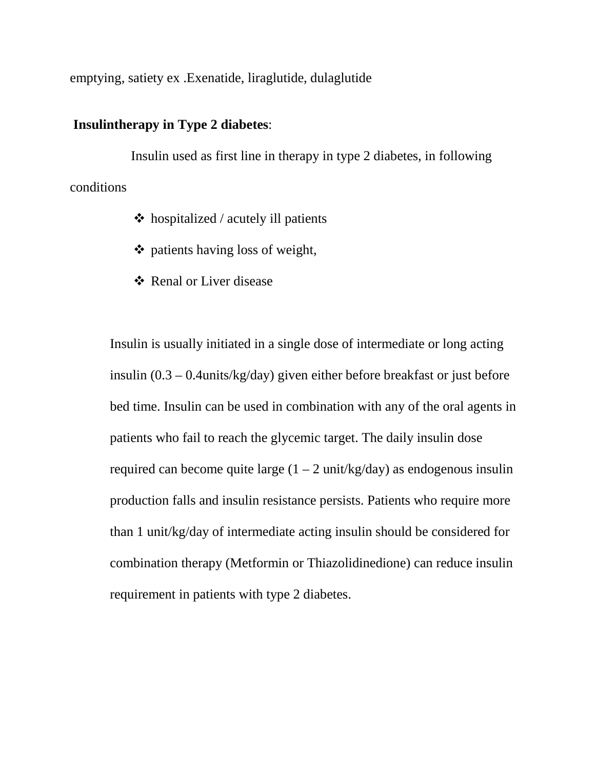emptying, satiety ex .Exenatide, liraglutide, dulaglutide

**Insulintherapy in Type 2 diabetes**:

Insulin used as first line in therapy in type 2 diabetes, in following conditions

- hospitalized / acutely ill patients
- patients having loss of weight,
- Renal or Liver disease

Insulin is usually initiated in a single dose of intermediate or long acting insulin (0.3 – 0.4units/kg/day) given either before breakfast or just before bed time. Insulin can be used in combination with any of the oral agents in patients who fail to reach the glycemic target. The daily insulin dose required can become quite large (1 – 2 unit/kg/day) as endogenous insulin production falls and insulin resistance persists. Patients who require more than 1 unit/kg/day of intermediate acting insulin should be considered for combination therapy (Metformin or Thiazolidinedione) can reduce insulin requirement in patients with type 2 diabetes.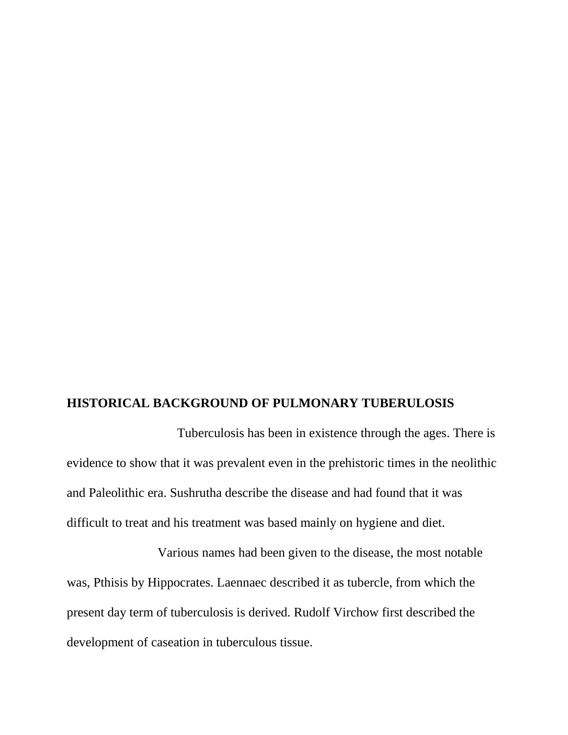## HISTORICAL BACKGROUND OF PULMONARY TUBERULOSIS

Tuberculosis has been in existence through the ages. There is evidence to show that it was prevalent even in the prehistoric times in the neolithic and Paleolithic era. Sushrutha describe the disease and had found that it was difficult to treat and his treatment was based mainly on hygiene and diet.

Various names had been given to the disease, the most notable was, Pthisis by Hippocrates. Laennaec described it as tubercle, from which the present day term of tuberculosis is derived. Rudolf Virchow first described the development of caseation in tuberculous tissue.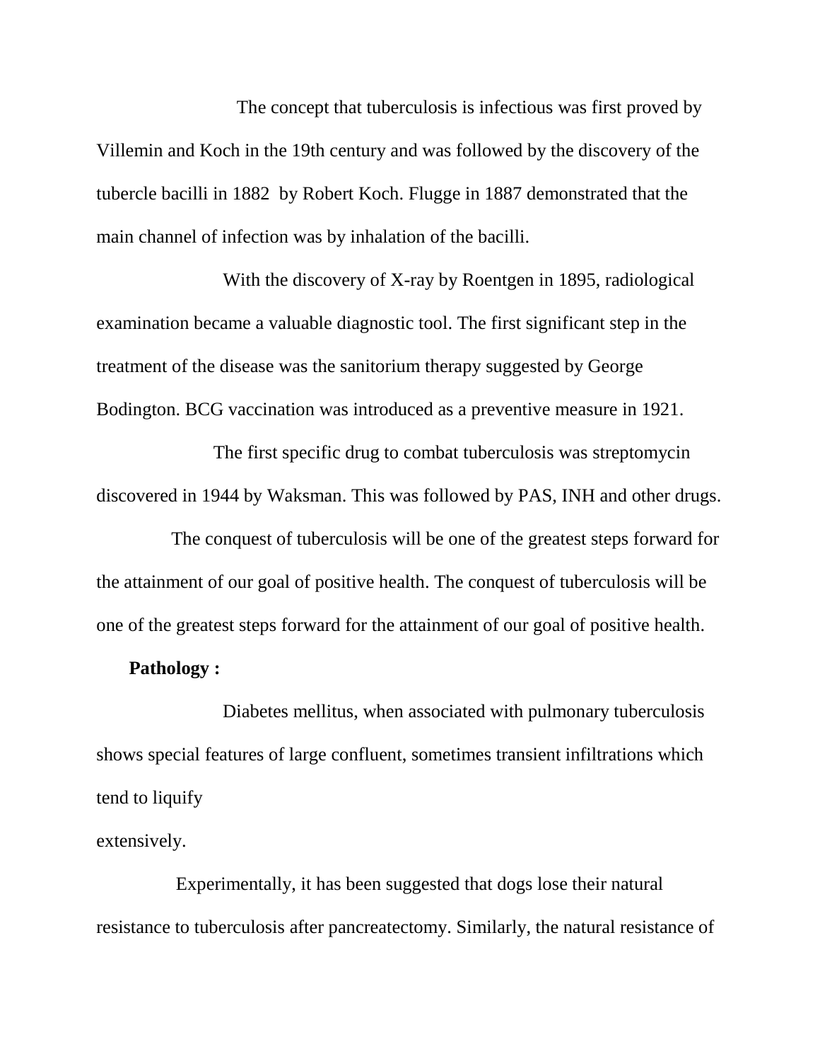The concept that tuberculosis is infectious was first proved by Villemin and Koch in the 19th century and was followed by the discovery of the tubercle bacilli in 1882 by Robert Koch. Flugge in 1887 demonstrated that the main channel of infection was by inhalation of the bacilli.

With the discovery of X-ray by Roentgen in 1895, radiological examination became a valuable diagnostic tool. The first significant step in the treatment of the disease was the sanitorium therapy suggested by George Bodington. BCG vaccination was introduced as a preventive measure in 1921.

The first specific drug to combat tuberculosis was streptomycin discovered in 1944 by Waksman. This was followed by PAS, INH and other drugs.

The conquest of tuberculosis will be one of the greatest steps forward for the attainment of our goal of positive health. The conquest of tuberculosis will be one of the greatest steps forward for the attainment of our goal of positive health.

**Pathology :**

Diabetes mellitus, when associated with pulmonary tuberculosis shows special features of large confluent, sometimes transient infiltrations which tend to liquify extensively.

Experimentally, it has been suggested that dogs lose their natural resistance to tuberculosis after pancreatectomy. Similarly, the natural resistance of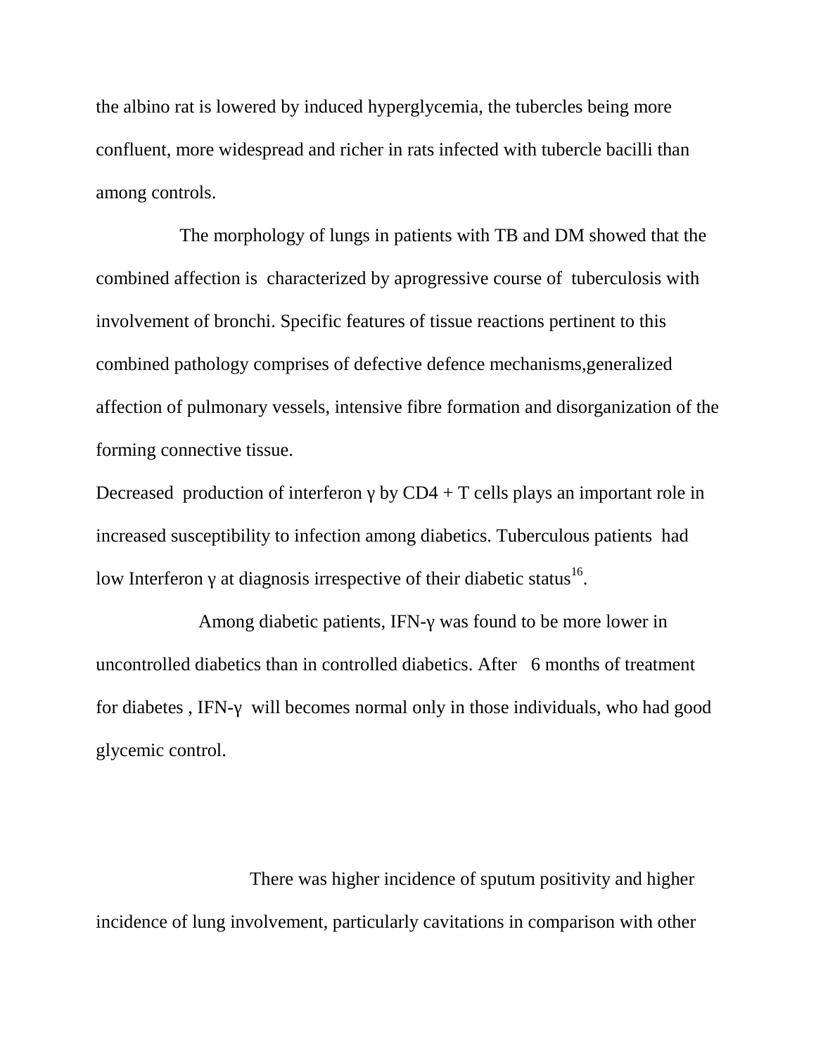the albino rat is lowered by induced hyperglycemia, the tubercles being more confluent, more widespread and richer in rats infected with tubercle bacilli than among controls.

The morphology of lungs in patients with TB and DM showed that the combined affection is characterized by aprogressive course of tuberculosis with involvement of bronchi. Specific features of tissue reactions pertinent to this combined pathology comprises of defective defence mechanisms,generalized affection of pulmonary vessels, intensive fibre formation and disorganization of the forming connective tissue.

Decreased production of interferon γ by CD4 + T cells plays an important role in increased susceptibility to infection among diabetics. Tuberculous patients had low Interferon γ at diagnosis irrespective of their diabetic status[16].

Among diabetic patients, IFN-γ was found to be more lower in uncontrolled diabetics than in controlled diabetics. After 6 months of treatment for diabetes , IFN-γ will becomes normal only in those individuals, who had good glycemic control.

There was higher incidence of sputum positivity and higher incidence of lung involvement, particularly cavitations in comparison with other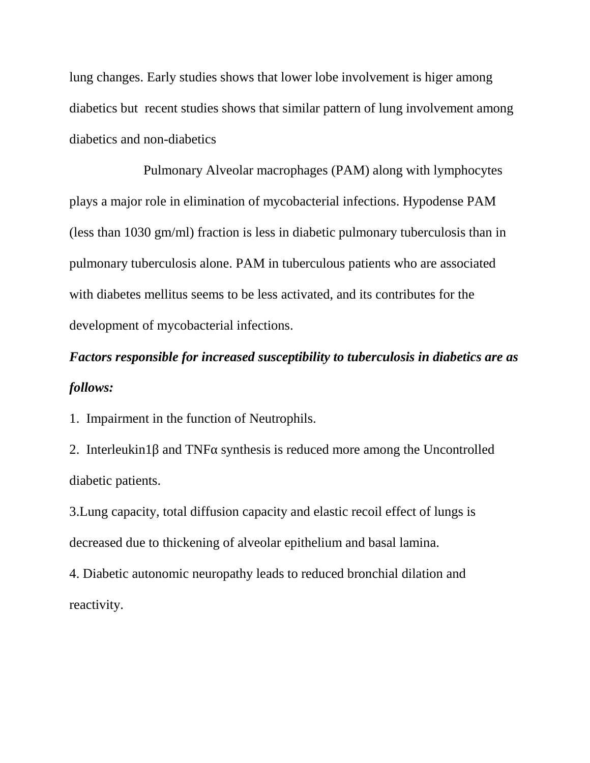lung changes. Early studies shows that lower lobe involvement is higer among diabetics but recent studies shows that similar pattern of lung involvement among diabetics and non-diabetics

Pulmonary Alveolar macrophages (PAM) along with lymphocytes plays a major role in elimination of mycobacterial infections. Hypodense PAM (less than 1030 gm/ml) fraction is less in diabetic pulmonary tuberculosis than in pulmonary tuberculosis alone. PAM in tuberculous patients who are associated with diabetes mellitus seems to be less activated, and its contributes for the development of mycobacterial infections.

***Factors responsible for increased susceptibility to tuberculosis in diabetics are as follows:***

1. Impairment in the function of Neutrophils.
2. Interleukin1β and TNFα synthesis is reduced more among the Uncontrolled diabetic patients.
3. Lung capacity, total diffusion capacity and elastic recoil effect of lungs is decreased due to thickening of alveolar epithelium and basal lamina.
4. Diabetic autonomic neuropathy leads to reduced bronchial dilation and reactivity.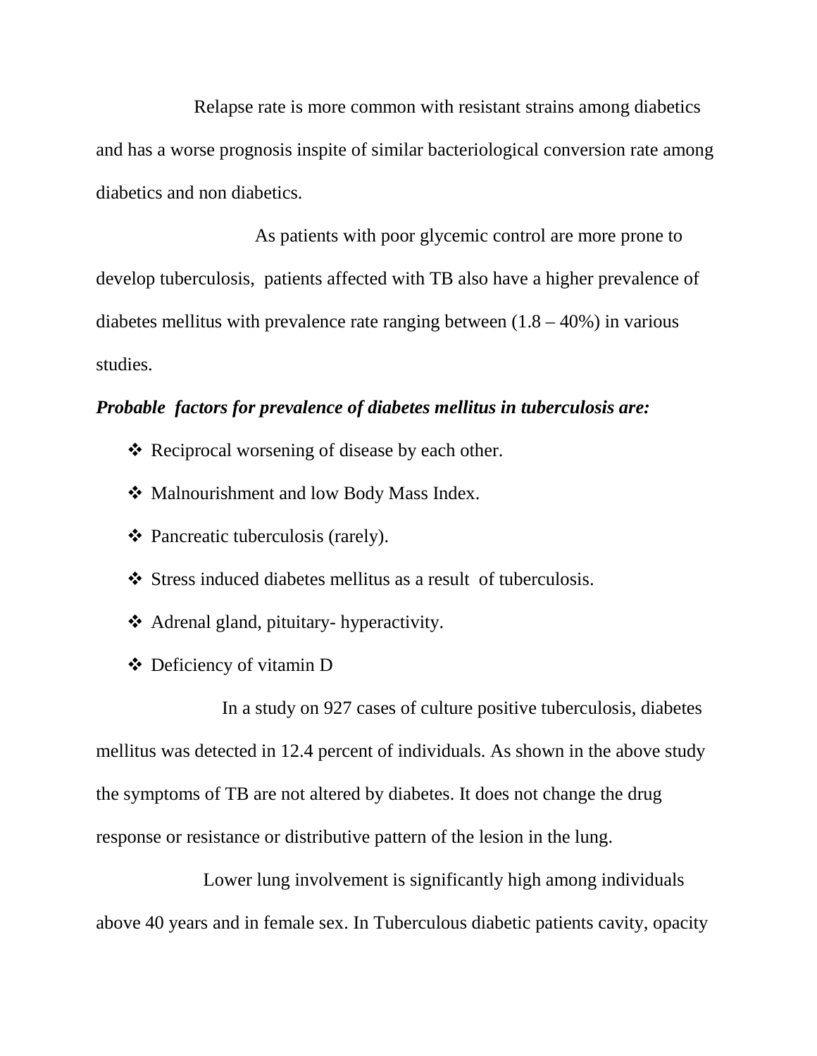Relapse rate is more common with resistant strains among diabetics and has a worse prognosis inspite of similar bacteriological conversion rate among diabetics and non diabetics.

As patients with poor glycemic control are more prone to develop tuberculosis, patients affected with TB also have a higher prevalence of diabetes mellitus with prevalence rate ranging between (1.8 – 40%) in various studies.

***Probable factors for prevalence of diabetes mellitus in tuberculosis are:***

- Reciprocal worsening of disease by each other.
- Malnourishment and low Body Mass Index.
- Pancreatic tuberculosis (rarely).
- Stress induced diabetes mellitus as a result of tuberculosis.
- Adrenal gland, pituitary- hyperactivity.
- Deficiency of vitamin D

In a study on 927 cases of culture positive tuberculosis, diabetes mellitus was detected in 12.4 percent of individuals. As shown in the above study the symptoms of TB are not altered by diabetes. It does not change the drug response or resistance or distributive pattern of the lesion in the lung.

Lower lung involvement is significantly high among individuals above 40 years and in female sex. In Tuberculous diabetic patients cavity, opacity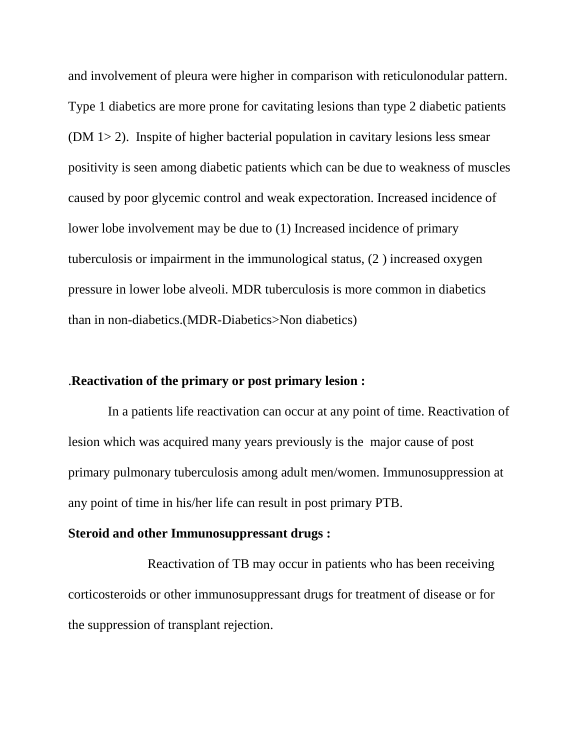and involvement of pleura were higher in comparison with reticulonodular pattern. Type 1 diabetics are more prone for cavitating lesions than type 2 diabetic patients (DM 1> 2). Inspite of higher bacterial population in cavitary lesions less smear positivity is seen among diabetic patients which can be due to weakness of muscles caused by poor glycemic control and weak expectoration. Increased incidence of lower lobe involvement may be due to (1) Increased incidence of primary tuberculosis or impairment in the immunological status, (2 ) increased oxygen pressure in lower lobe alveoli. MDR tuberculosis is more common in diabetics than in non-diabetics.(MDR-Diabetics>Non diabetics)

.**Reactivation of the primary or post primary lesion :**

In a patients life reactivation can occur at any point of time. Reactivation of lesion which was acquired many years previously is the major cause of post primary pulmonary tuberculosis among adult men/women. Immunosuppression at any point of time in his/her life can result in post primary PTB.

**Steroid and other Immunosuppressant drugs :**

Reactivation of TB may occur in patients who has been receiving corticosteroids or other immunosuppressant drugs for treatment of disease or for the suppression of transplant rejection.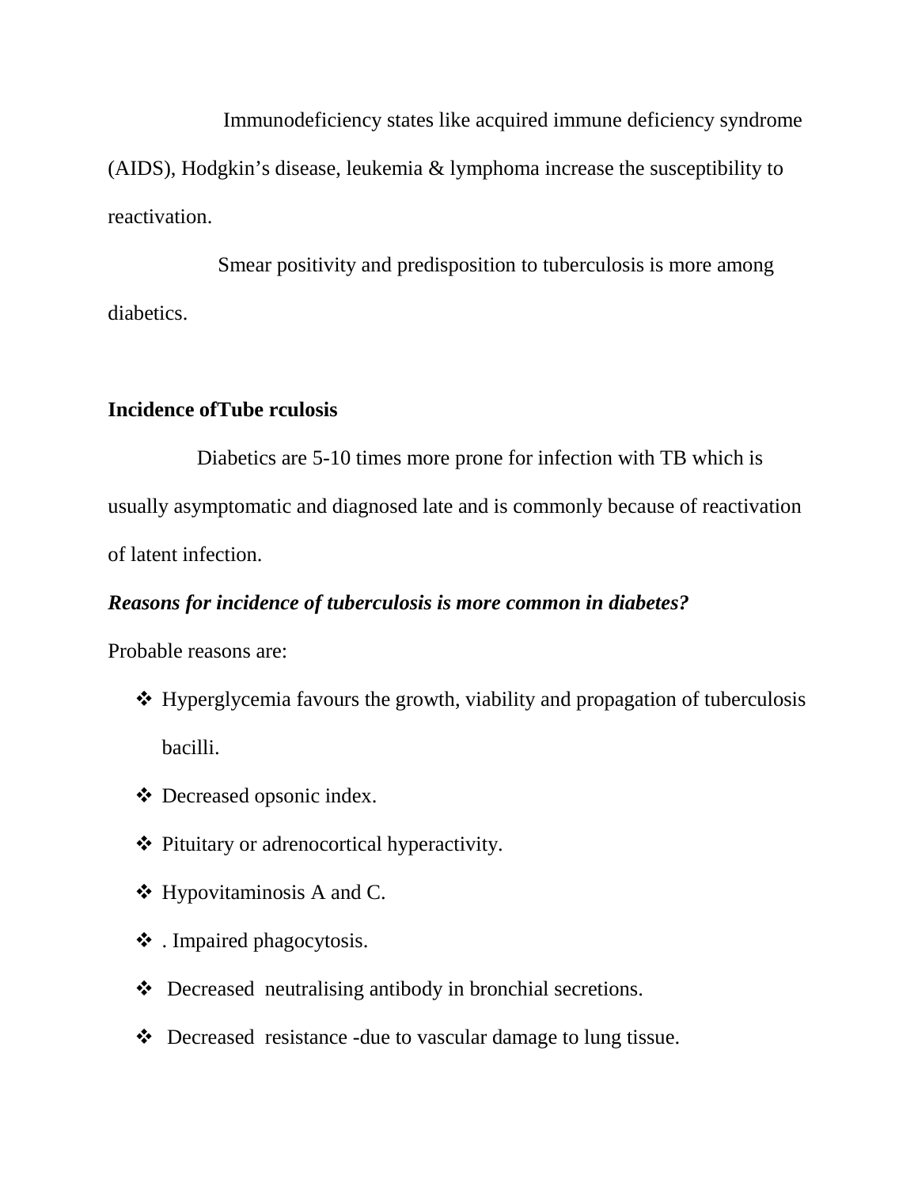Immunodeficiency states like acquired immune deficiency syndrome (AIDS), Hodgkin's disease, leukemia & lymphoma increase the susceptibility to reactivation.

Smear positivity and predisposition to tuberculosis is more among diabetics.

**Incidence ofTube rculosis**

Diabetics are 5-10 times more prone for infection with TB which is usually asymptomatic and diagnosed late and is commonly because of reactivation of latent infection.

***Reasons for incidence of tuberculosis is more common in diabetes?***

Probable reasons are:

- Hyperglycemia favours the growth, viability and propagation of tuberculosis bacilli.
- Decreased opsonic index.
- Pituitary or adrenocortical hyperactivity.
- Hypovitaminosis A and C.
- . Impaired phagocytosis.
- Decreased neutralising antibody in bronchial secretions.
- Decreased resistance -due to vascular damage to lung tissue.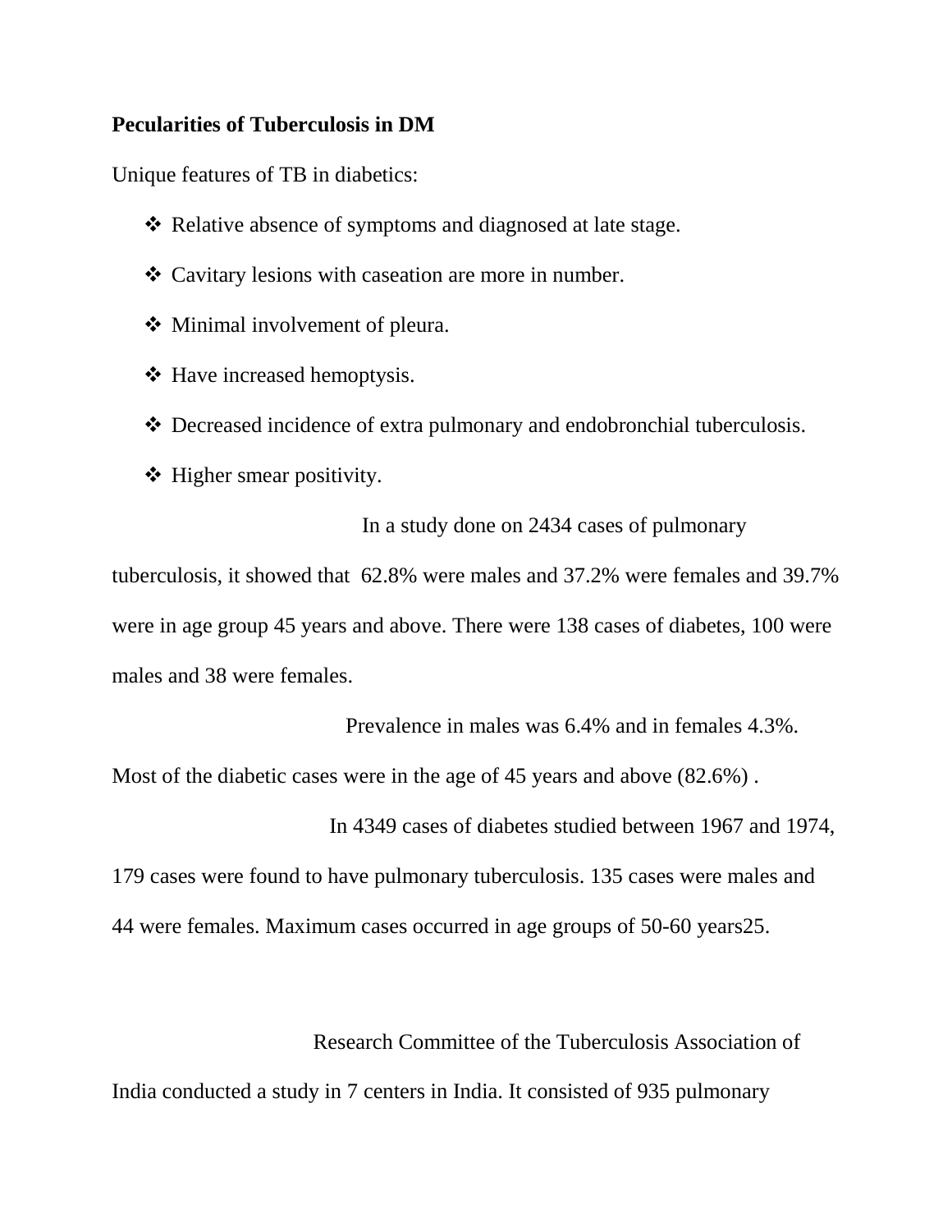**Pecularities of Tuberculosis in DM**

Unique features of TB in diabetics:

- Relative absence of symptoms and diagnosed at late stage.
- Cavitary lesions with caseation are more in number.
- Minimal involvement of pleura.
- Have increased hemoptysis.
- Decreased incidence of extra pulmonary and endobronchial tuberculosis.
- Higher smear positivity.

In a study done on 2434 cases of pulmonary tuberculosis, it showed that 62.8% were males and 37.2% were females and 39.7% were in age group 45 years and above. There were 138 cases of diabetes, 100 were males and 38 were females.

Prevalence in males was 6.4% and in females 4.3%. Most of the diabetic cases were in the age of 45 years and above (82.6%) .

In 4349 cases of diabetes studied between 1967 and 1974, 179 cases were found to have pulmonary tuberculosis. 135 cases were males and 44 were females. Maximum cases occurred in age groups of 50-60 years25.

Research Committee of the Tuberculosis Association of India conducted a study in 7 centers in India. It consisted of 935 pulmonary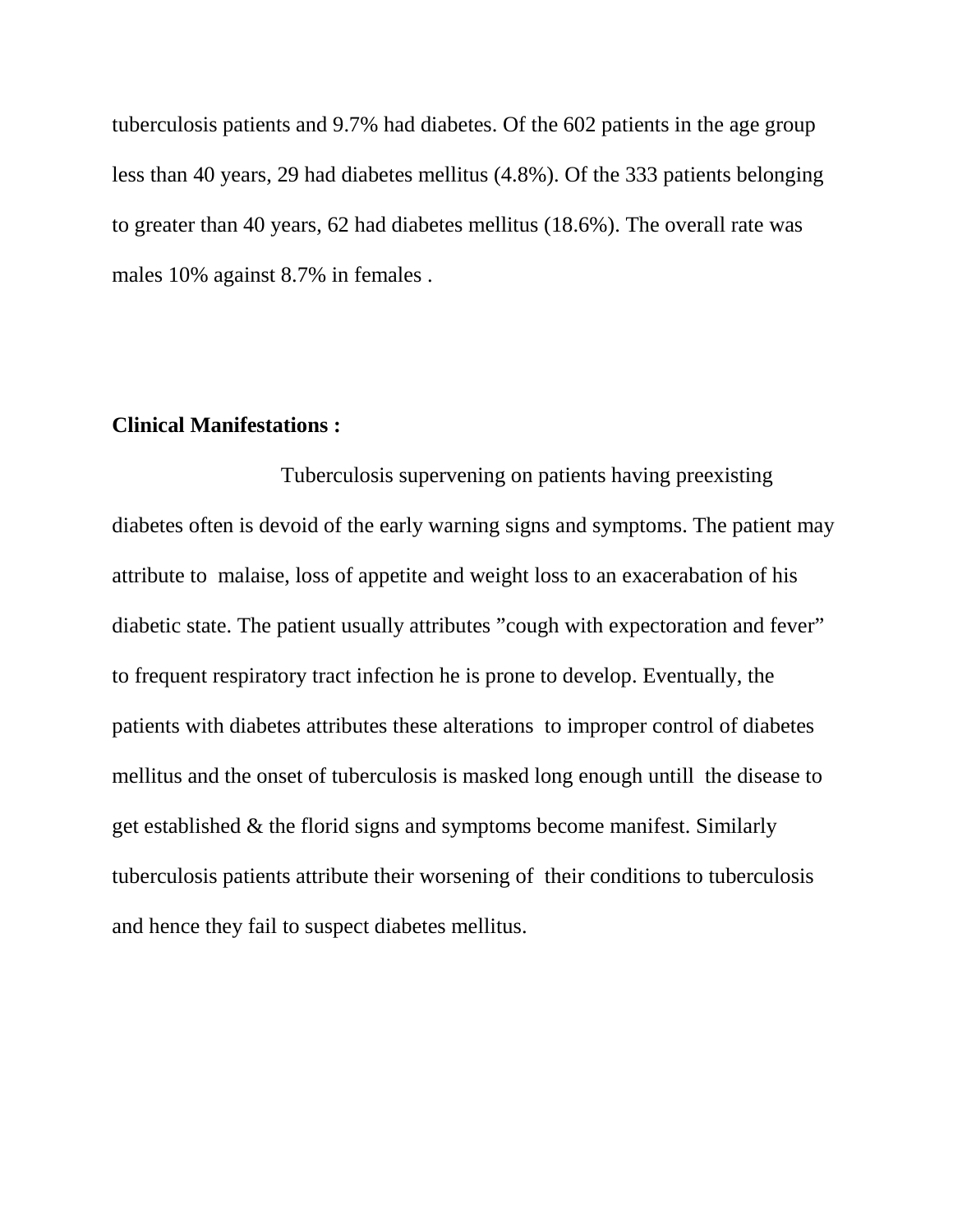tuberculosis patients and 9.7% had diabetes. Of the 602 patients in the age group less than 40 years, 29 had diabetes mellitus (4.8%). Of the 333 patients belonging to greater than 40 years, 62 had diabetes mellitus (18.6%). The overall rate was males 10% against 8.7% in females .

**Clinical Manifestations :**

Tuberculosis supervening on patients having preexisting diabetes often is devoid of the early warning signs and symptoms. The patient may attribute to malaise, loss of appetite and weight loss to an exacerabation of his diabetic state. The patient usually attributes "cough with expectoration and fever" to frequent respiratory tract infection he is prone to develop. Eventually, the patients with diabetes attributes these alterations to improper control of diabetes mellitus and the onset of tuberculosis is masked long enough untill the disease to get established & the florid signs and symptoms become manifest. Similarly tuberculosis patients attribute their worsening of their conditions to tuberculosis and hence they fail to suspect diabetes mellitus.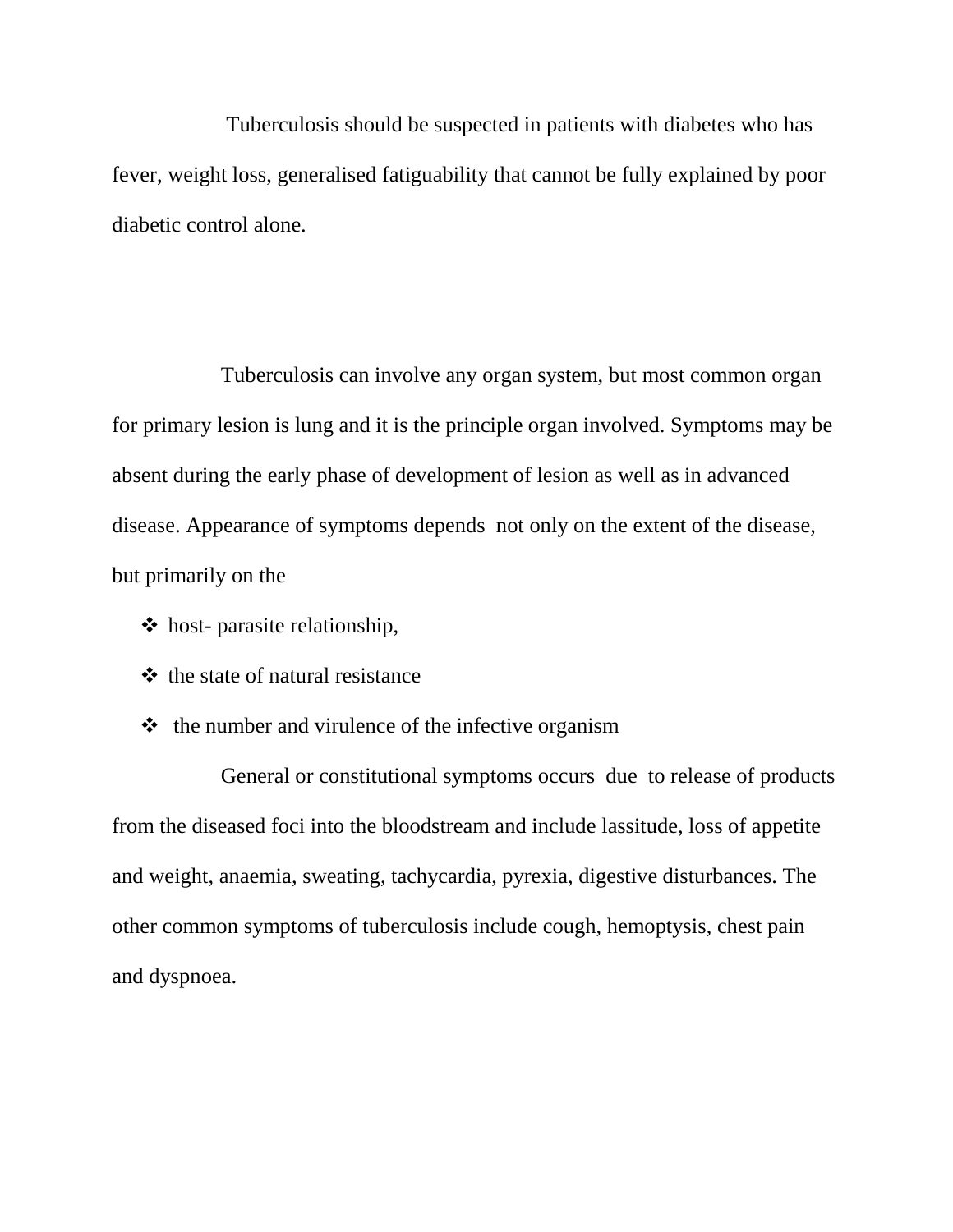Tuberculosis should be suspected in patients with diabetes who has fever, weight loss, generalised fatiguability that cannot be fully explained by poor diabetic control alone.

Tuberculosis can involve any organ system, but most common organ for primary lesion is lung and it is the principle organ involved. Symptoms may be absent during the early phase of development of lesion as well as in advanced disease. Appearance of symptoms depends not only on the extent of the disease, but primarily on the

- host- parasite relationship,
- the state of natural resistance
- the number and virulence of the infective organism

General or constitutional symptoms occurs due to release of products from the diseased foci into the bloodstream and include lassitude, loss of appetite and weight, anaemia, sweating, tachycardia, pyrexia, digestive disturbances. The other common symptoms of tuberculosis include cough, hemoptysis, chest pain and dyspnoea.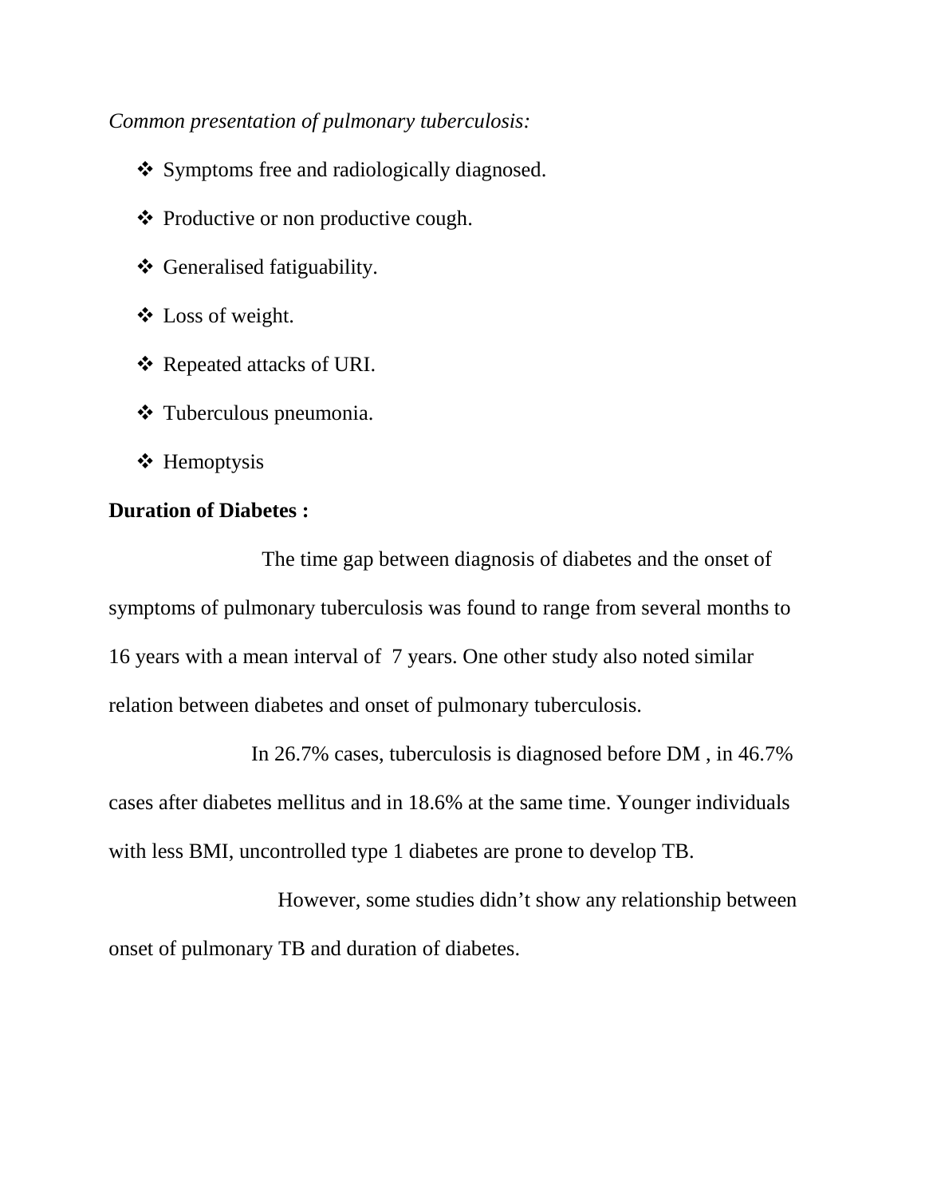*Common presentation of pulmonary tuberculosis:*

- Symptoms free and radiologically diagnosed.
- Productive or non productive cough.
- Generalised fatiguability.
- Loss of weight.
- Repeated attacks of URI.
- Tuberculous pneumonia.
- Hemoptysis

**Duration of Diabetes :**

The time gap between diagnosis of diabetes and the onset of symptoms of pulmonary tuberculosis was found to range from several months to 16 years with a mean interval of 7 years. One other study also noted similar relation between diabetes and onset of pulmonary tuberculosis.

In 26.7% cases, tuberculosis is diagnosed before DM , in 46.7% cases after diabetes mellitus and in 18.6% at the same time. Younger individuals with less BMI, uncontrolled type 1 diabetes are prone to develop TB.

However, some studies didn't show any relationship between onset of pulmonary TB and duration of diabetes.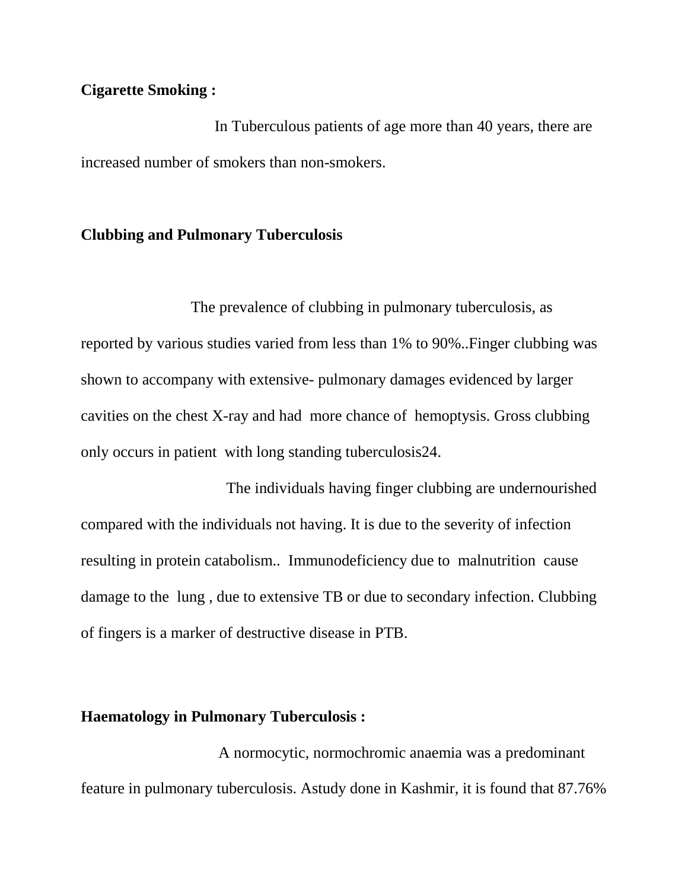**Cigarette Smoking :**

In Tuberculous patients of age more than 40 years, there are increased number of smokers than non-smokers.

**Clubbing and Pulmonary Tuberculosis**

The prevalence of clubbing in pulmonary tuberculosis, as reported by various studies varied from less than 1% to 90%..Finger clubbing was shown to accompany with extensive- pulmonary damages evidenced by larger cavities on the chest X-ray and had more chance of hemoptysis. Gross clubbing only occurs in patient with long standing tuberculosis[24].

The individuals having finger clubbing are undernourished compared with the individuals not having. It is due to the severity of infection resulting in protein catabolism.. Immunodeficiency due to malnutrition cause damage to the lung , due to extensive TB or due to secondary infection. Clubbing of fingers is a marker of destructive disease in PTB.

**Haematology in Pulmonary Tuberculosis :**

A normocytic, normochromic anaemia was a predominant feature in pulmonary tuberculosis. Astudy done in Kashmir, it is found that 87.76%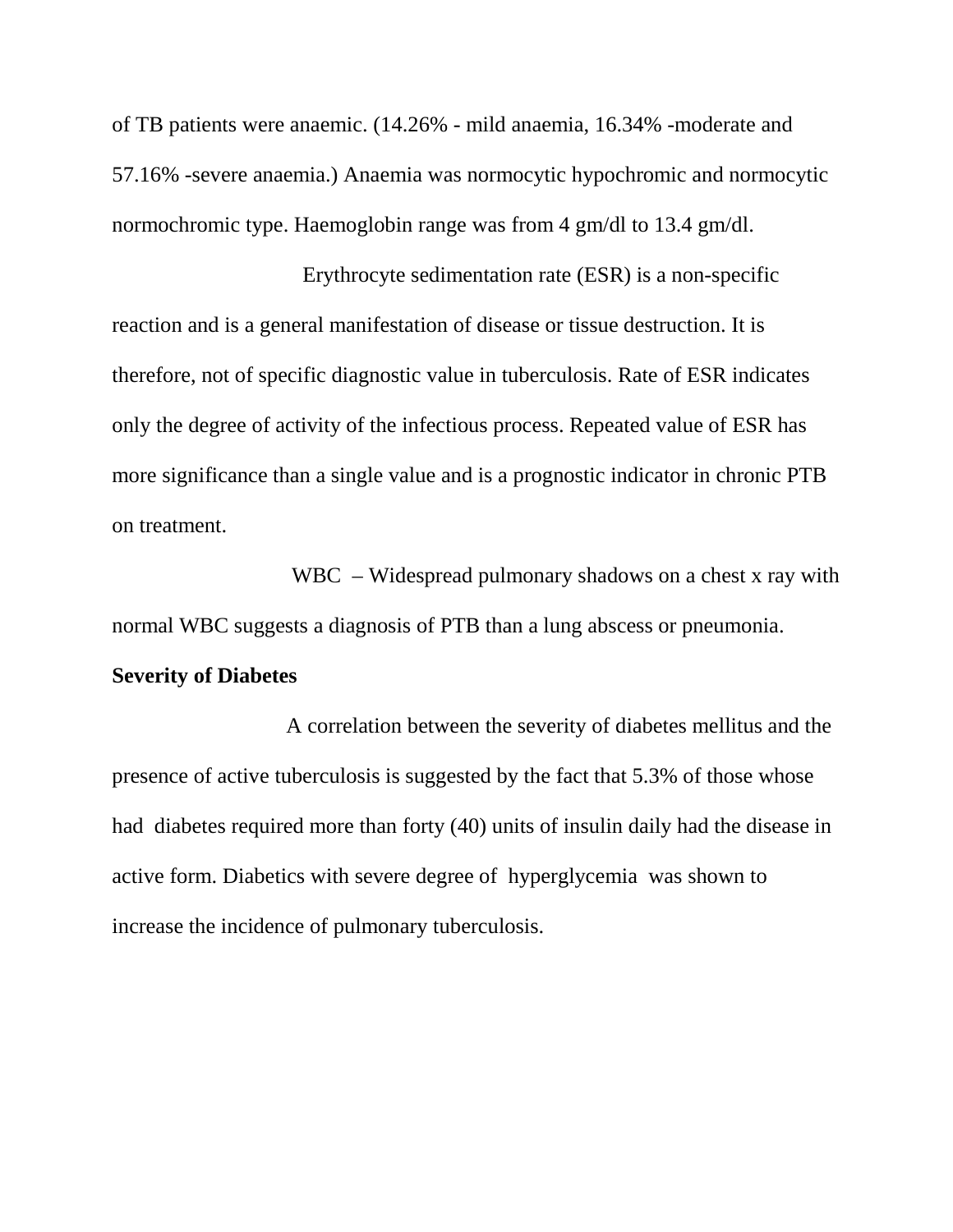of TB patients were anaemic. (14.26% - mild anaemia, 16.34% -moderate and 57.16% -severe anaemia.) Anaemia was normocytic hypochromic and normocytic normochromic type. Haemoglobin range was from 4 gm/dl to 13.4 gm/dl.

Erythrocyte sedimentation rate (ESR) is a non-specific reaction and is a general manifestation of disease or tissue destruction. It is therefore, not of specific diagnostic value in tuberculosis. Rate of ESR indicates only the degree of activity of the infectious process. Repeated value of ESR has more significance than a single value and is a prognostic indicator in chronic PTB on treatment.

WBC – Widespread pulmonary shadows on a chest x ray with normal WBC suggests a diagnosis of PTB than a lung abscess or pneumonia.

**Severity of Diabetes**

A correlation between the severity of diabetes mellitus and the presence of active tuberculosis is suggested by the fact that 5.3% of those whose had diabetes required more than forty (40) units of insulin daily had the disease in active form. Diabetics with severe degree of hyperglycemia was shown to increase the incidence of pulmonary tuberculosis.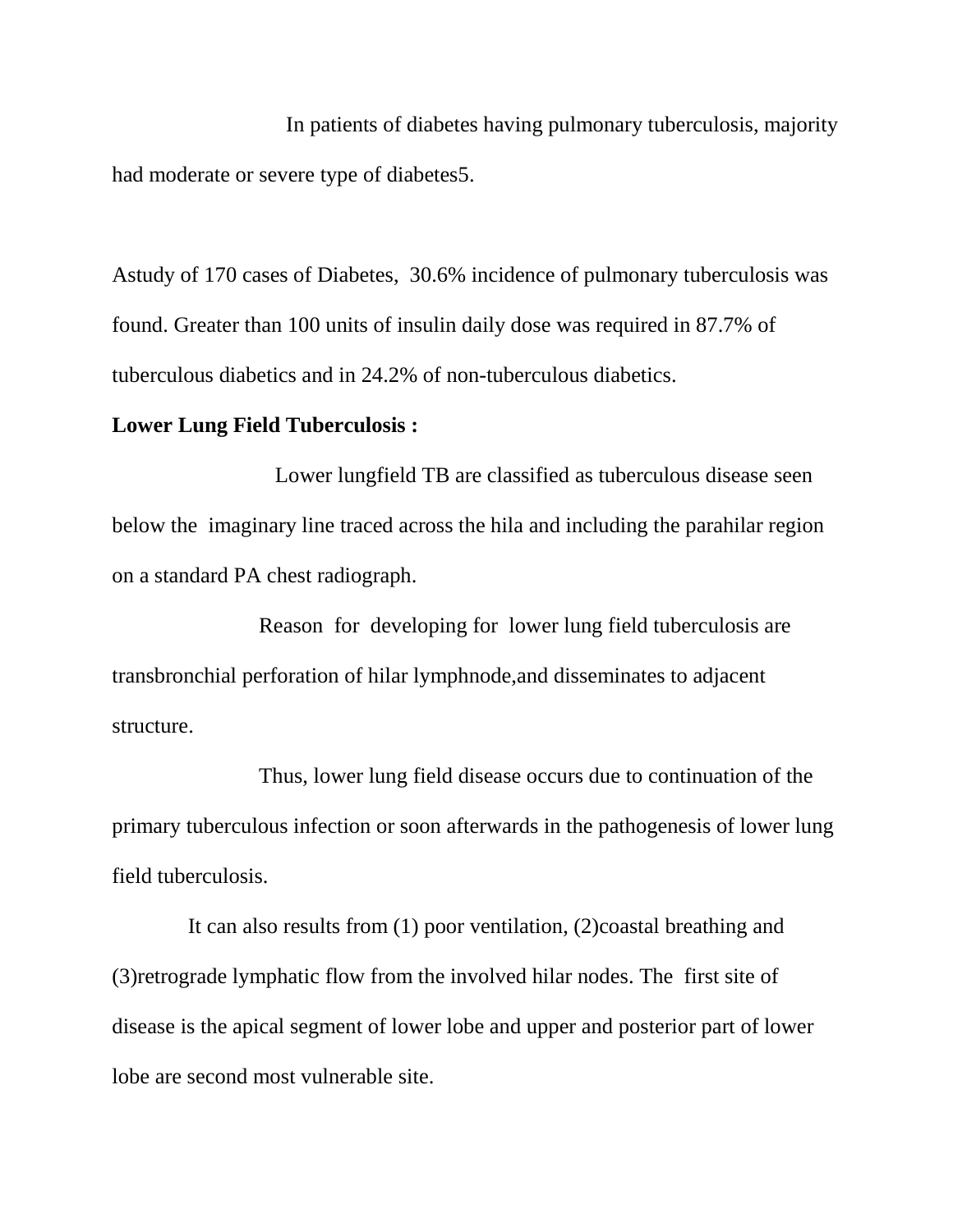In patients of diabetes having pulmonary tuberculosis, majority had moderate or severe type of diabetes5.

Astudy of 170 cases of Diabetes, 30.6% incidence of pulmonary tuberculosis was found. Greater than 100 units of insulin daily dose was required in 87.7% of tuberculous diabetics and in 24.2% of non-tuberculous diabetics.

**Lower Lung Field Tuberculosis :**

Lower lungfield TB are classified as tuberculous disease seen below the imaginary line traced across the hila and including the parahilar region on a standard PA chest radiograph.

Reason for developing for lower lung field tuberculosis are transbronchial perforation of hilar lymphnode,and disseminates to adjacent structure.

Thus, lower lung field disease occurs due to continuation of the primary tuberculous infection or soon afterwards in the pathogenesis of lower lung field tuberculosis.

It can also results from (1) poor ventilation, (2)coastal breathing and (3)retrograde lymphatic flow from the involved hilar nodes. The first site of disease is the apical segment of lower lobe and upper and posterior part of lower lobe are second most vulnerable site.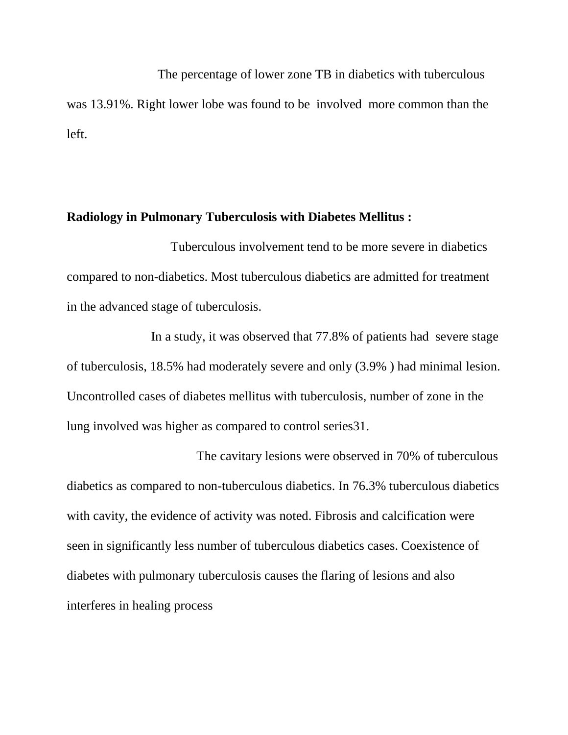The percentage of lower zone TB in diabetics with tuberculous was 13.91%. Right lower lobe was found to be involved more common than the left.

**Radiology in Pulmonary Tuberculosis with Diabetes Mellitus :**

Tuberculous involvement tend to be more severe in diabetics compared to non-diabetics. Most tuberculous diabetics are admitted for treatment in the advanced stage of tuberculosis.

In a study, it was observed that 77.8% of patients had severe stage of tuberculosis, 18.5% had moderately severe and only (3.9% ) had minimal lesion. Uncontrolled cases of diabetes mellitus with tuberculosis, number of zone in the lung involved was higher as compared to control series31.

The cavitary lesions were observed in 70% of tuberculous diabetics as compared to non-tuberculous diabetics. In 76.3% tuberculous diabetics with cavity, the evidence of activity was noted. Fibrosis and calcification were seen in significantly less number of tuberculous diabetics cases. Coexistence of diabetes with pulmonary tuberculosis causes the flaring of lesions and also interferes in healing process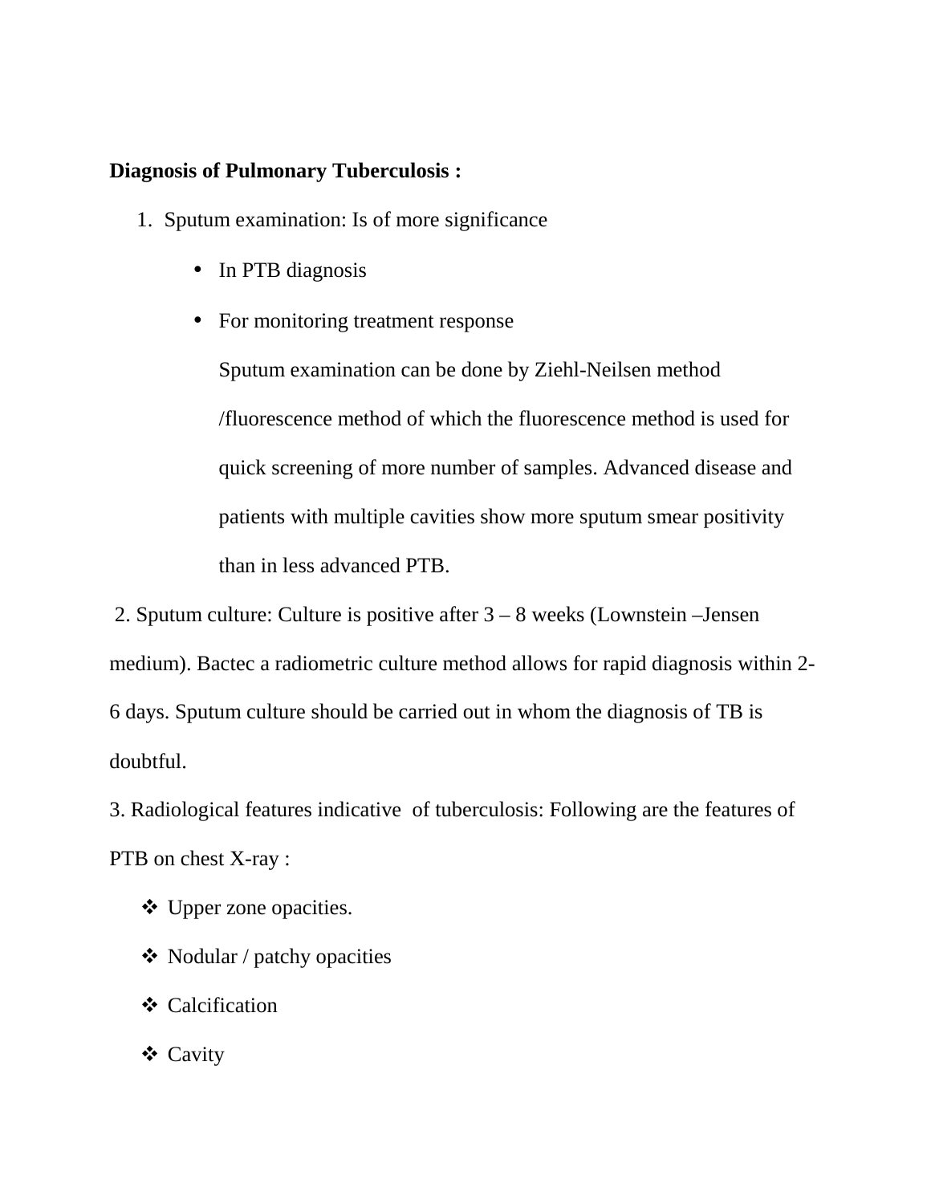**Diagnosis of Pulmonary Tuberculosis :**

1. Sputum examination: Is of more significance
   - In PTB diagnosis
   - For monitoring treatment response

   Sputum examination can be done by Ziehl-Neilsen method /fluorescence method of which the fluorescence method is used for quick screening of more number of samples. Advanced disease and patients with multiple cavities show more sputum smear positivity than in less advanced PTB.

2. Sputum culture: Culture is positive after 3 – 8 weeks (Lownstein –Jensen medium). Bactec a radiometric culture method allows for rapid diagnosis within 2-6 days. Sputum culture should be carried out in whom the diagnosis of TB is doubtful.

3. Radiological features indicative of tuberculosis: Following are the features of PTB on chest X-ray :

   - Upper zone opacities.
   - Nodular / patchy opacities
   - Calcification
   - Cavity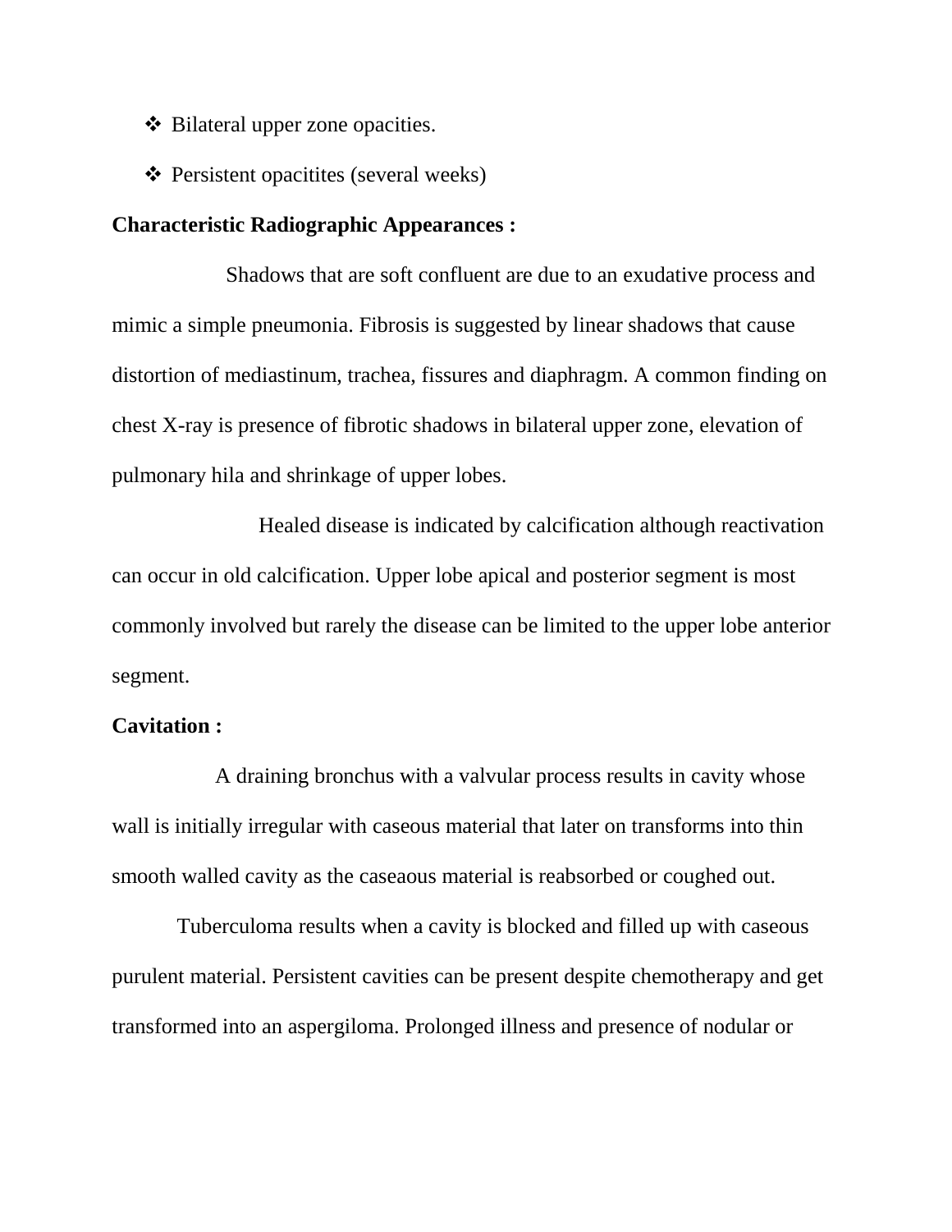- Bilateral upper zone opacities.
- Persistent opacitites (several weeks)

**Characteristic Radiographic Appearances :**

Shadows that are soft confluent are due to an exudative process and mimic a simple pneumonia. Fibrosis is suggested by linear shadows that cause distortion of mediastinum, trachea, fissures and diaphragm. A common finding on chest X-ray is presence of fibrotic shadows in bilateral upper zone, elevation of pulmonary hila and shrinkage of upper lobes.

Healed disease is indicated by calcification although reactivation can occur in old calcification. Upper lobe apical and posterior segment is most commonly involved but rarely the disease can be limited to the upper lobe anterior segment.

**Cavitation :**

A draining bronchus with a valvular process results in cavity whose wall is initially irregular with caseous material that later on transforms into thin smooth walled cavity as the caseaous material is reabsorbed or coughed out.

Tuberculoma results when a cavity is blocked and filled up with caseous purulent material. Persistent cavities can be present despite chemotherapy and get transformed into an aspergiloma. Prolonged illness and presence of nodular or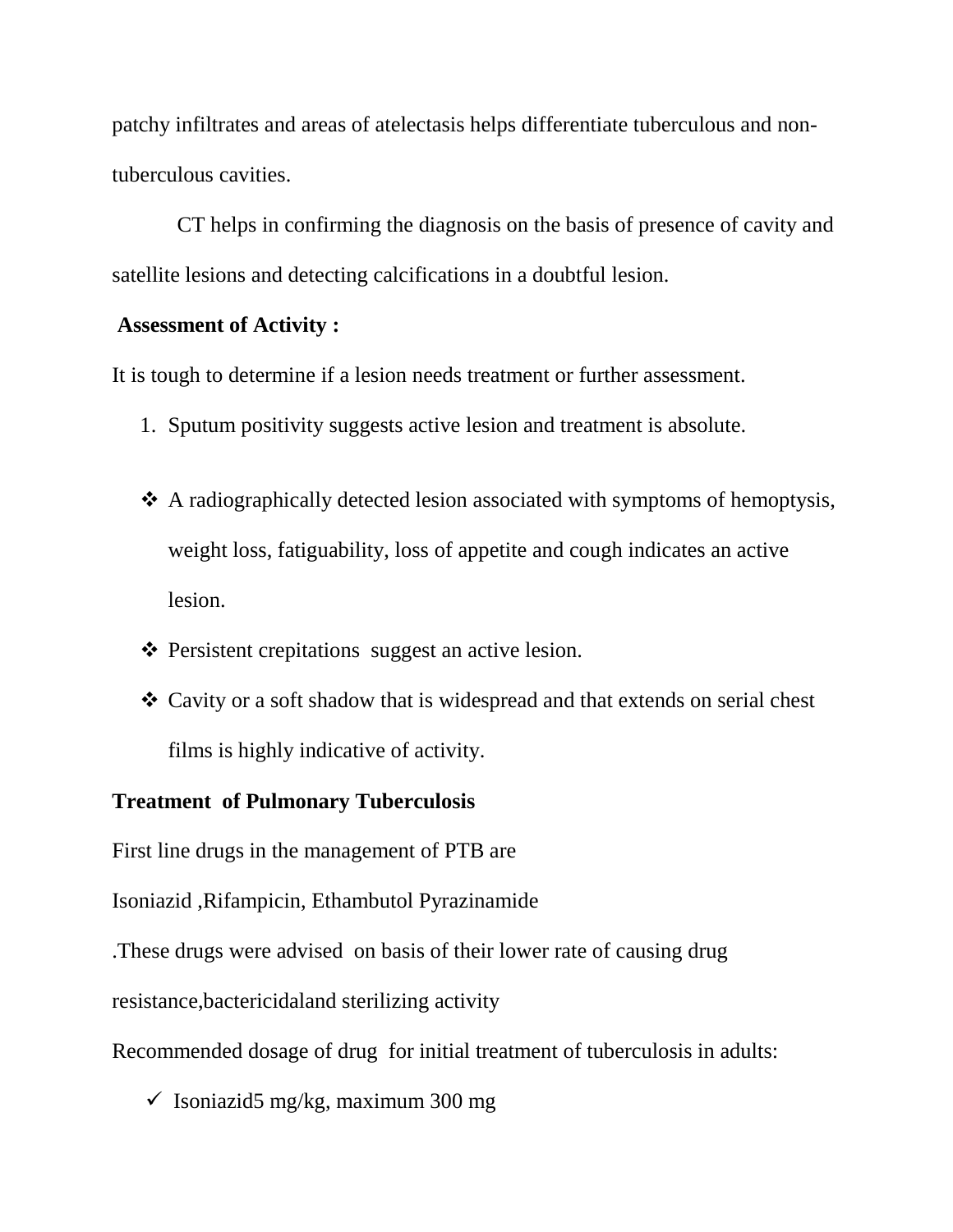patchy infiltrates and areas of atelectasis helps differentiate tuberculous and non-tuberculous cavities.

CT helps in confirming the diagnosis on the basis of presence of cavity and satellite lesions and detecting calcifications in a doubtful lesion.

**Assessment of Activity :**

It is tough to determine if a lesion needs treatment or further assessment.

1. Sputum positivity suggests active lesion and treatment is absolute.

- A radiographically detected lesion associated with symptoms of hemoptysis, weight loss, fatiguability, loss of appetite and cough indicates an active lesion.
- Persistent crepitations suggest an active lesion.
- Cavity or a soft shadow that is widespread and that extends on serial chest films is highly indicative of activity.

**Treatment of Pulmonary Tuberculosis**

First line drugs in the management of PTB are

Isoniazid ,Rifampicin, Ethambutol Pyrazinamide

.These drugs were advised on basis of their lower rate of causing drug resistance,bactericidaland sterilizing activity

Recommended dosage of drug for initial treatment of tuberculosis in adults:

- ✓ Isoniazid5 mg/kg, maximum 300 mg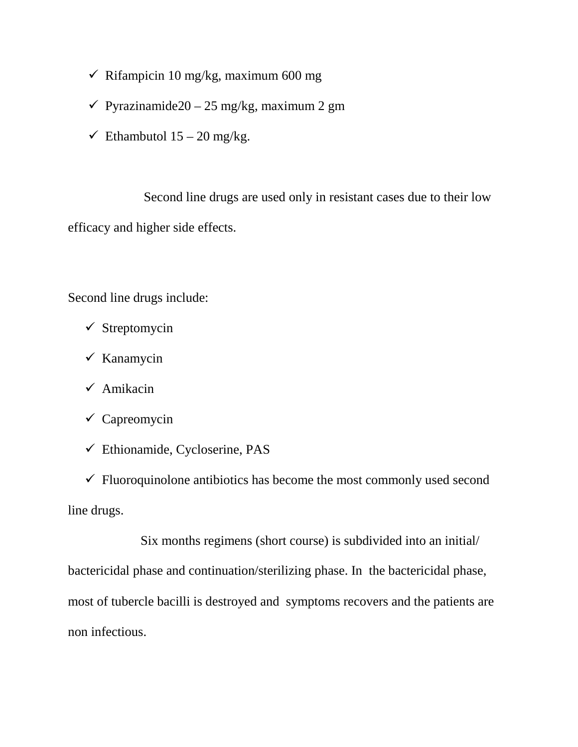- Rifampicin 10 mg/kg, maximum 600 mg
- Pyrazinamide20 – 25 mg/kg, maximum 2 gm
- Ethambutol 15 – 20 mg/kg.

Second line drugs are used only in resistant cases due to their low efficacy and higher side effects.

Second line drugs include:

- Streptomycin
- Kanamycin
- Amikacin
- Capreomycin
- Ethionamide, Cycloserine, PAS
- Fluoroquinolone antibiotics has become the most commonly used second line drugs.

Six months regimens (short course) is subdivided into an initial/ bactericidal phase and continuation/sterilizing phase. In the bactericidal phase, most of tubercle bacilli is destroyed and symptoms recovers and the patients are non infectious.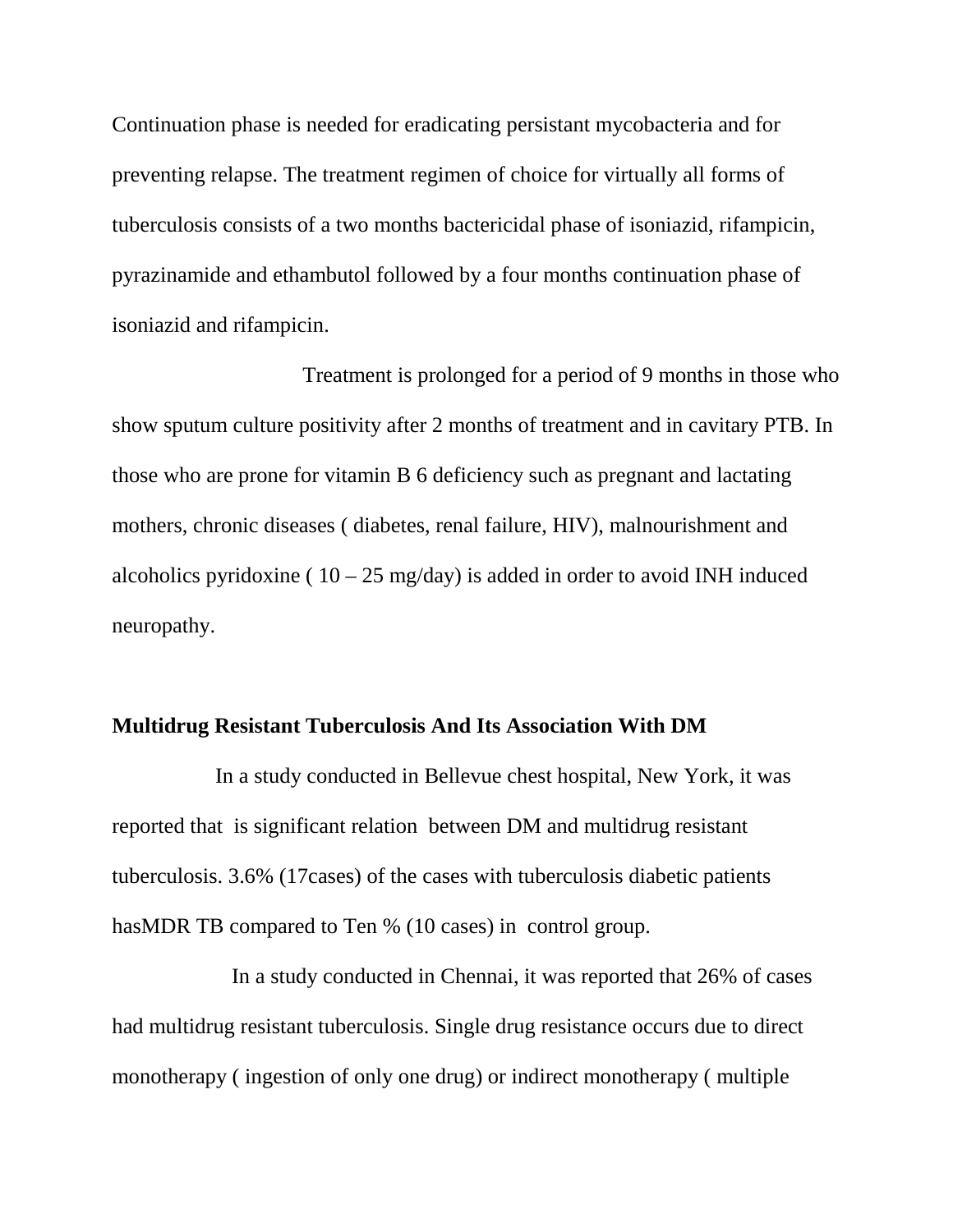Continuation phase is needed for eradicating persistant mycobacteria and for preventing relapse. The treatment regimen of choice for virtually all forms of tuberculosis consists of a two months bactericidal phase of isoniazid, rifampicin, pyrazinamide and ethambutol followed by a four months continuation phase of isoniazid and rifampicin.

Treatment is prolonged for a period of 9 months in those who show sputum culture positivity after 2 months of treatment and in cavitary PTB. In those who are prone for vitamin B 6 deficiency such as pregnant and lactating mothers, chronic diseases ( diabetes, renal failure, HIV), malnourishment and alcoholics pyridoxine ( 10 – 25 mg/day) is added in order to avoid INH induced neuropathy.

**Multidrug Resistant Tuberculosis And Its Association With DM**

In a study conducted in Bellevue chest hospital, New York, it was reported that is significant relation between DM and multidrug resistant tuberculosis. 3.6% (17cases) of the cases with tuberculosis diabetic patients hasMDR TB compared to Ten % (10 cases) in control group.

In a study conducted in Chennai, it was reported that 26% of cases had multidrug resistant tuberculosis. Single drug resistance occurs due to direct monotherapy ( ingestion of only one drug) or indirect monotherapy ( multiple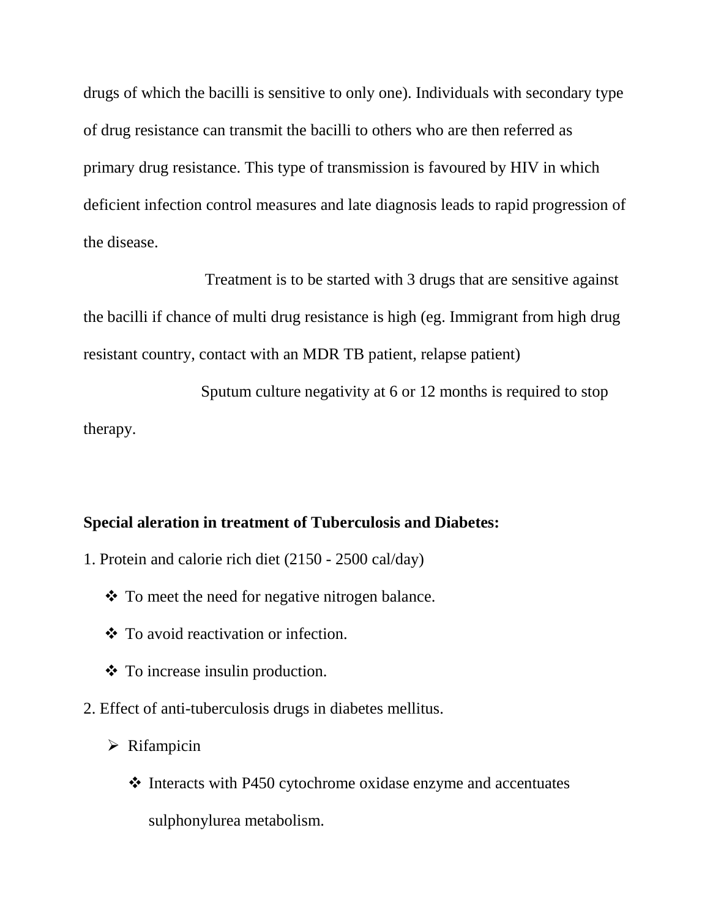drugs of which the bacilli is sensitive to only one). Individuals with secondary type of drug resistance can transmit the bacilli to others who are then referred as primary drug resistance. This type of transmission is favoured by HIV in which deficient infection control measures and late diagnosis leads to rapid progression of the disease.

Treatment is to be started with 3 drugs that are sensitive against the bacilli if chance of multi drug resistance is high (eg. Immigrant from high drug resistant country, contact with an MDR TB patient, relapse patient)

Sputum culture negativity at 6 or 12 months is required to stop therapy.

**Special aleration in treatment of Tuberculosis and Diabetes:**

1. Protein and calorie rich diet (2150 - 2500 cal/day)
    - To meet the need for negative nitrogen balance.
    - To avoid reactivation or infection.
    - To increase insulin production.
2. Effect of anti-tuberculosis drugs in diabetes mellitus.
    - Rifampicin
        - Interacts with P450 cytochrome oxidase enzyme and accentuates sulphonylurea metabolism.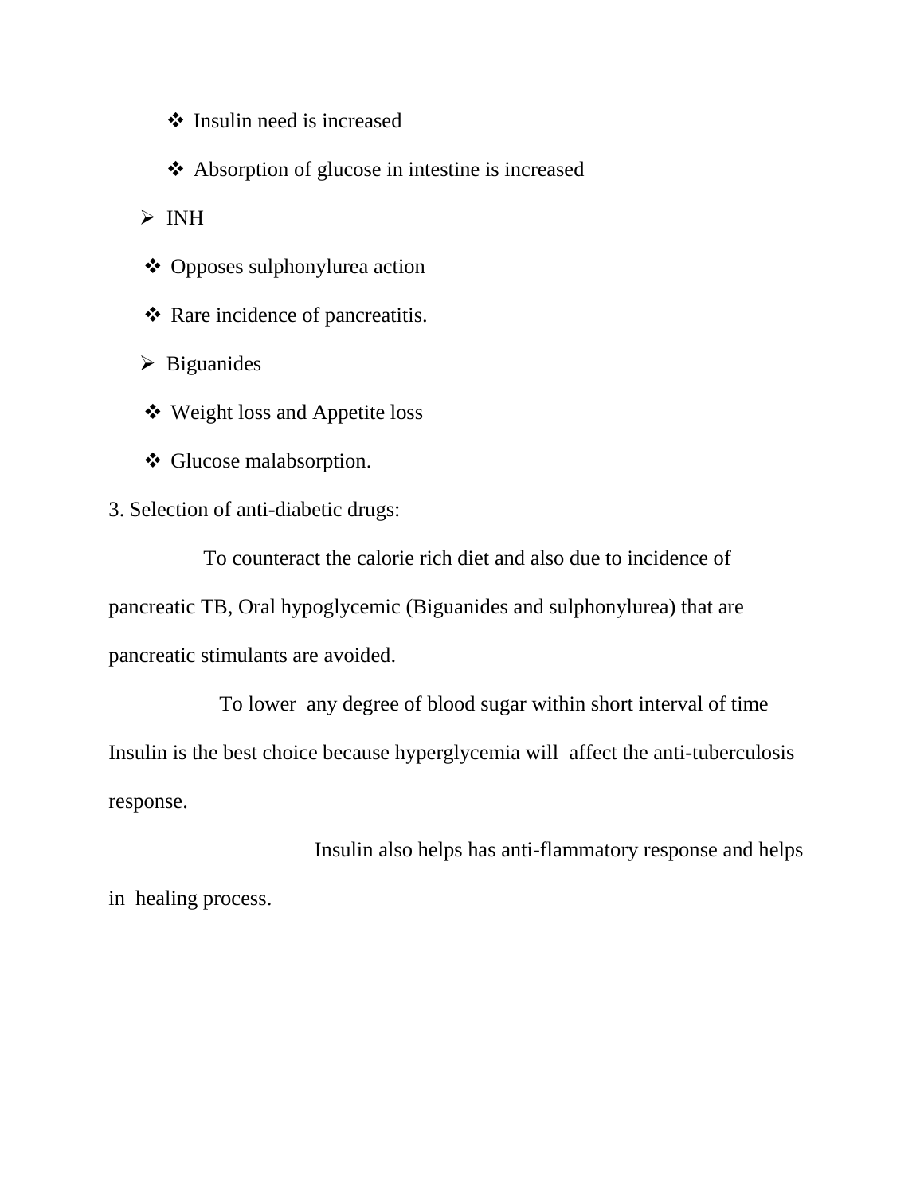- Insulin need is increased
  - Absorption of glucose in intestine is increased

- INH
  - Opposes sulphonylurea action
  - Rare incidence of pancreatitis.

- Biguanides
  - Weight loss and Appetite loss
  - Glucose malabsorption.

3. Selection of anti-diabetic drugs:

To counteract the calorie rich diet and also due to incidence of pancreatic TB, Oral hypoglycemic (Biguanides and sulphonylurea) that are pancreatic stimulants are avoided.

To lower any degree of blood sugar within short interval of time Insulin is the best choice because hyperglycemia will affect the anti-tuberculosis response.

Insulin also helps has anti-flammatory response and helps in healing process.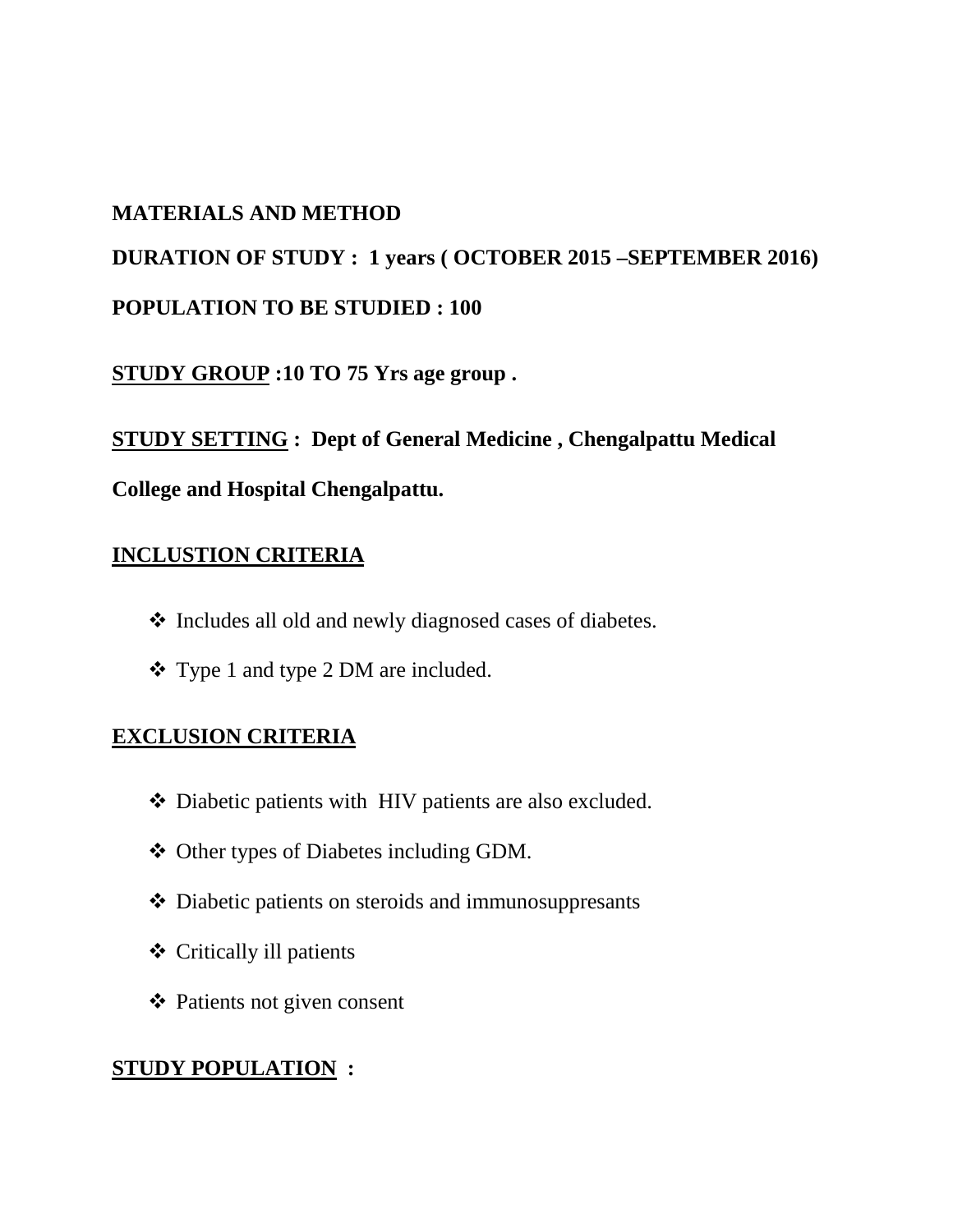## MATERIALS AND METHOD

**DURATION OF STUDY : 1 years ( OCTOBER 2015 –SEPTEMBER 2016)**

**POPULATION TO BE STUDIED : 100**

**STUDY GROUP :10 TO 75 Yrs age group .**

**STUDY SETTING : Dept of General Medicine , Chengalpattu Medical College and Hospital Chengalpattu.**

**INCLUSTION CRITERIA**

- Includes all old and newly diagnosed cases of diabetes.
- Type 1 and type 2 DM are included.

**EXCLUSION CRITERIA**

- Diabetic patients with HIV patients are also excluded.
- Other types of Diabetes including GDM.
- Diabetic patients on steroids and immunosuppresants
- Critically ill patients
- Patients not given consent

**STUDY POPULATION :**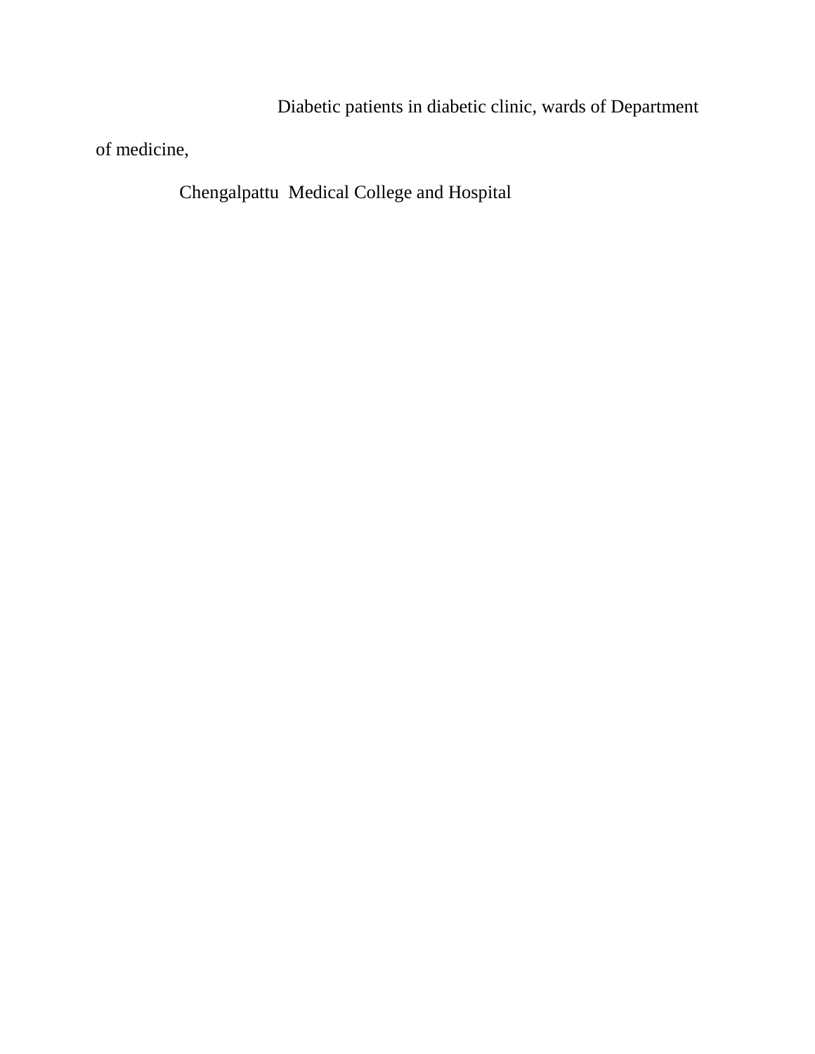Diabetic patients in diabetic clinic, wards of Department of medicine,

Chengalpattu Medical College and Hospital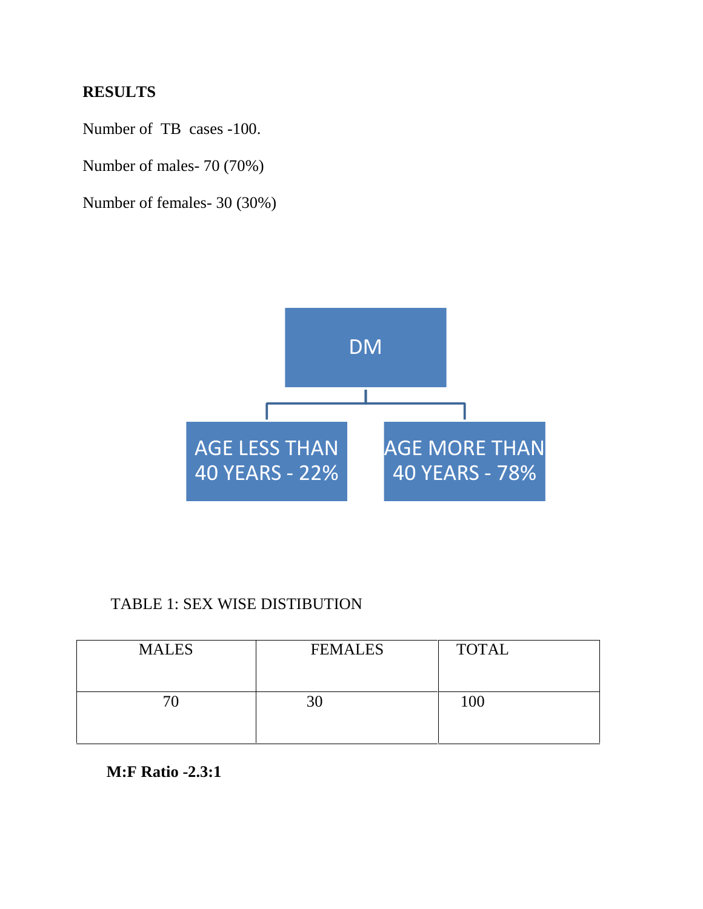**RESULTS**

Number of TB cases -100.

Number of males- 70 (70%)

Number of females- 30 (30%)

DM

AGE LESS THAN 40 YEARS - 22%

AGE MORE THAN 40 YEARS - 78%

TABLE 1: SEX WISE DISTIBUTION

| MALES | FEMALES | TOTAL |
|---|---|---|
| 70 | 30 | 100 |

**M:F Ratio -2.3:1**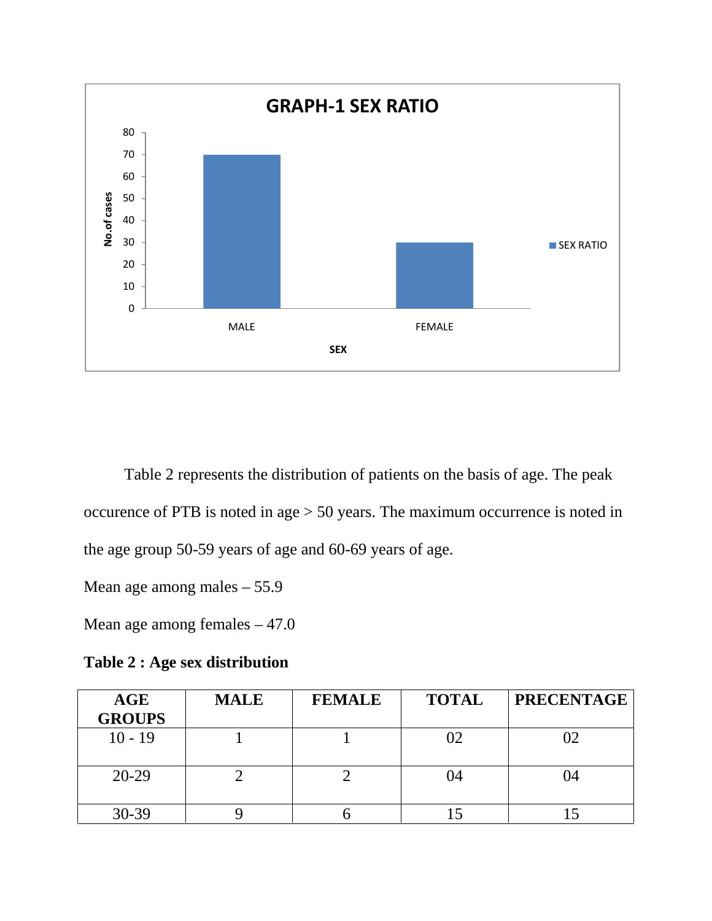**GRAPH-1 SEX RATIO**

Table 2 represents the distribution of patients on the basis of age. The peak occurence of PTB is noted in age > 50 years. The maximum occurrence is noted in the age group 50-59 years of age and 60-69 years of age.

Mean age among males – 55.9

Mean age among females – 47.0

**Table 2 : Age sex distribution**

| AGE GROUPS | MALE | FEMALE | TOTAL | PRECENTAGE |
|---|---|---|---|---|
| 10 - 19 | 1 | 1 | 02 | 02 |
| 20-29 | 2 | 2 | 04 | 04 |
| 30-39 | 9 | 6 | 15 | 15 |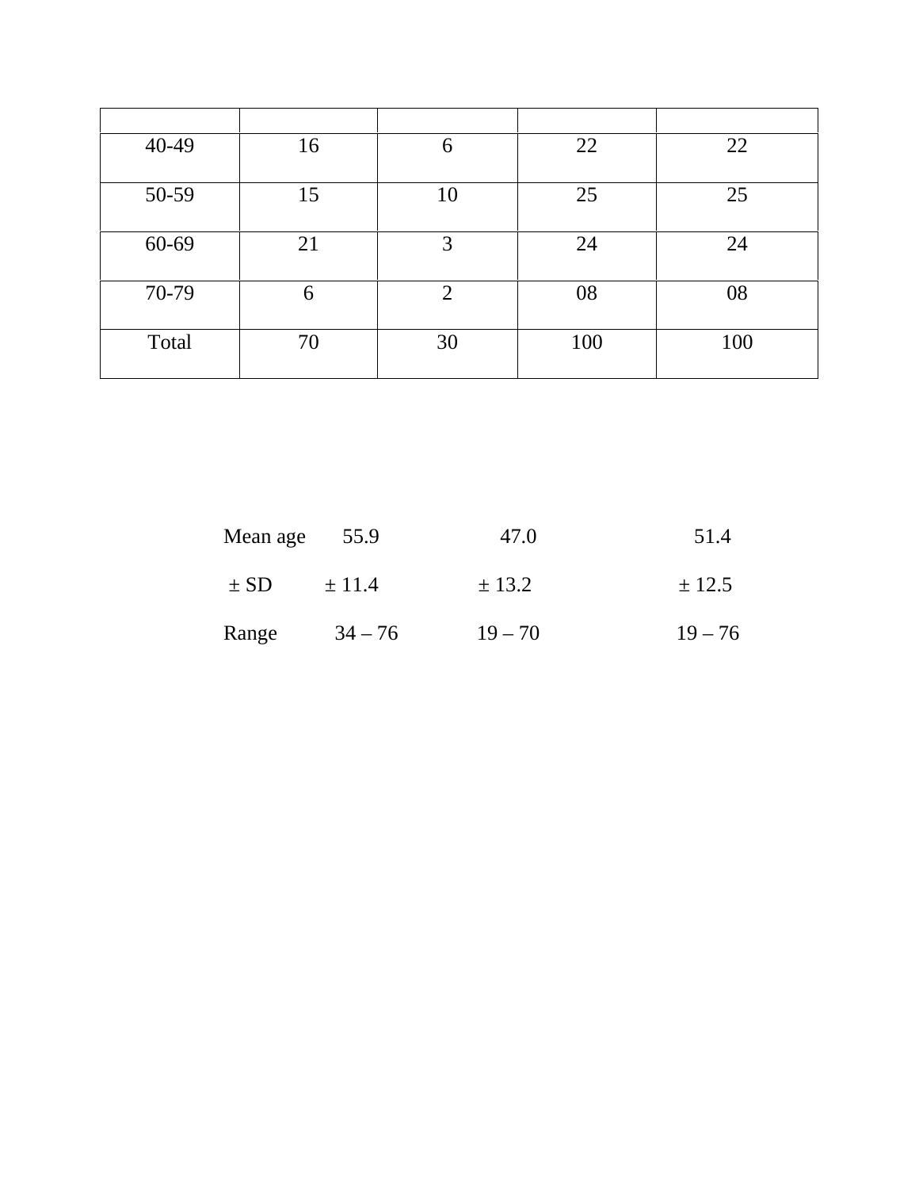| | | | | |
|---|---|---|---|---|
| 40-49 | 16 | 6 | 22 | 22 |
| 50-59 | 15 | 10 | 25 | 25 |
| 60-69 | 21 | 3 | 24 | 24 |
| 70-79 | 6 | 2 | 08 | 08 |
| Total | 70 | 30 | 100 | 100 |

| | | | |
|---|---|---|---|
| Mean age | 55.9 | 47.0 | 51.4 |
| ± SD | ± 11.4 | ± 13.2 | ± 12.5 |
| Range | 34 – 76 | 19 – 70 | 19 – 76 |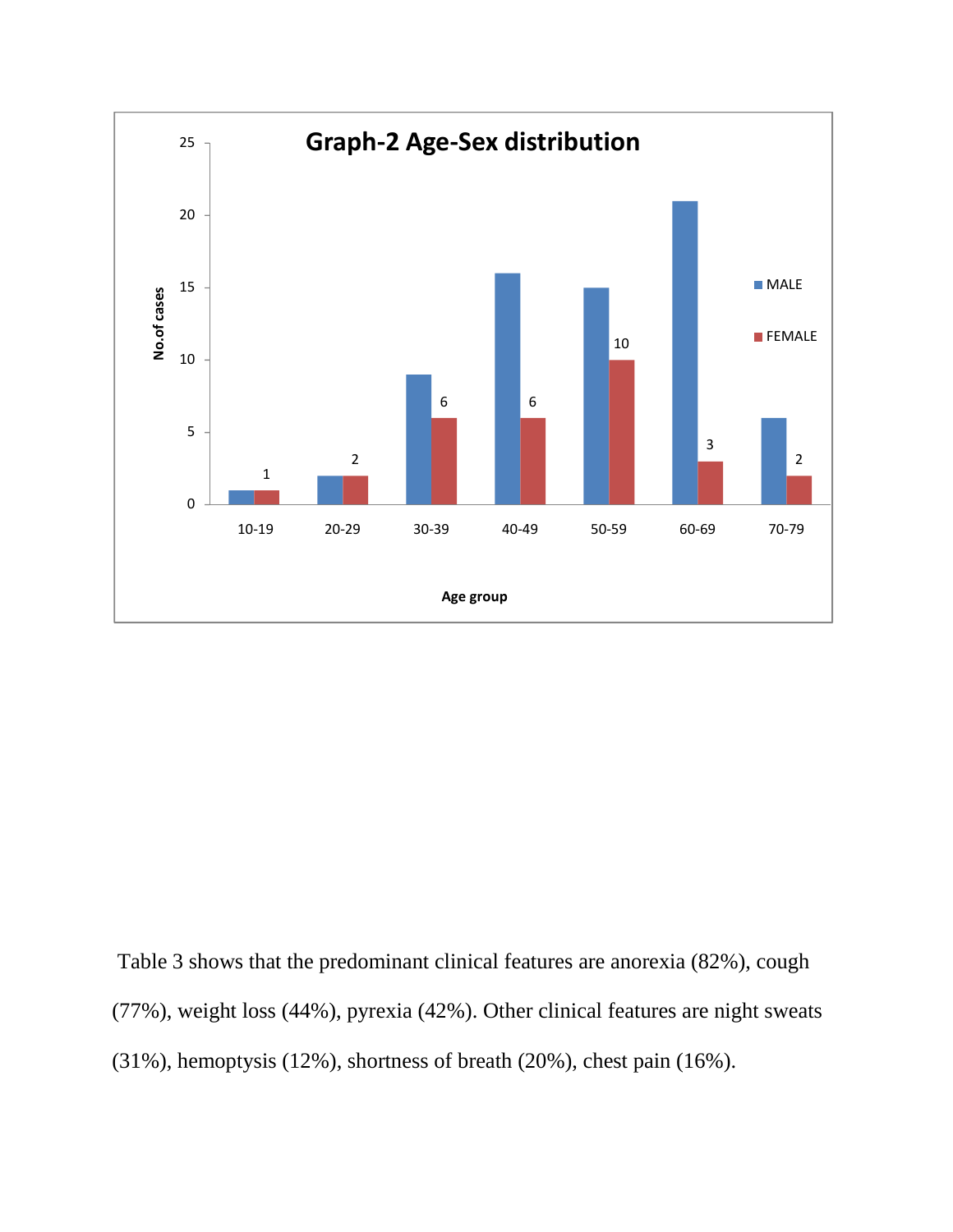**Graph-2 Age-Sex distribution**

| Age group | MALE | FEMALE |
|---|---|---|
| 10-19 | 1 | 1 |
| 20-29 | 2 | 2 |
| 30-39 | 9 | 6 |
| 40-49 | 16 | 6 |
| 50-59 | 15 | 10 |
| 60-69 | 21 | 3 |
| 70-79 | 6 | 2 |

Table 3 shows that the predominant clinical features are anorexia (82%), cough (77%), weight loss (44%), pyrexia (42%). Other clinical features are night sweats (31%), hemoptysis (12%), shortness of breath (20%), chest pain (16%).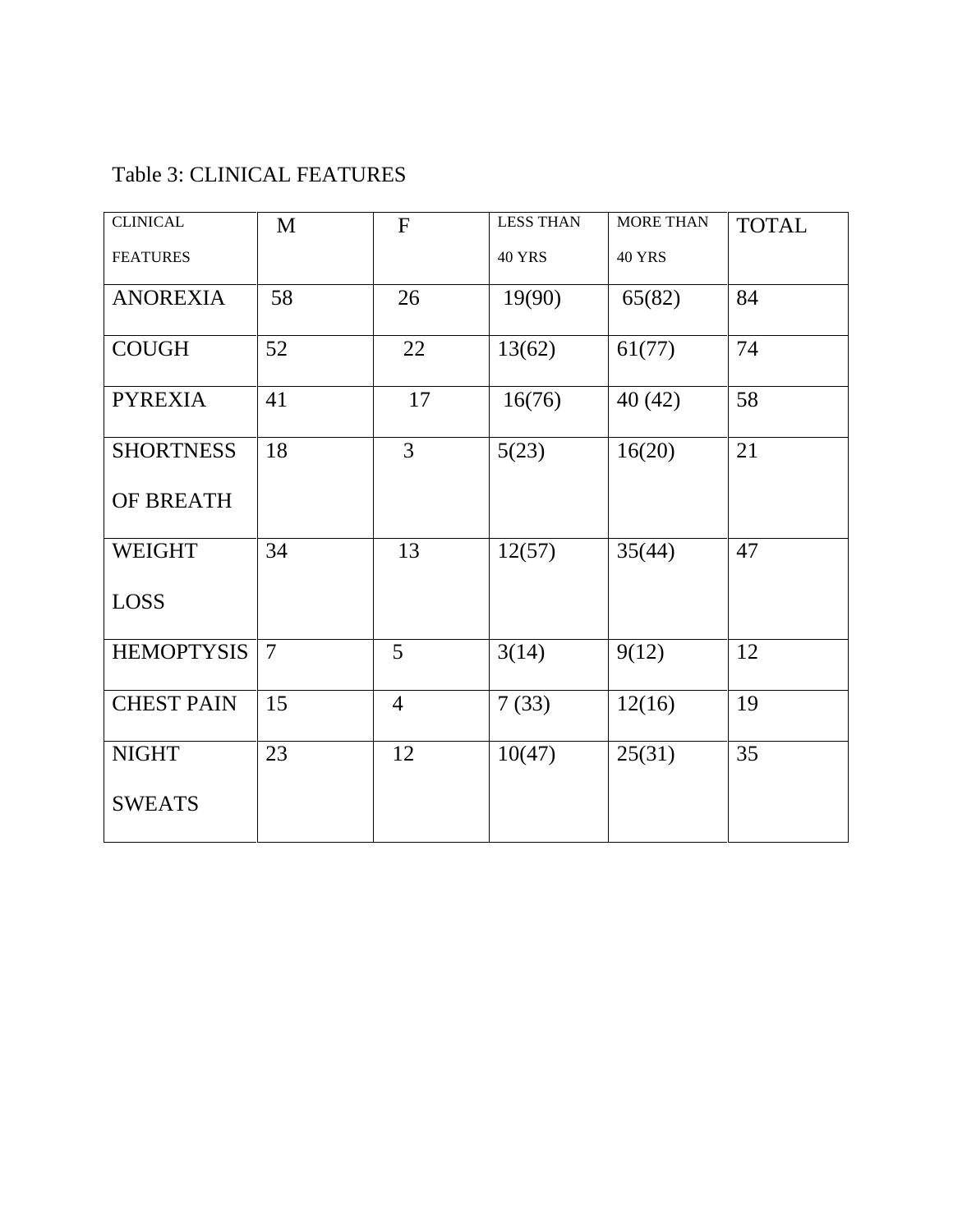Table 3: CLINICAL FEATURES

| CLINICAL FEATURES | M | F | LESS THAN 40 YRS | MORE THAN 40 YRS | TOTAL |
|---|---|---|---|---|---|
| ANOREXIA | 58 | 26 | 19(90) | 65(82) | 84 |
| COUGH | 52 | 22 | 13(62) | 61(77) | 74 |
| PYREXIA | 41 | 17 | 16(76) | 40 (42) | 58 |
| SHORTNESS OF BREATH | 18 | 3 | 5(23) | 16(20) | 21 |
| WEIGHT LOSS | 34 | 13 | 12(57) | 35(44) | 47 |
| HEMOPTYSIS | 7 | 5 | 3(14) | 9(12) | 12 |
| CHEST PAIN | 15 | 4 | 7 (33) | 12(16) | 19 |
| NIGHT SWEATS | 23 | 12 | 10(47) | 25(31) | 35 |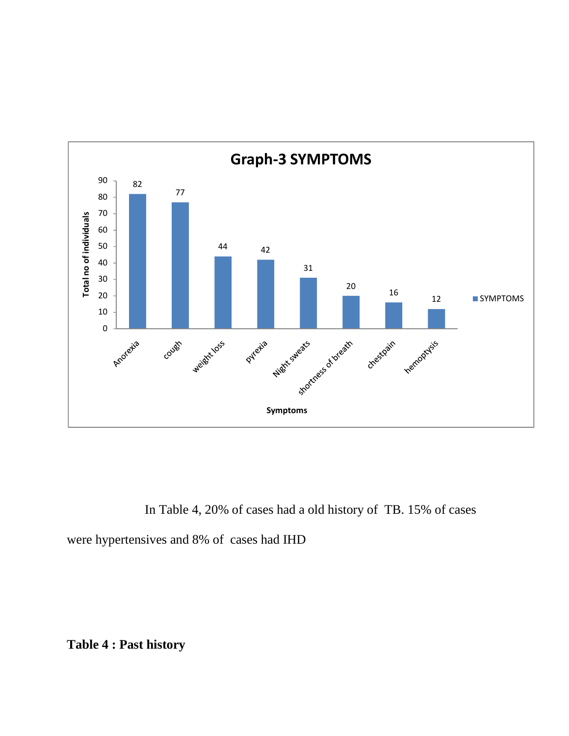**Graph-3 SYMPTOMS**

| Symptoms | Total no of individuals |
|---|---|
| Anorexia | 82 |
| cough | 77 |
| weight loss | 44 |
| pyrexia | 42 |
| Night sweats | 31 |
| shortness of breath | 20 |
| chestpain | 16 |
| hemoptysis | 12 |

In Table 4, 20% of cases had a old history of TB. 15% of cases were hypertensives and 8% of cases had IHD

**Table 4 : Past history**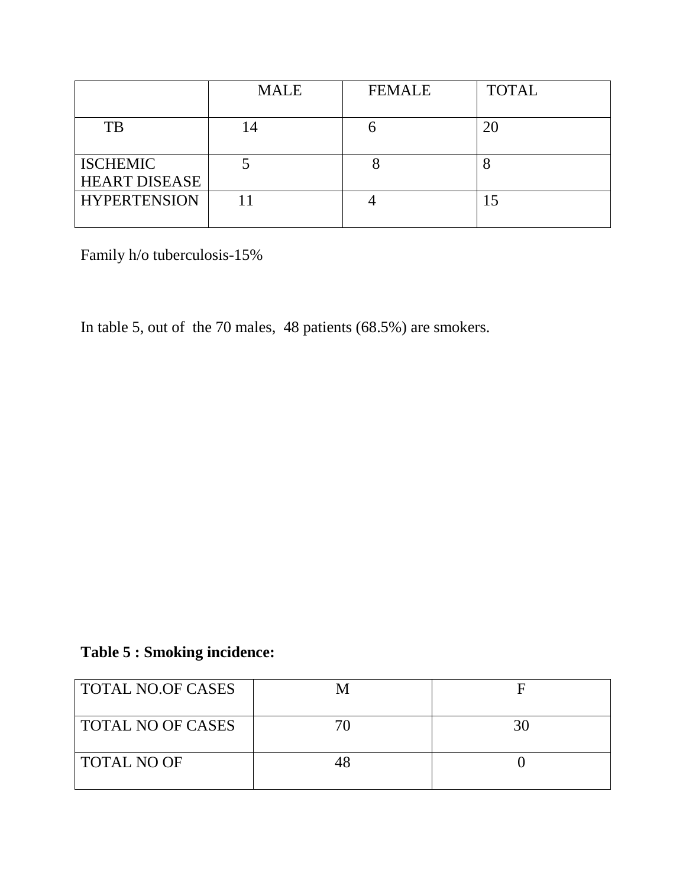| | MALE | FEMALE | TOTAL |
|---|---|---|---|
| TB | 14 | 6 | 20 |
| ISCHEMIC HEART DISEASE | 5 | 8 | 8 |
| HYPERTENSION | 11 | 4 | 15 |

Family h/o tuberculosis-15%

In table 5, out of the 70 males, 48 patients (68.5%) are smokers.

**Table 5 : Smoking incidence:**

| TOTAL NO.OF CASES | M | F |
|---|---|---|
| TOTAL NO OF CASES | 70 | 30 |
| TOTAL NO OF | 48 | 0 |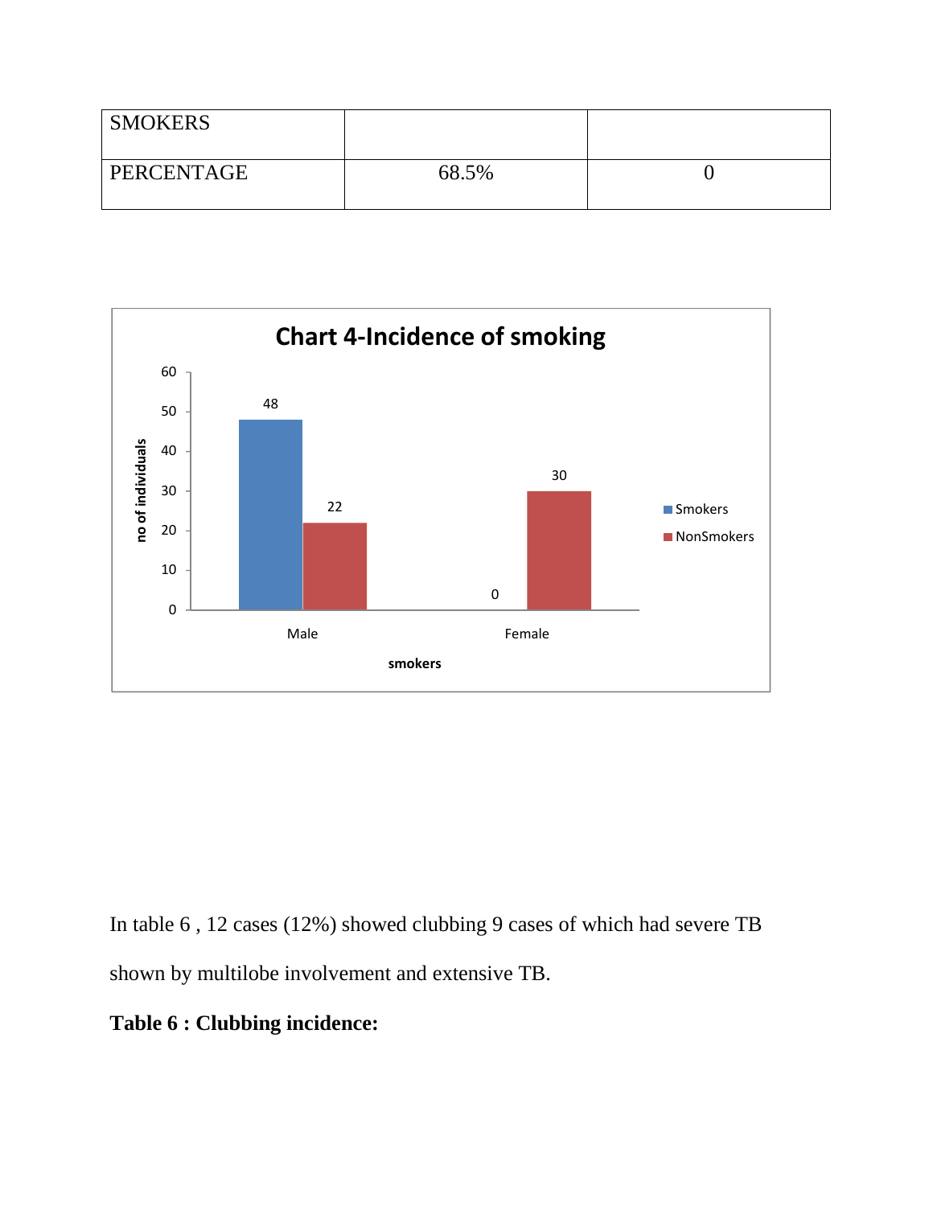| SMOKERS | | |
|---|---|---|
| PERCENTAGE | 68.5% | 0 |

**Chart 4-Incidence of smoking**

| smokers | Smokers | NonSmokers |
|---|---|---|
| Male | 48 | 22 |
| Female | 0 | 30 |

In table 6 , 12 cases (12%) showed clubbing 9 cases of which had severe TB shown by multilobe involvement and extensive TB.

**Table 6 : Clubbing incidence:**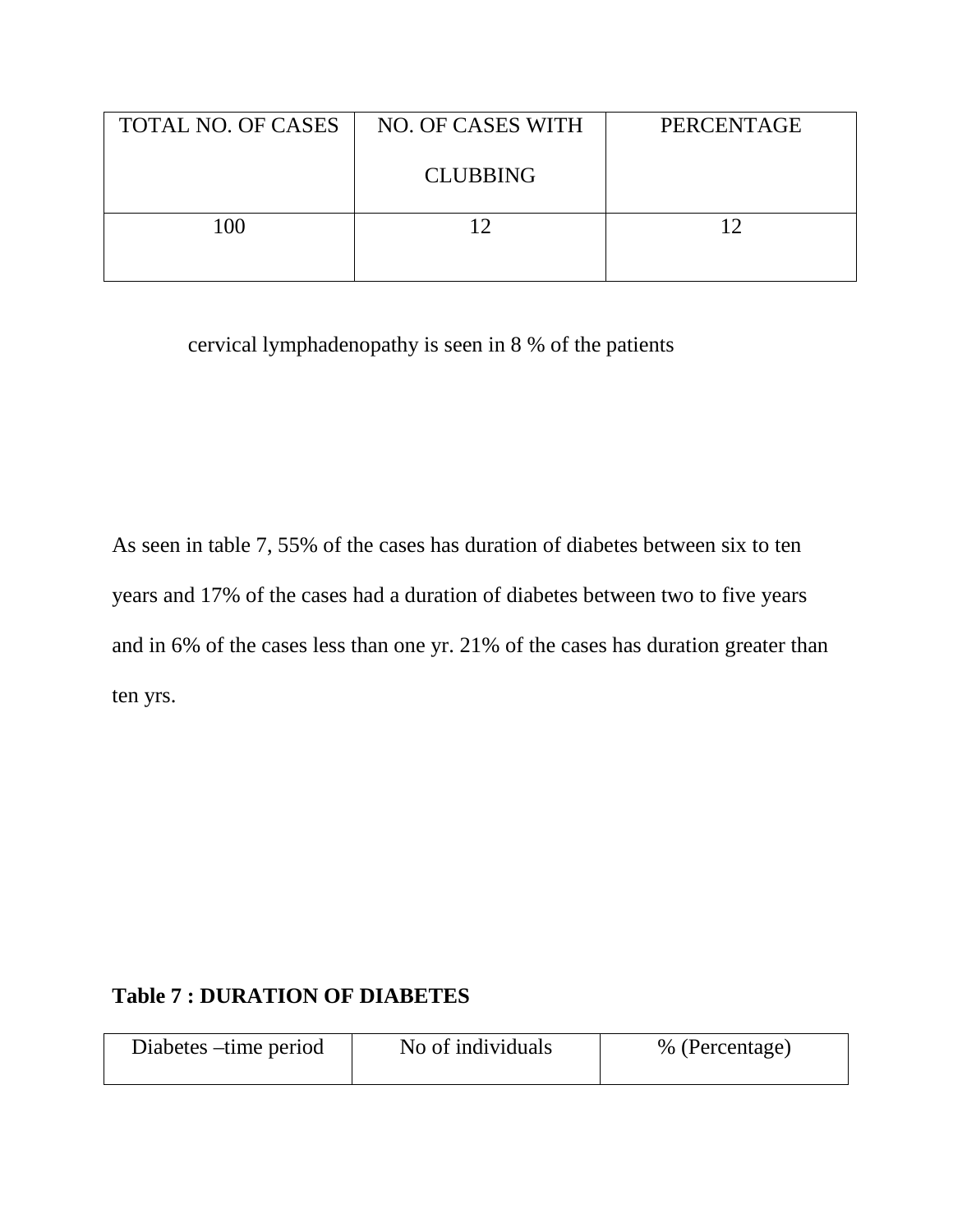| TOTAL NO. OF CASES | NO. OF CASES WITH CLUBBING | PERCENTAGE |
|---|---|---|
| 100 | 12 | 12 |

cervical lymphadenopathy is seen in 8 % of the patients

As seen in table 7, 55% of the cases has duration of diabetes between six to ten years and 17% of the cases had a duration of diabetes between two to five years and in 6% of the cases less than one yr. 21% of the cases has duration greater than ten yrs.

**Table 7 : DURATION OF DIABETES**

| Diabetes –time period | No of individuals | % (Percentage) |
|---|---|---|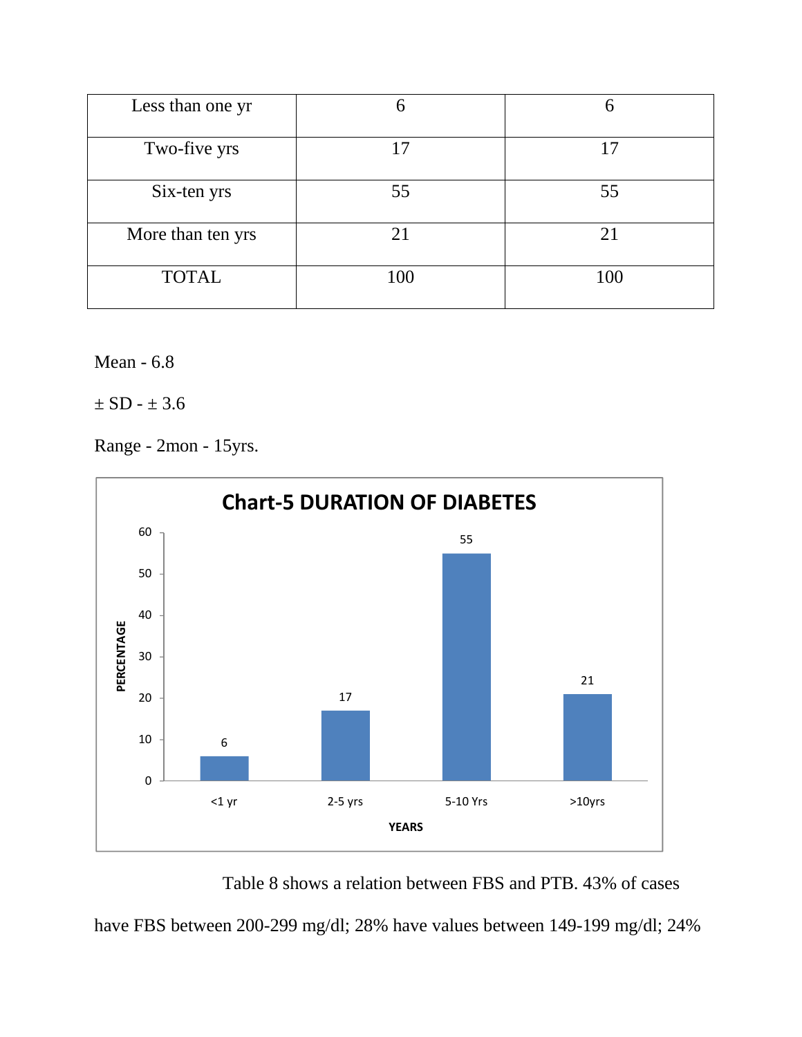| | | |
|---|---|---|
| Less than one yr | 6 | 6 |
| Two-five yrs | 17 | 17 |
| Six-ten yrs | 55 | 55 |
| More than ten yrs | 21 | 21 |
| TOTAL | 100 | 100 |

Mean - 6.8

± SD - ± 3.6

Range - 2mon - 15yrs.

**Chart-5 DURATION OF DIABETES**

| YEARS | PERCENTAGE |
|---|---|
| <1 yr | 6 |
| 2-5 yrs | 17 |
| 5-10 Yrs | 55 |
| >10yrs | 21 |

Table 8 shows a relation between FBS and PTB. 43% of cases have FBS between 200-299 mg/dl; 28% have values between 149-199 mg/dl; 24%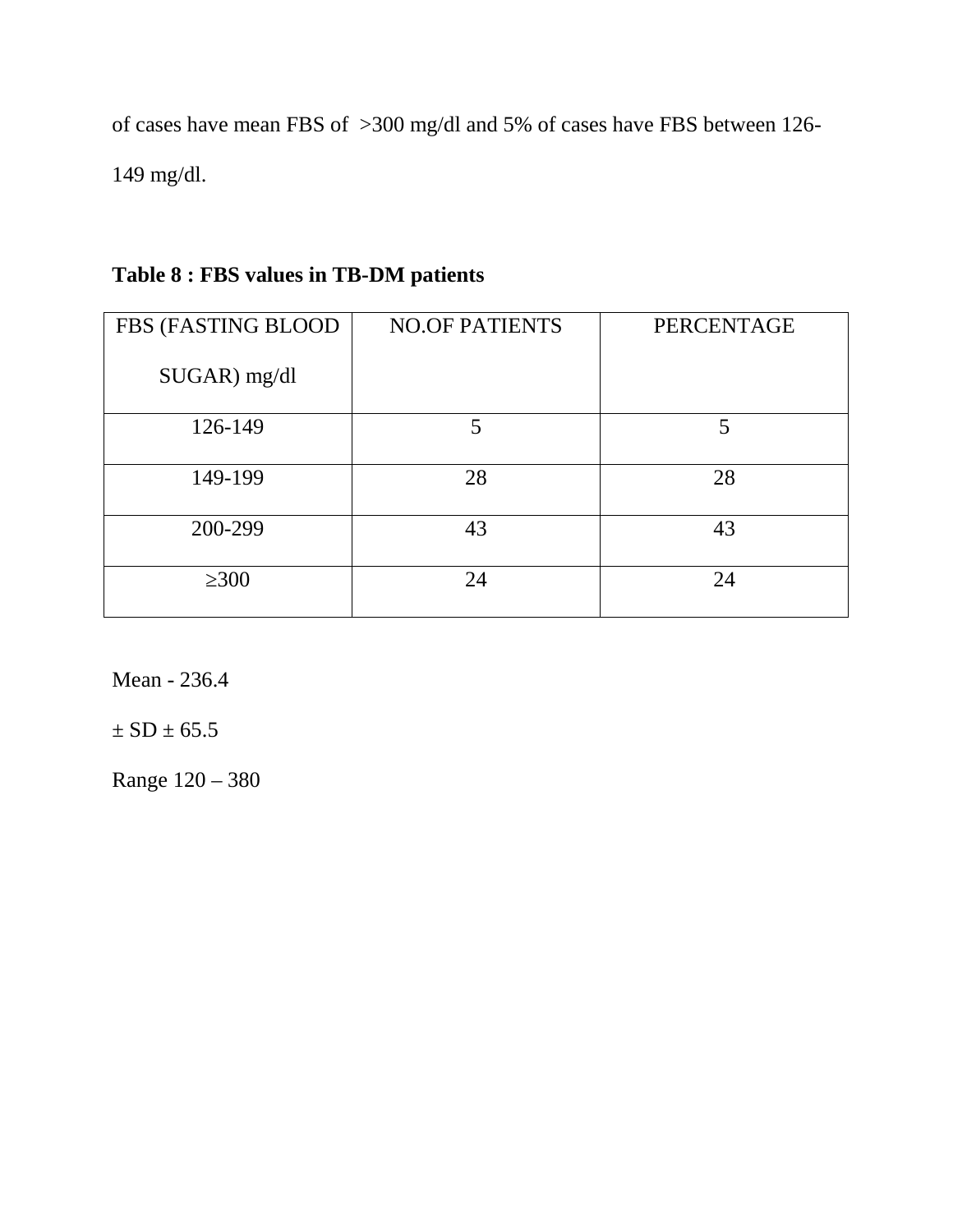of cases have mean FBS of >300 mg/dl and 5% of cases have FBS between 126-149 mg/dl.

**Table 8 : FBS values in TB-DM patients**

| FBS (FASTING BLOOD SUGAR) mg/dl | NO.OF PATIENTS | PERCENTAGE |
|---|---|---|
| 126-149 | 5 | 5 |
| 149-199 | 28 | 28 |
| 200-299 | 43 | 43 |
| ≥300 | 24 | 24 |

Mean - 236.4

± SD ± 65.5

Range 120 – 380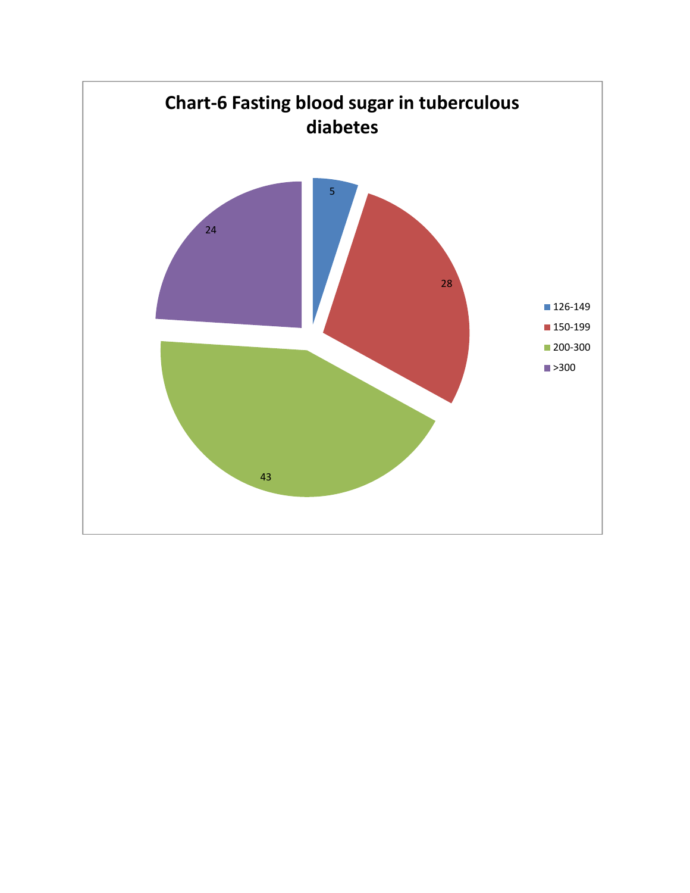**Chart-6 Fasting blood sugar in tuberculous diabetes**

| Fasting blood sugar | Value |
|---|---|
| 126-149 | 5 |
| 150-199 | 28 |
| 200-300 | 43 |
| >300 | 24 |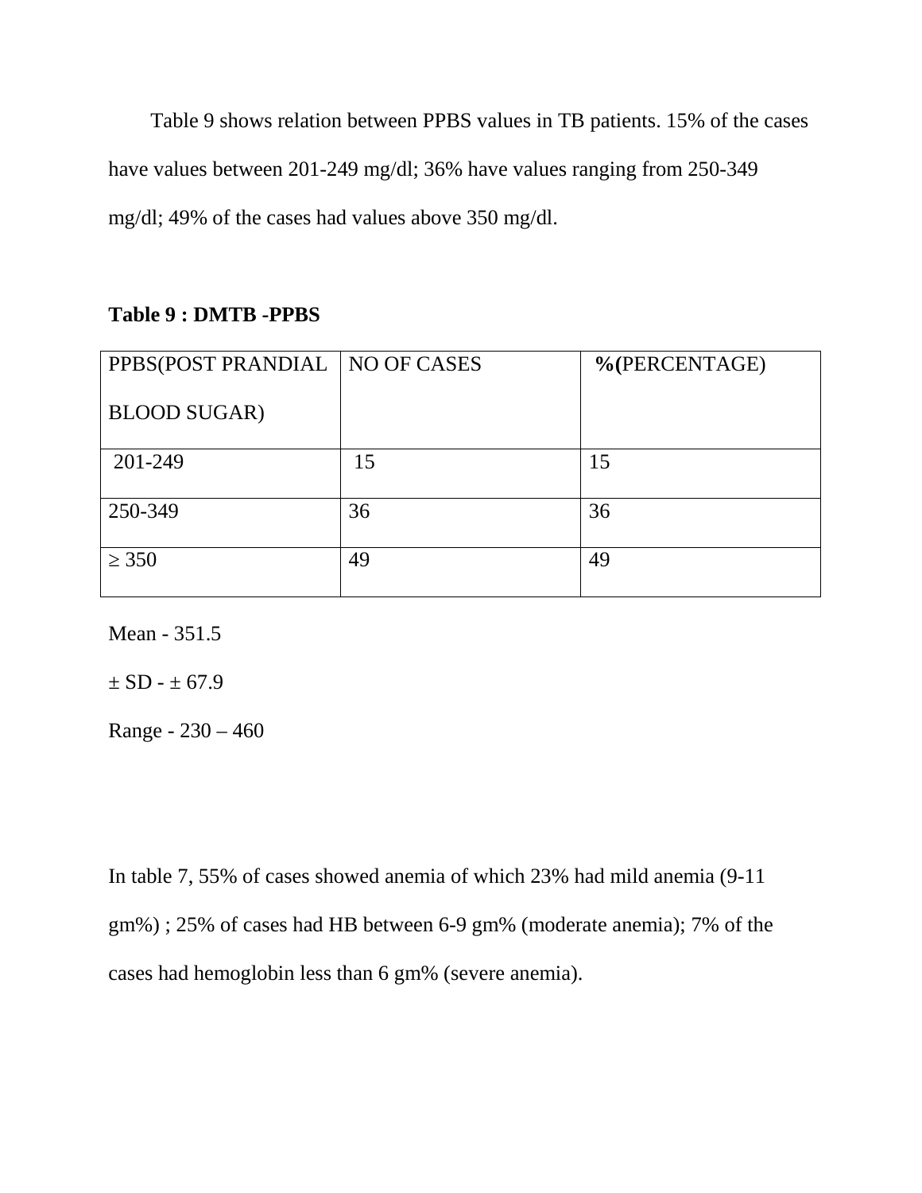Table 9 shows relation between PPBS values in TB patients. 15% of the cases have values between 201-249 mg/dl; 36% have values ranging from 250-349 mg/dl; 49% of the cases had values above 350 mg/dl.

**Table 9 : DMTB -PPBS**

| PPBS(POST PRANDIAL BLOOD SUGAR) | NO OF CASES | **%(**PERCENTAGE) |
|---|---|---|
| 201-249 | 15 | 15 |
| 250-349 | 36 | 36 |
| ≥ 350 | 49 | 49 |

Mean - 351.5

± SD - ± 67.9

Range - 230 – 460

In table 7, 55% of cases showed anemia of which 23% had mild anemia (9-11 gm%) ; 25% of cases had HB between 6-9 gm% (moderate anemia); 7% of the cases had hemoglobin less than 6 gm% (severe anemia).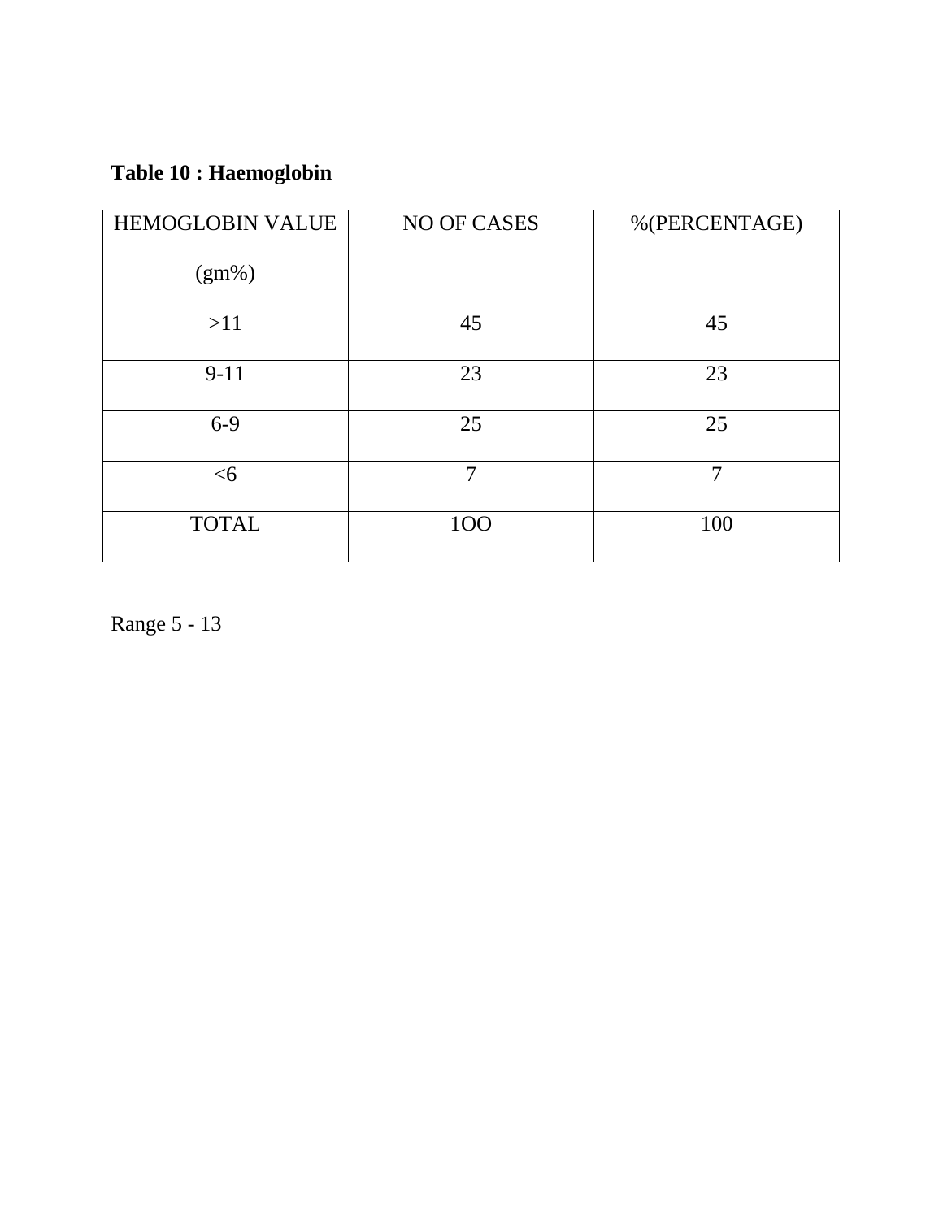**Table 10 : Haemoglobin**

| HEMOGLOBIN VALUE (gm%) | NO OF CASES | %(PERCENTAGE) |
|---|---|---|
| >11 | 45 | 45 |
| 9-11 | 23 | 23 |
| 6-9 | 25 | 25 |
| <6 | 7 | 7 |
| TOTAL | 1OO | 100 |

Range 5 - 13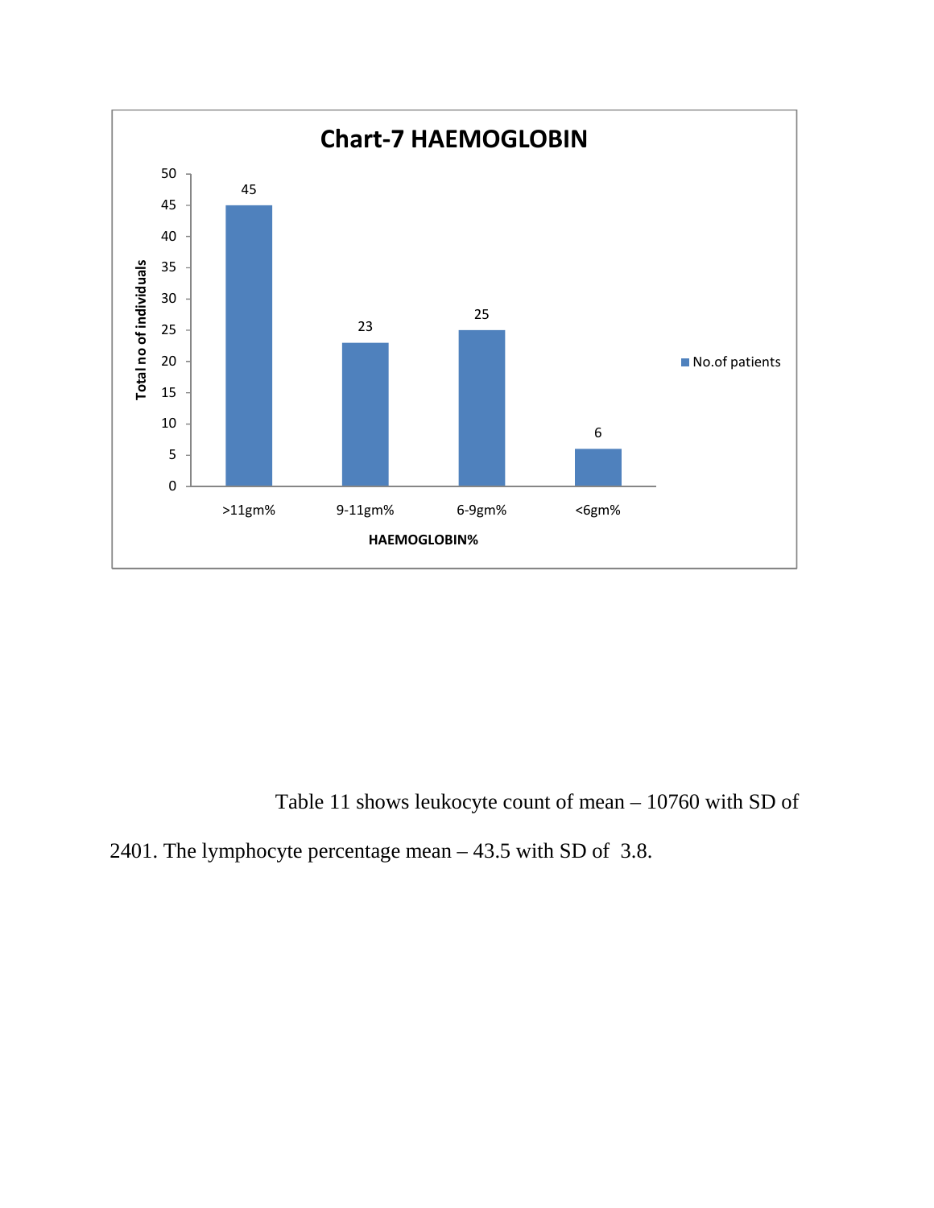**Chart-7 HAEMOGLOBIN**

| HAEMOGLOBIN% | No.of patients |
|---|---|
| >11gm% | 45 |
| 9-11gm% | 23 |
| 6-9gm% | 25 |
| <6gm% | 6 |

Table 11 shows leukocyte count of mean – 10760 with SD of 2401. The lymphocyte percentage mean – 43.5 with SD of 3.8.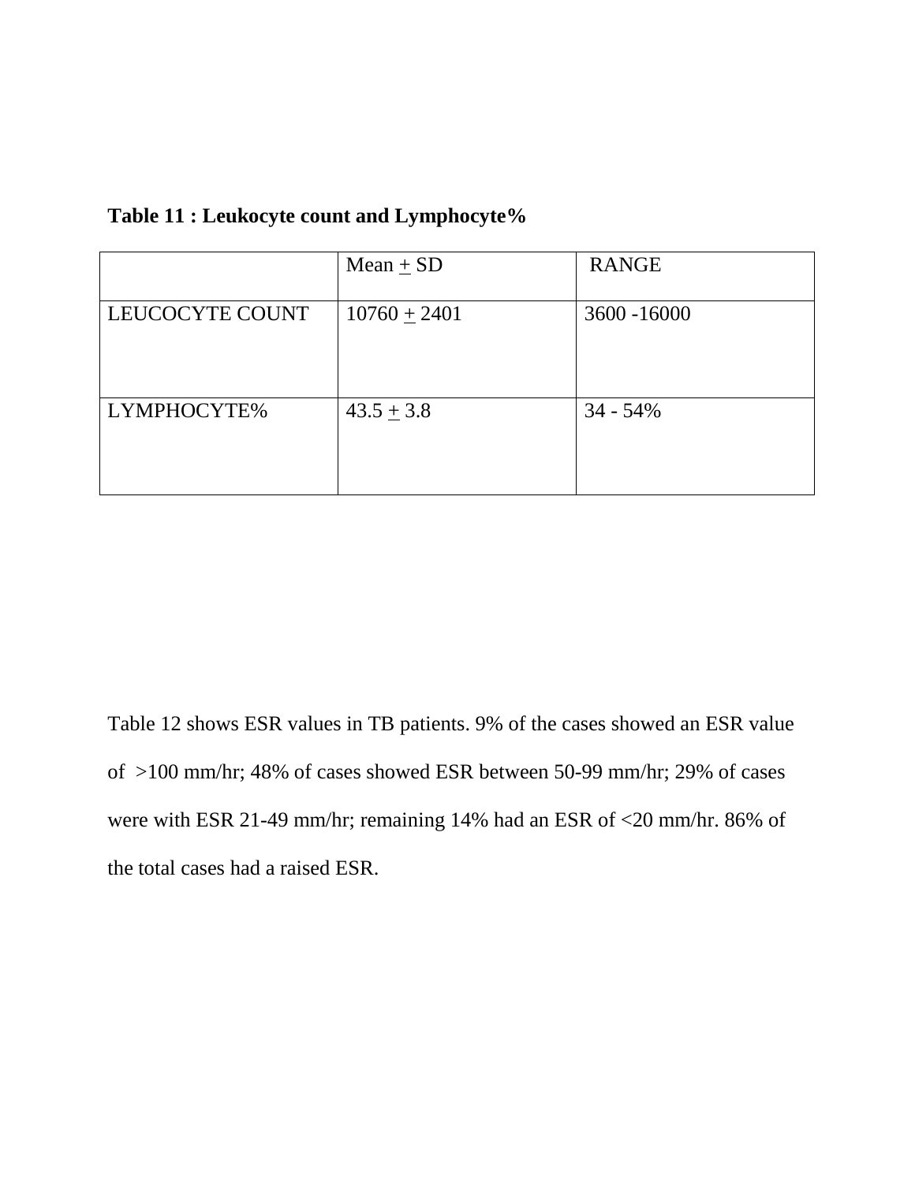**Table 11 : Leukocyte count and Lymphocyte%**

| | Mean ± SD | RANGE |
|---|---|---|
| LEUCOCYTE COUNT | 10760 ± 2401 | 3600 -16000 |
| LYMPHOCYTE% | 43.5 ± 3.8 | 34 - 54% |

Table 12 shows ESR values in TB patients. 9% of the cases showed an ESR value of >100 mm/hr; 48% of cases showed ESR between 50-99 mm/hr; 29% of cases were with ESR 21-49 mm/hr; remaining 14% had an ESR of <20 mm/hr. 86% of the total cases had a raised ESR.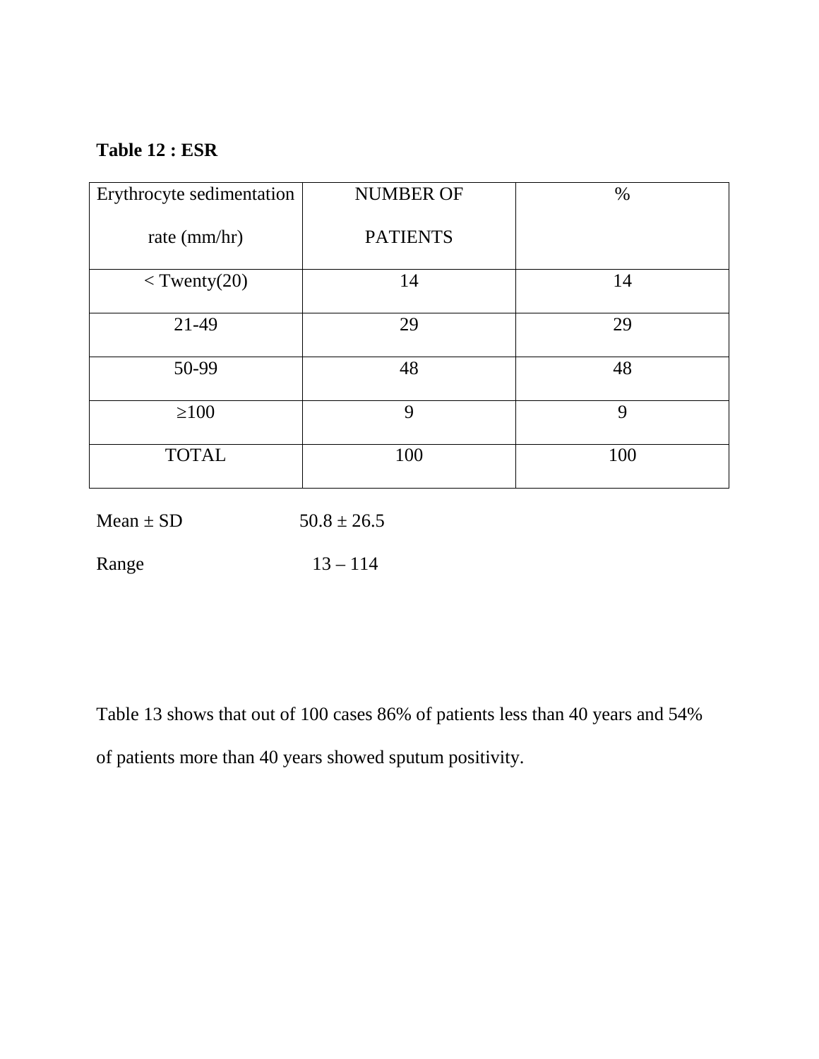**Table 12 : ESR**

| Erythrocyte sedimentation rate (mm/hr) | NUMBER OF PATIENTS | % |
|---|---|---|
| < Twenty(20) | 14 | 14 |
| 21-49 | 29 | 29 |
| 50-99 | 48 | 48 |
| ≥100 | 9 | 9 |
| TOTAL | 100 | 100 |

Mean ± SD 50.8 ± 26.5

Range 13 – 114

Table 13 shows that out of 100 cases 86% of patients less than 40 years and 54% of patients more than 40 years showed sputum positivity.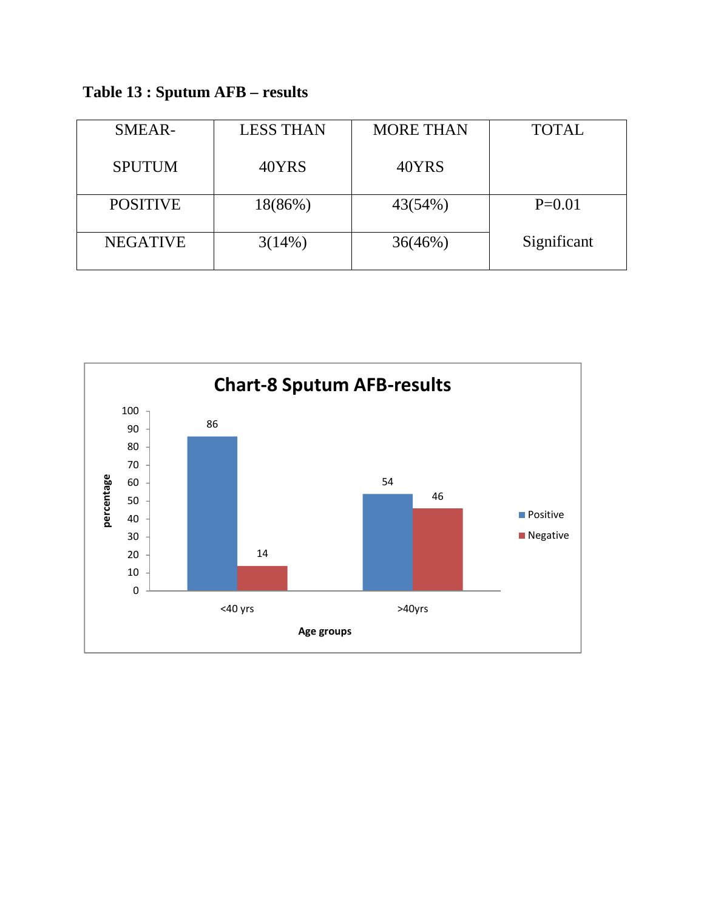**Table 13 : Sputum AFB – results**

| SMEAR-SPUTUM | LESS THAN 40YRS | MORE THAN 40YRS | TOTAL |
|---|---|---|---|
| POSITIVE | 18(86%) | 43(54%) | P=0.01 Significant |
| NEGATIVE | 3(14%) | 36(46%) | |

**Chart-8 Sputum AFB-results**

| Age groups | Positive (%) | Negative (%) |
|---|---|---|
| <40 yrs | 86 | 14 |
| >40yrs | 54 | 46 |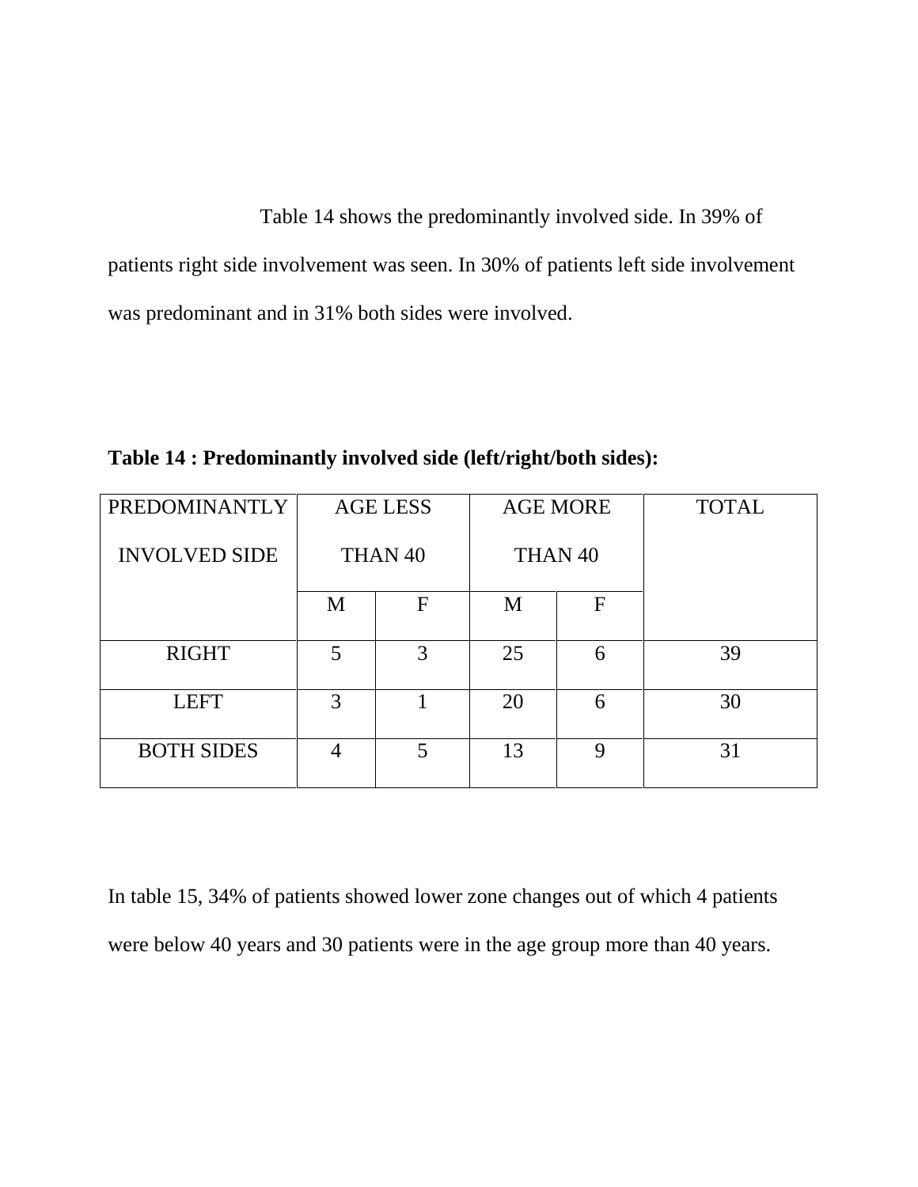Table 14 shows the predominantly involved side. In 39% of patients right side involvement was seen. In 30% of patients left side involvement was predominant and in 31% both sides were involved.

**Table 14 : Predominantly involved side (left/right/both sides):**

| PREDOMINANTLY INVOLVED SIDE | AGE LESS THAN 40 | | AGE MORE THAN 40 | | TOTAL |
|---|---|---|---|---|---|
| | M | F | M | F | |
| RIGHT | 5 | 3 | 25 | 6 | 39 |
| LEFT | 3 | 1 | 20 | 6 | 30 |
| BOTH SIDES | 4 | 5 | 13 | 9 | 31 |

In table 15, 34% of patients showed lower zone changes out of which 4 patients were below 40 years and 30 patients were in the age group more than 40 years.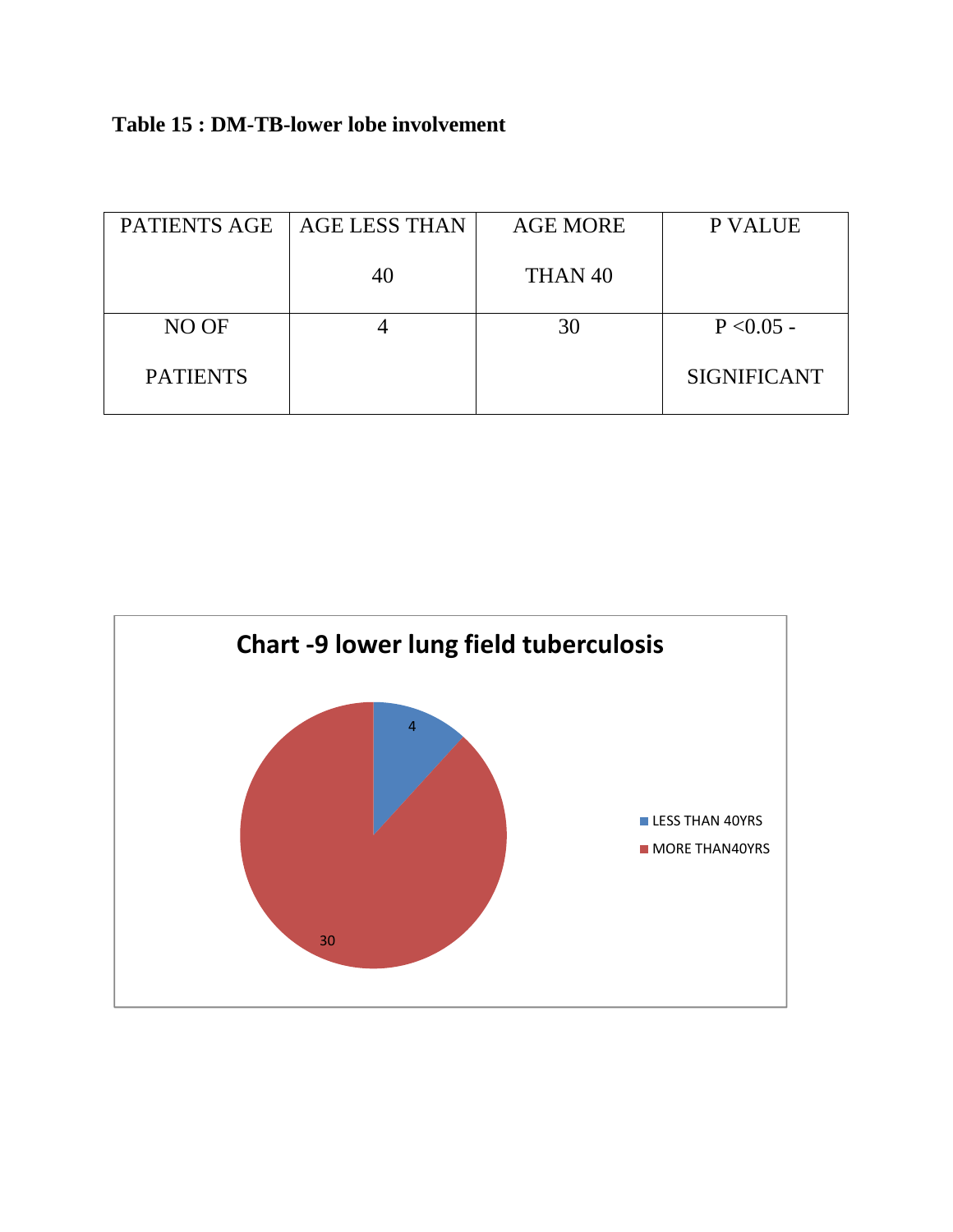**Table 15 : DM-TB-lower lobe involvement**

| PATIENTS AGE | AGE LESS THAN 40 | AGE MORE THAN 40 | P VALUE |
|---|---|---|---|
| NO OF PATIENTS | 4 | 30 | $P < 0.05$ - SIGNIFICANT |

**Chart -9 lower lung field tuberculosis**

| | Value |
|---|---|
| LESS THAN 40YRS | 4 |
| MORE THAN40YRS | 30 |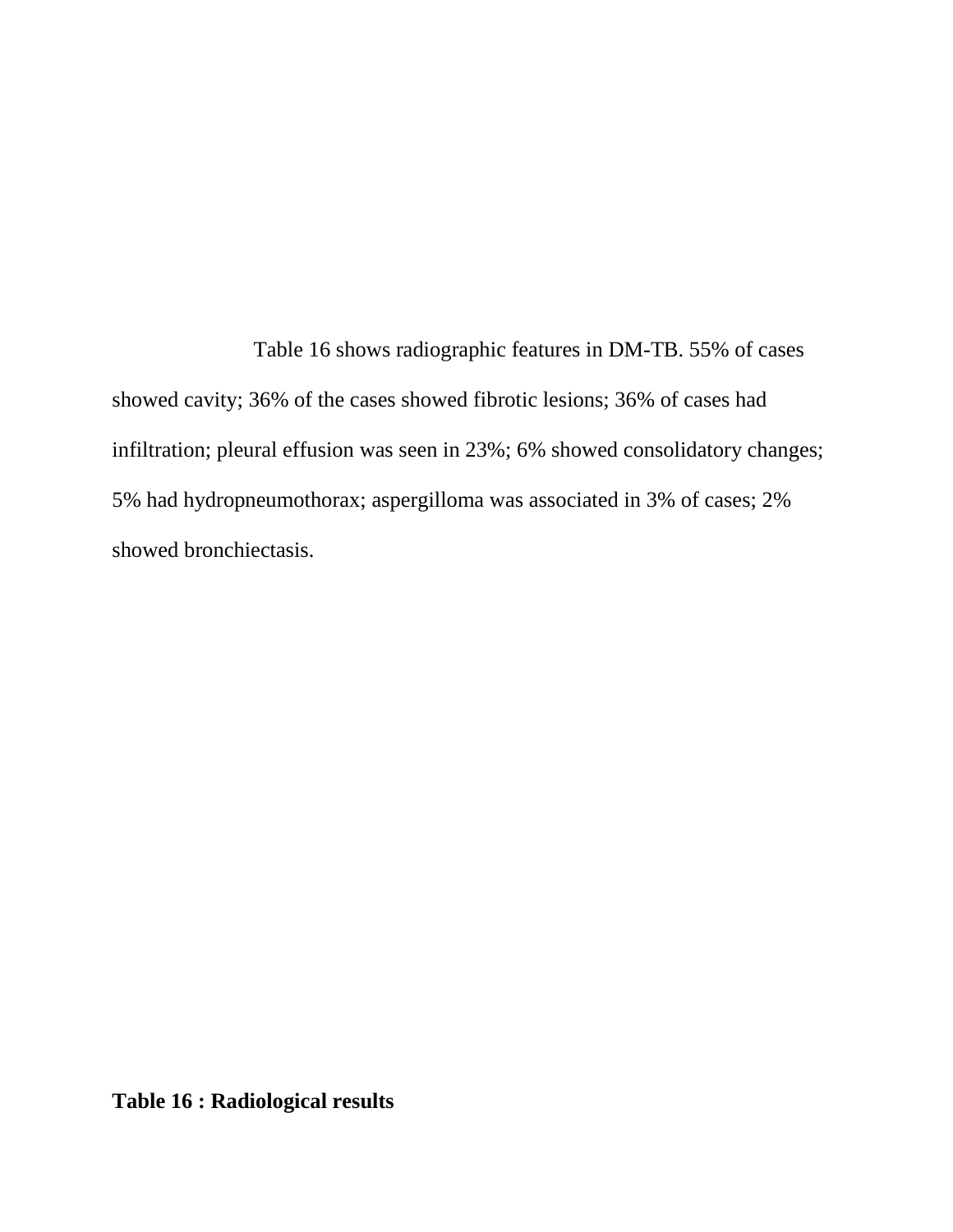Table 16 shows radiographic features in DM-TB. 55% of cases showed cavity; 36% of the cases showed fibrotic lesions; 36% of cases had infiltration; pleural effusion was seen in 23%; 6% showed consolidatory changes; 5% had hydropneumothorax; aspergilloma was associated in 3% of cases; 2% showed bronchiectasis.

**Table 16 : Radiological results**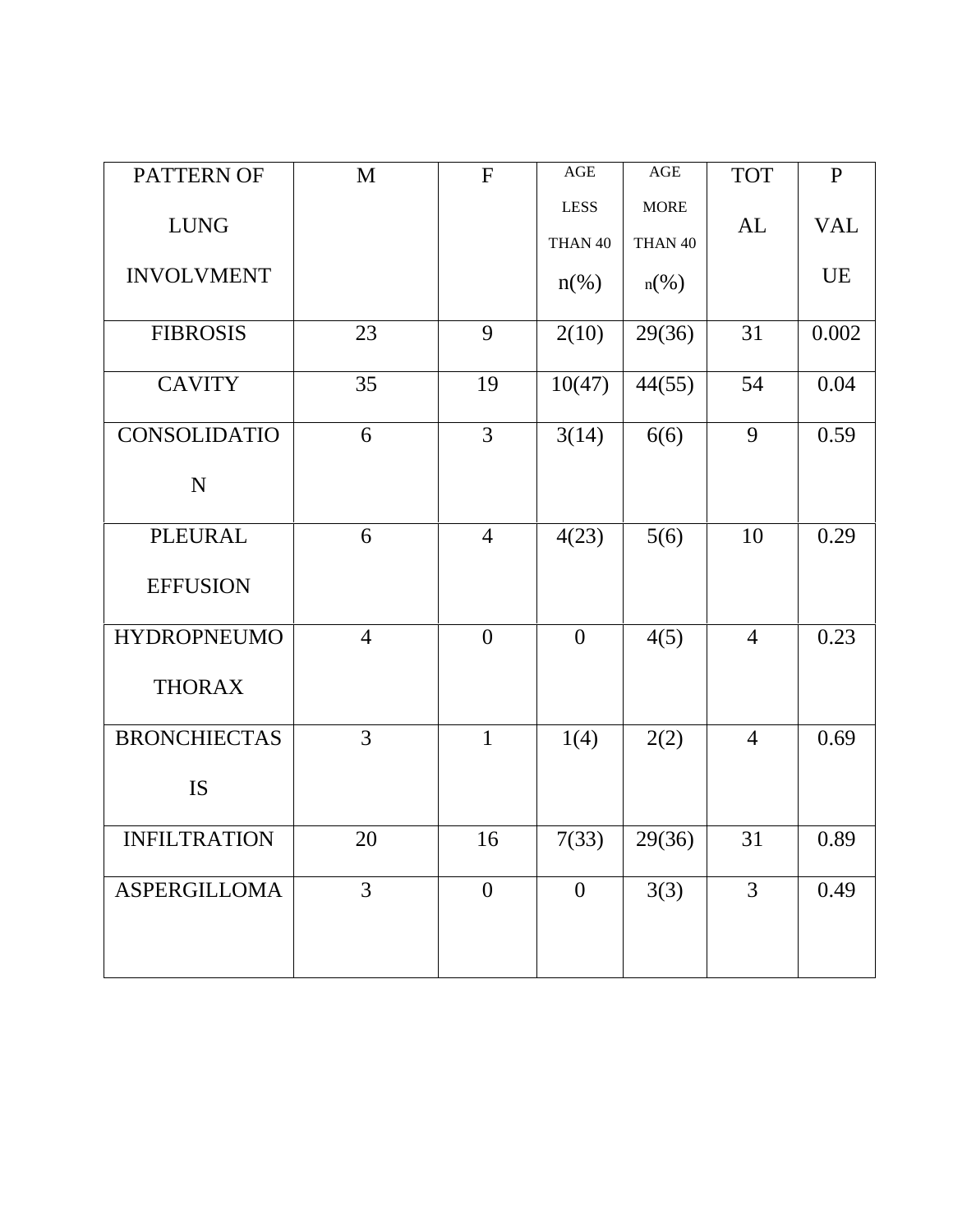| PATTERN OF LUNG INVOLVMENT | M | F | AGE LESS THAN 40 n(%) | AGE MORE THAN 40 n(%) | TOTAL | P VALUE |
|---|---|---|---|---|---|---|
| FIBROSIS | 23 | 9 | 2(10) | 29(36) | 31 | 0.002 |
| CAVITY | 35 | 19 | 10(47) | 44(55) | 54 | 0.04 |
| CONSOLIDATION | 6 | 3 | 3(14) | 6(6) | 9 | 0.59 |
| PLEURAL EFFUSION | 6 | 4 | 4(23) | 5(6) | 10 | 0.29 |
| HYDROPNEUMOTHORAX | 4 | 0 | 0 | 4(5) | 4 | 0.23 |
| BRONCHIECTASIS | 3 | 1 | 1(4) | 2(2) | 4 | 0.69 |
| INFILTRATION | 20 | 16 | 7(33) | 29(36) | 31 | 0.89 |
| ASPERGILLOMA | 3 | 0 | 0 | 3(3) | 3 | 0.49 |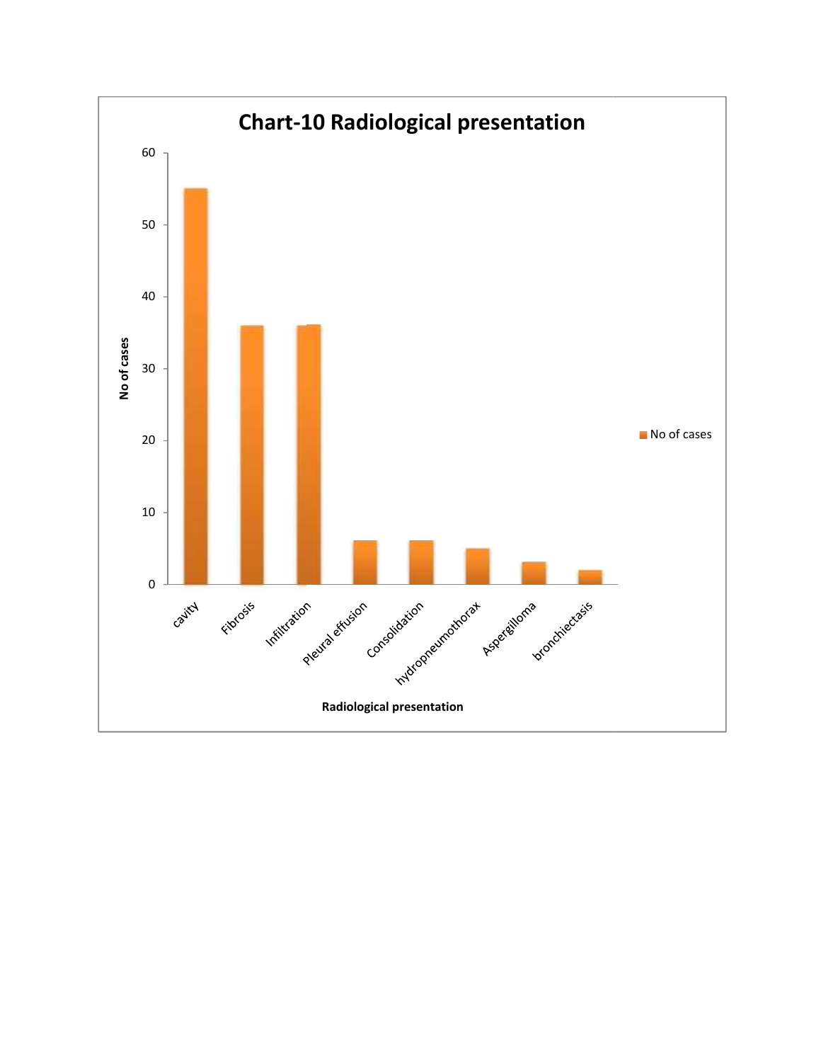## Chart-10 Radiological presentation

| Radiological presentation | No of cases |
|---|---|
| cavity | 55 |
| Fibrosis | 36 |
| Infiltration | 36 |
| Pleural effusion | 6 |
| Consolidation | 6 |
| hydropneumothorax | 5 |
| Aspergilloma | 3 |
| bronchiectasis | 2 |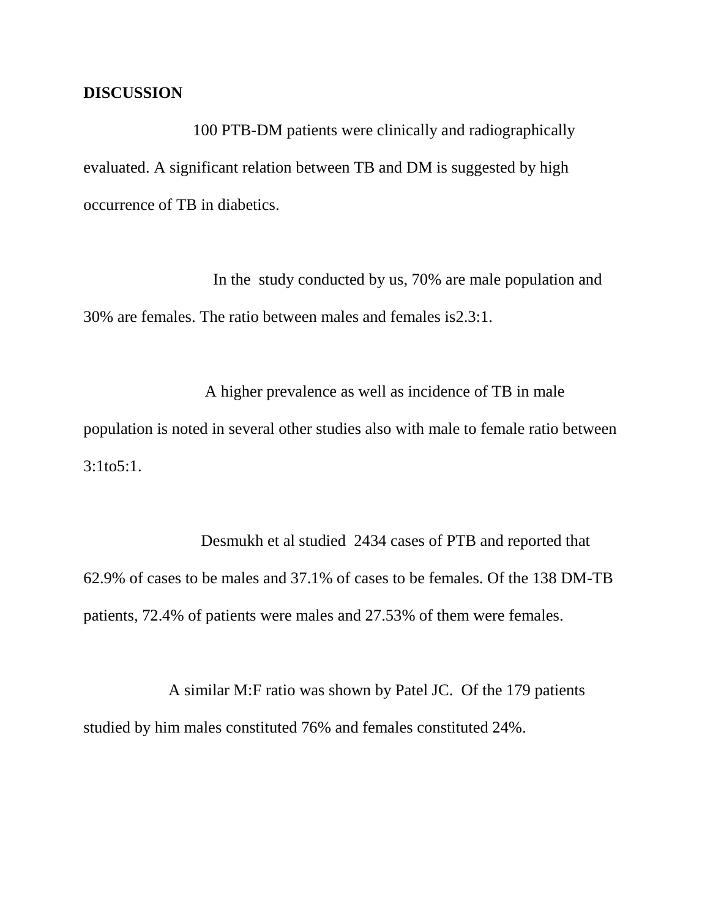## DISCUSSION

100 PTB-DM patients were clinically and radiographically evaluated. A significant relation between TB and DM is suggested by high occurrence of TB in diabetics.

In the study conducted by us, 70% are male population and 30% are females. The ratio between males and females is2.3:1.

A higher prevalence as well as incidence of TB in male population is noted in several other studies also with male to female ratio between 3:1to5:1.

Desmukh et al studied 2434 cases of PTB and reported that 62.9% of cases to be males and 37.1% of cases to be females. Of the 138 DM-TB patients, 72.4% of patients were males and 27.53% of them were females.

A similar M:F ratio was shown by Patel JC. Of the 179 patients studied by him males constituted 76% and females constituted 24%.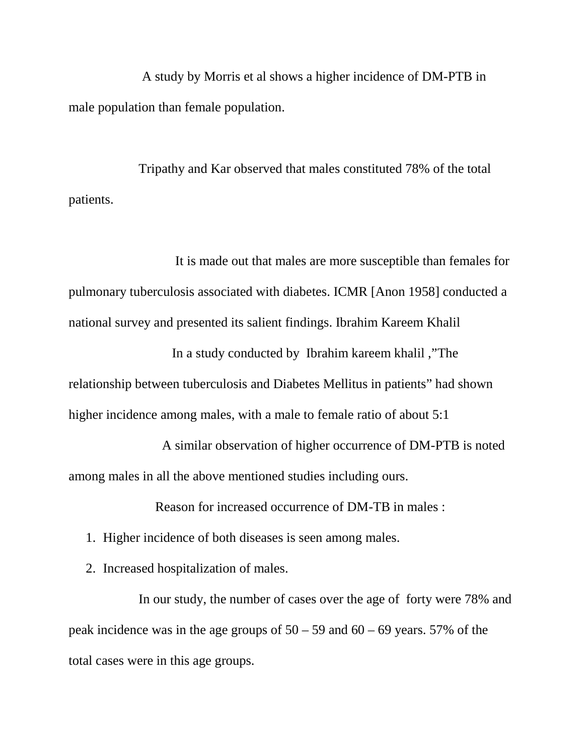A study by Morris et al shows a higher incidence of DM-PTB in male population than female population.

Tripathy and Kar observed that males constituted 78% of the total patients.

It is made out that males are more susceptible than females for pulmonary tuberculosis associated with diabetes. ICMR [Anon 1958] conducted a national survey and presented its salient findings. Ibrahim Kareem Khalil

In a study conducted by Ibrahim kareem khalil ,"The relationship between tuberculosis and Diabetes Mellitus in patients" had shown higher incidence among males, with a male to female ratio of about 5:1

A similar observation of higher occurrence of DM-PTB is noted among males in all the above mentioned studies including ours.

Reason for increased occurrence of DM-TB in males :

1. Higher incidence of both diseases is seen among males.
2. Increased hospitalization of males.

In our study, the number of cases over the age of forty were 78% and peak incidence was in the age groups of 50 – 59 and 60 – 69 years. 57% of the total cases were in this age groups.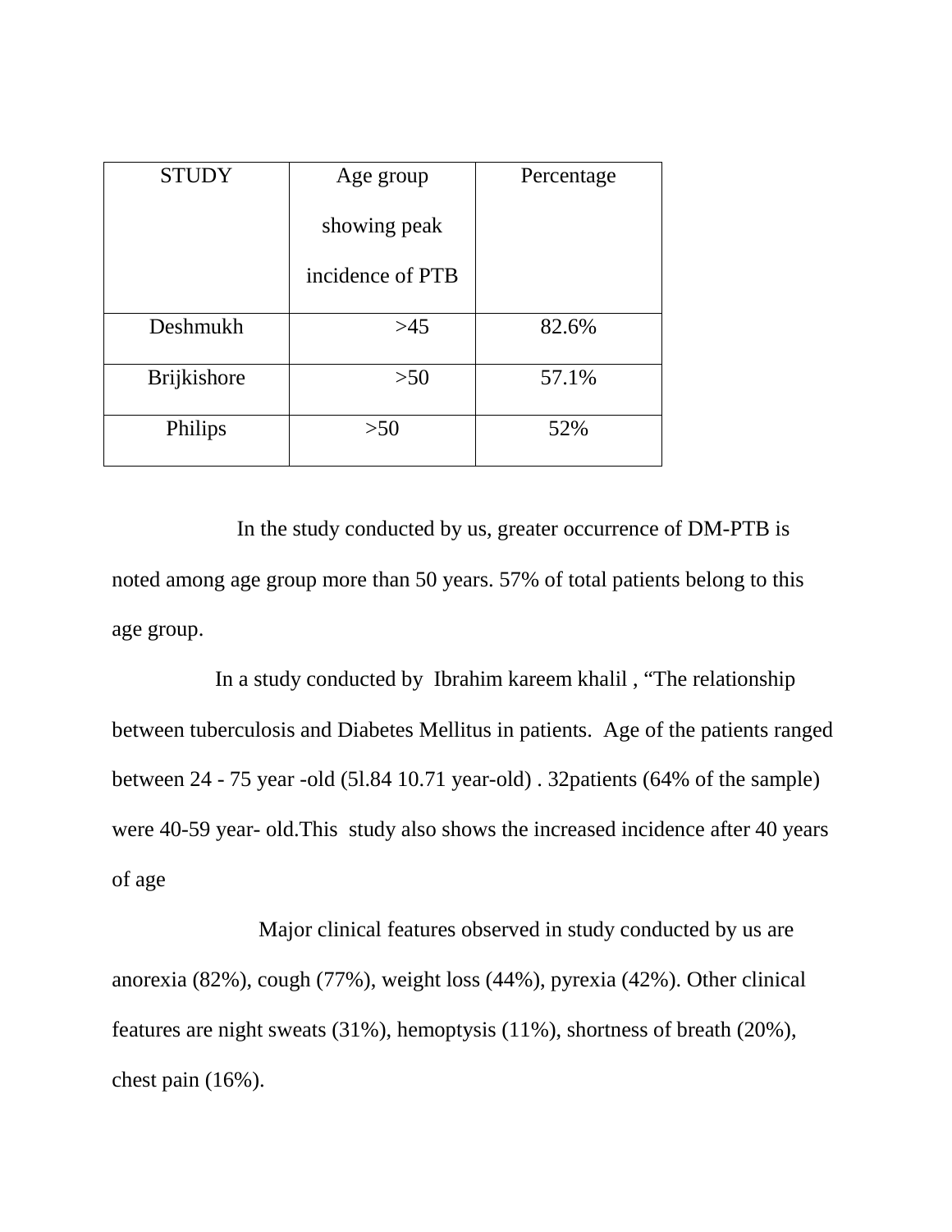| STUDY | Age group showing peak incidence of PTB | Percentage |
|---|---|---|
| Deshmukh | >45 | 82.6% |
| Brijkishore | >50 | 57.1% |
| Philips | >50 | 52% |

In the study conducted by us, greater occurrence of DM-PTB is noted among age group more than 50 years. 57% of total patients belong to this age group.

In a study conducted by Ibrahim kareem khalil , "The relationship between tuberculosis and Diabetes Mellitus in patients. Age of the patients ranged between 24 - 75 year -old (5l.84 10.71 year-old) . 32patients (64% of the sample) were 40-59 year- old.This study also shows the increased incidence after 40 years of age

Major clinical features observed in study conducted by us are anorexia (82%), cough (77%), weight loss (44%), pyrexia (42%). Other clinical features are night sweats (31%), hemoptysis (11%), shortness of breath (20%), chest pain (16%).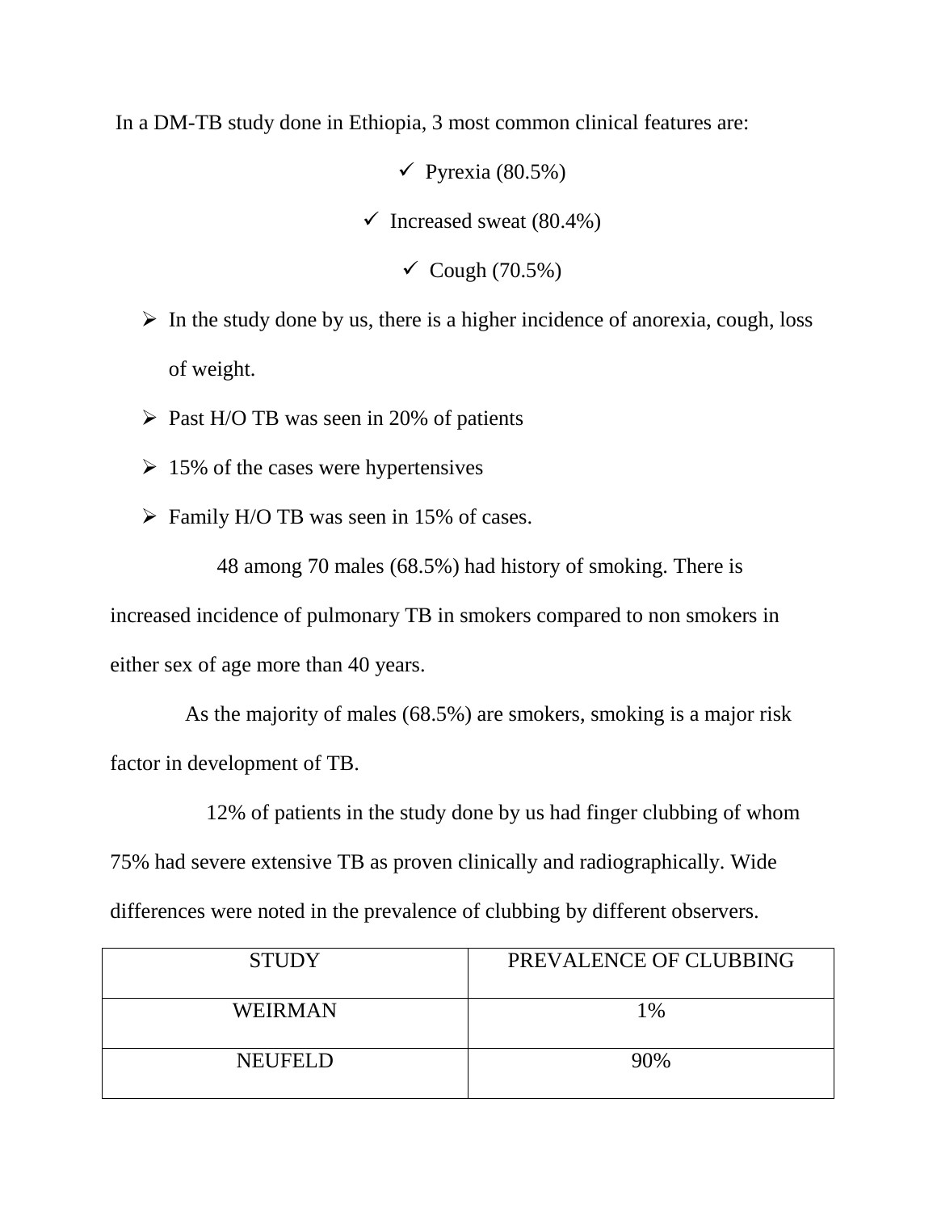In a DM-TB study done in Ethiopia, 3 most common clinical features are:

- ✓ Pyrexia (80.5%)
- ✓ Increased sweat (80.4%)
- ✓ Cough (70.5%)

- ➢ In the study done by us, there is a higher incidence of anorexia, cough, loss of weight.
- ➢ Past H/O TB was seen in 20% of patients
- ➢ 15% of the cases were hypertensives
- ➢ Family H/O TB was seen in 15% of cases.

48 among 70 males (68.5%) had history of smoking. There is increased incidence of pulmonary TB in smokers compared to non smokers in either sex of age more than 40 years.

As the majority of males (68.5%) are smokers, smoking is a major risk factor in development of TB.

12% of patients in the study done by us had finger clubbing of whom 75% had severe extensive TB as proven clinically and radiographically. Wide differences were noted in the prevalence of clubbing by different observers.

| STUDY | PREVALENCE OF CLUBBING |
|---|---|
| WEIRMAN | 1% |
| NEUFELD | 90% |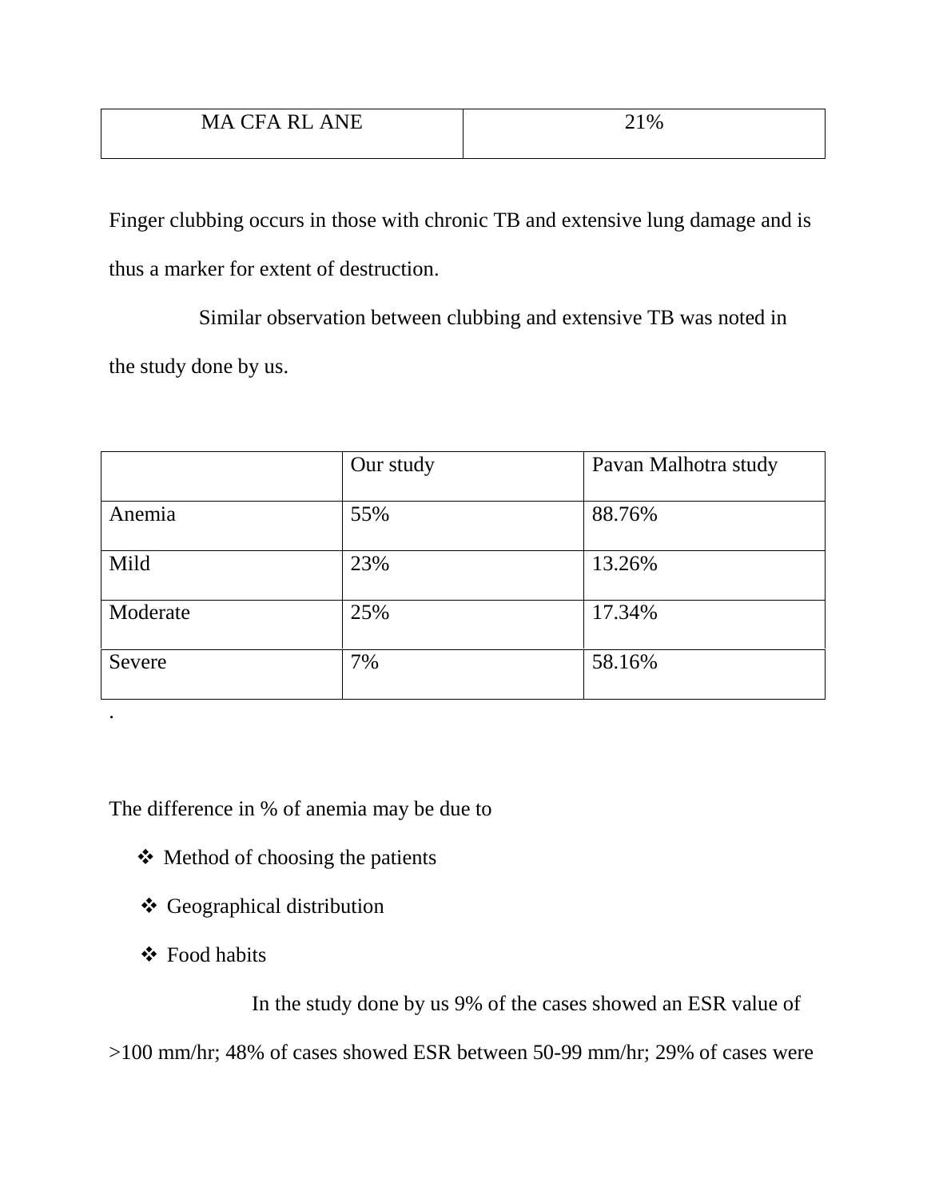| MA CFA RL ANE | 21% |
|---|---|

Finger clubbing occurs in those with chronic TB and extensive lung damage and is thus a marker for extent of destruction.

Similar observation between clubbing and extensive TB was noted in the study done by us.

| | Our study | Pavan Malhotra study |
|---|---|---|
| Anemia | 55% | 88.76% |
| Mild | 23% | 13.26% |
| Moderate | 25% | 17.34% |
| Severe | 7% | 58.16% |

.

The difference in % of anemia may be due to

- Method of choosing the patients
- Geographical distribution
- Food habits

In the study done by us 9% of the cases showed an ESR value of >100 mm/hr; 48% of cases showed ESR between 50-99 mm/hr; 29% of cases were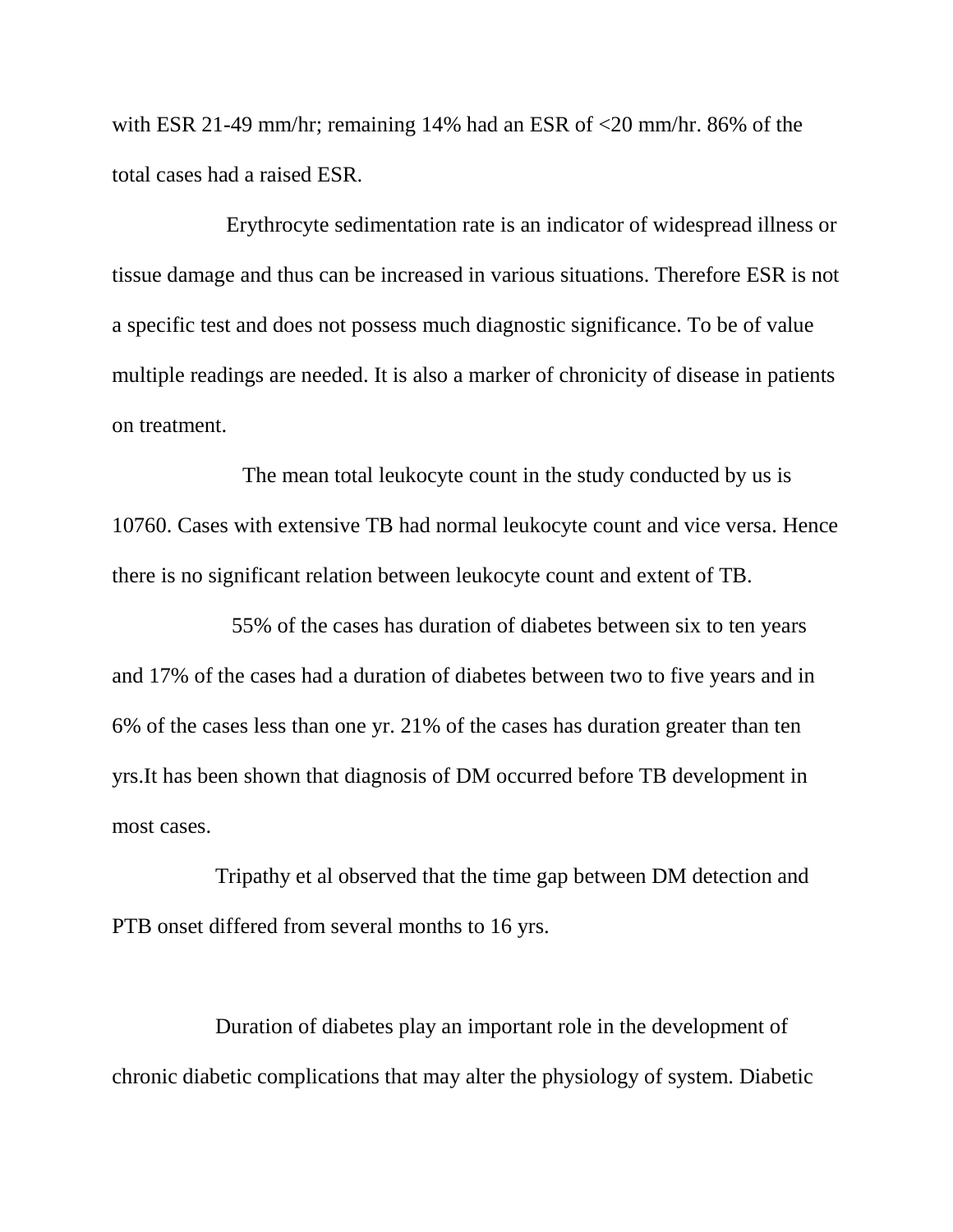with ESR 21-49 mm/hr; remaining 14% had an ESR of <20 mm/hr. 86% of the total cases had a raised ESR.

Erythrocyte sedimentation rate is an indicator of widespread illness or tissue damage and thus can be increased in various situations. Therefore ESR is not a specific test and does not possess much diagnostic significance. To be of value multiple readings are needed. It is also a marker of chronicity of disease in patients on treatment.

The mean total leukocyte count in the study conducted by us is 10760. Cases with extensive TB had normal leukocyte count and vice versa. Hence there is no significant relation between leukocyte count and extent of TB.

55% of the cases has duration of diabetes between six to ten years and 17% of the cases had a duration of diabetes between two to five years and in 6% of the cases less than one yr. 21% of the cases has duration greater than ten yrs.It has been shown that diagnosis of DM occurred before TB development in most cases.

Tripathy et al observed that the time gap between DM detection and PTB onset differed from several months to 16 yrs.

Duration of diabetes play an important role in the development of chronic diabetic complications that may alter the physiology of system. Diabetic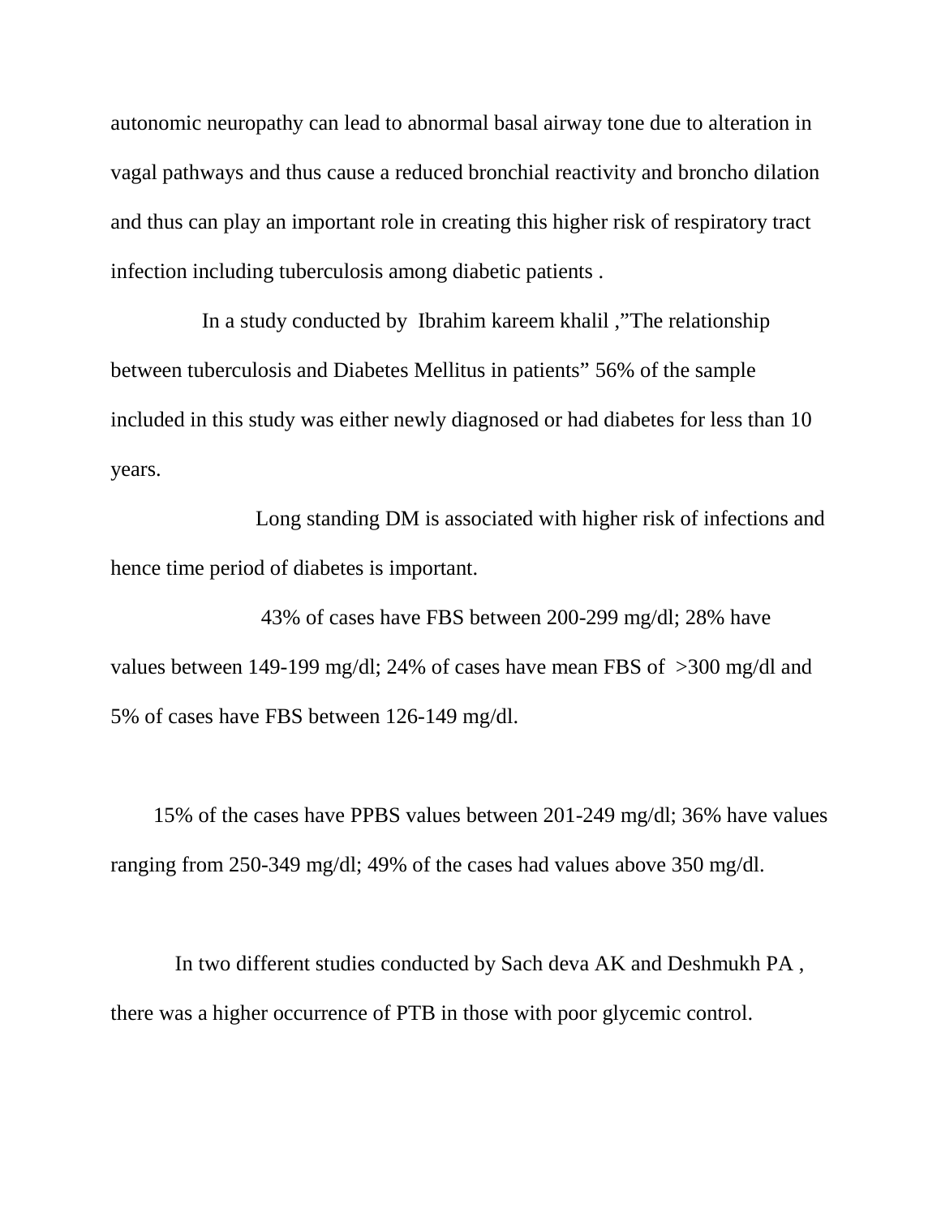autonomic neuropathy can lead to abnormal basal airway tone due to alteration in vagal pathways and thus cause a reduced bronchial reactivity and broncho dilation and thus can play an important role in creating this higher risk of respiratory tract infection including tuberculosis among diabetic patients .

In a study conducted by Ibrahim kareem khalil ,"The relationship between tuberculosis and Diabetes Mellitus in patients" 56% of the sample included in this study was either newly diagnosed or had diabetes for less than 10 years.

Long standing DM is associated with higher risk of infections and hence time period of diabetes is important.

43% of cases have FBS between 200-299 mg/dl; 28% have values between 149-199 mg/dl; 24% of cases have mean FBS of >300 mg/dl and 5% of cases have FBS between 126-149 mg/dl.

15% of the cases have PPBS values between 201-249 mg/dl; 36% have values ranging from 250-349 mg/dl; 49% of the cases had values above 350 mg/dl.

In two different studies conducted by Sach deva AK and Deshmukh PA , there was a higher occurrence of PTB in those with poor glycemic control.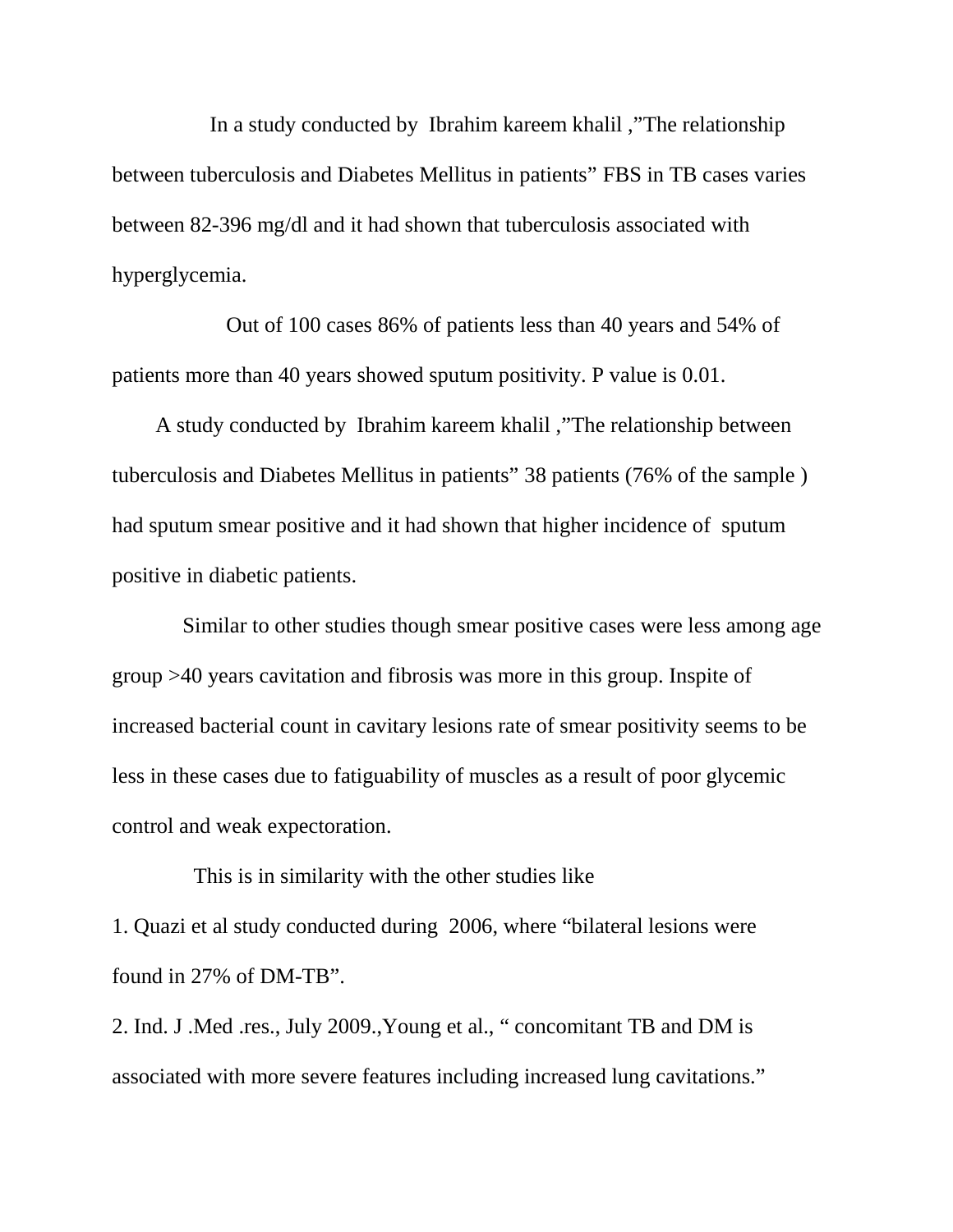In a study conducted by Ibrahim kareem khalil ,"The relationship between tuberculosis and Diabetes Mellitus in patients" FBS in TB cases varies between 82-396 mg/dl and it had shown that tuberculosis associated with hyperglycemia.

Out of 100 cases 86% of patients less than 40 years and 54% of patients more than 40 years showed sputum positivity. P value is 0.01.

A study conducted by Ibrahim kareem khalil ,"The relationship between tuberculosis and Diabetes Mellitus in patients" 38 patients (76% of the sample ) had sputum smear positive and it had shown that higher incidence of sputum positive in diabetic patients.

Similar to other studies though smear positive cases were less among age group >40 years cavitation and fibrosis was more in this group. Inspite of increased bacterial count in cavitary lesions rate of smear positivity seems to be less in these cases due to fatiguability of muscles as a result of poor glycemic control and weak expectoration.

This is in similarity with the other studies like

1. Quazi et al study conducted during 2006, where "bilateral lesions were found in 27% of DM-TB".
2. Ind. J .Med .res., July 2009.,Young et al., " concomitant TB and DM is associated with more severe features including increased lung cavitations."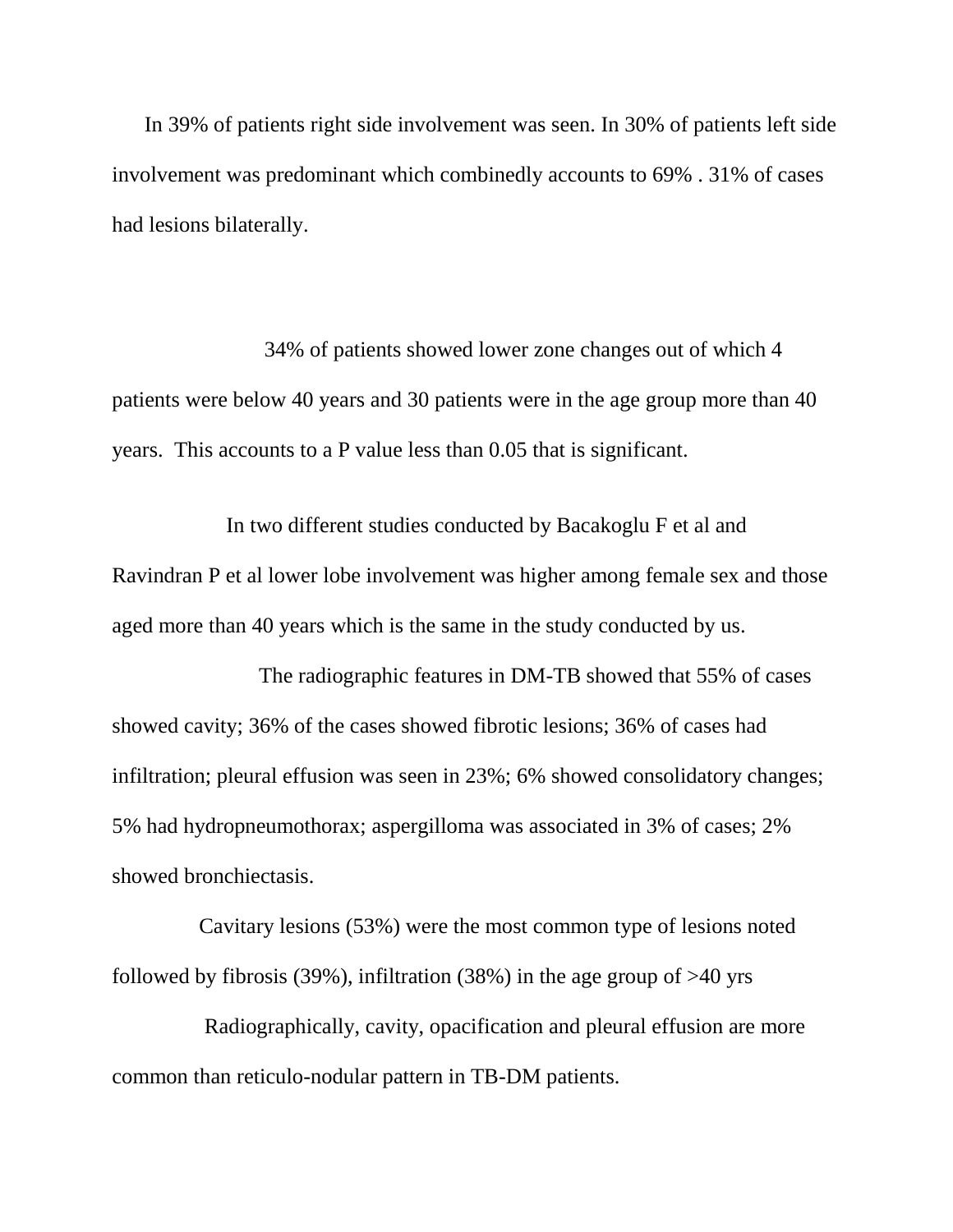In 39% of patients right side involvement was seen. In 30% of patients left side involvement was predominant which combinedly accounts to 69% . 31% of cases had lesions bilaterally.

34% of patients showed lower zone changes out of which 4 patients were below 40 years and 30 patients were in the age group more than 40 years. This accounts to a P value less than 0.05 that is significant.

In two different studies conducted by Bacakoglu F et al and Ravindran P et al lower lobe involvement was higher among female sex and those aged more than 40 years which is the same in the study conducted by us.

The radiographic features in DM-TB showed that 55% of cases showed cavity; 36% of the cases showed fibrotic lesions; 36% of cases had infiltration; pleural effusion was seen in 23%; 6% showed consolidatory changes; 5% had hydropneumothorax; aspergilloma was associated in 3% of cases; 2% showed bronchiectasis.

Cavitary lesions (53%) were the most common type of lesions noted followed by fibrosis (39%), infiltration (38%) in the age group of >40 yrs

Radiographically, cavity, opacification and pleural effusion are more common than reticulo-nodular pattern in TB-DM patients.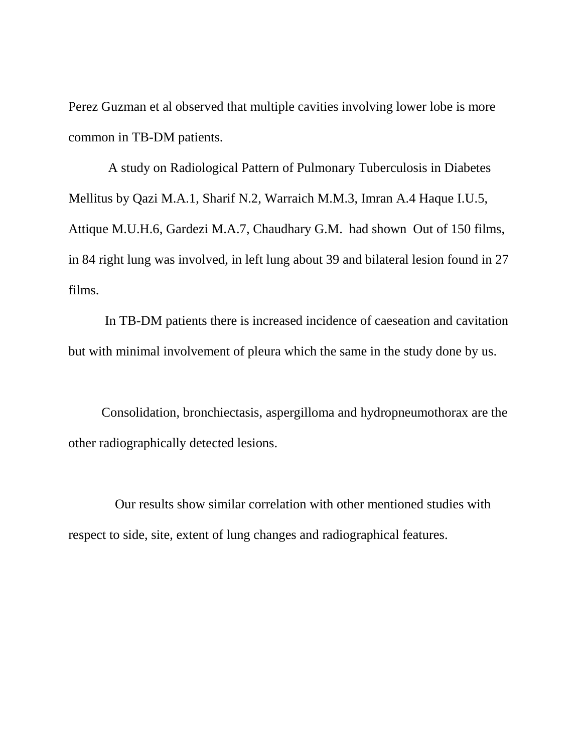Perez Guzman et al observed that multiple cavities involving lower lobe is more common in TB-DM patients.

A study on Radiological Pattern of Pulmonary Tuberculosis in Diabetes Mellitus by Qazi M.A.1, Sharif N.2, Warraich M.M.3, Imran A.4 Haque I.U.5, Attique M.U.H.6, Gardezi M.A.7, Chaudhary G.M. had shown Out of 150 films, in 84 right lung was involved, in left lung about 39 and bilateral lesion found in 27 films.

In TB-DM patients there is increased incidence of caeseation and cavitation but with minimal involvement of pleura which the same in the study done by us.

Consolidation, bronchiectasis, aspergilloma and hydropneumothorax are the other radiographically detected lesions.

Our results show similar correlation with other mentioned studies with respect to side, site, extent of lung changes and radiographical features.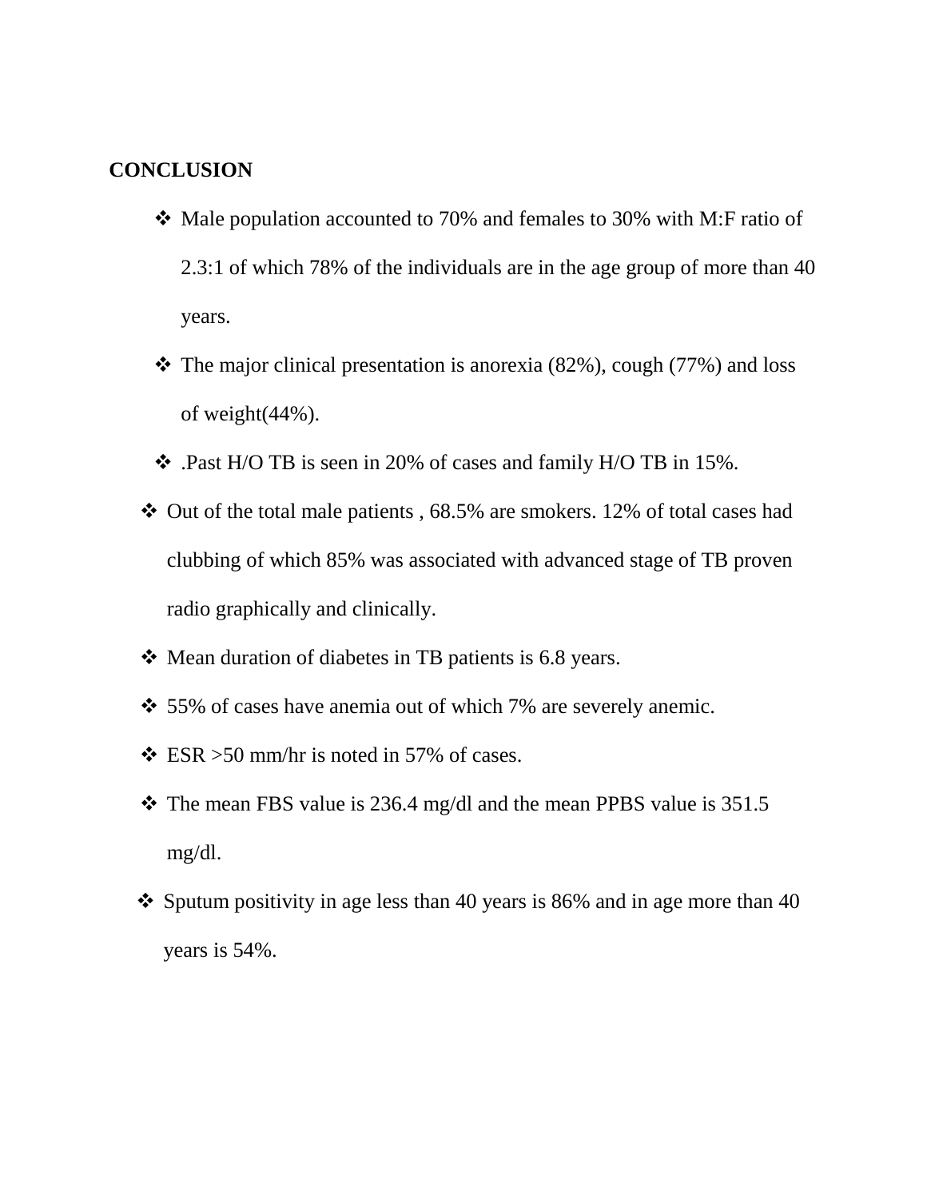## CONCLUSION

- Male population accounted to 70% and females to 30% with M:F ratio of 2.3:1 of which 78% of the individuals are in the age group of more than 40 years.
- The major clinical presentation is anorexia (82%), cough (77%) and loss of weight(44%).
- .Past H/O TB is seen in 20% of cases and family H/O TB in 15%.
- Out of the total male patients , 68.5% are smokers. 12% of total cases had clubbing of which 85% was associated with advanced stage of TB proven radio graphically and clinically.
- Mean duration of diabetes in TB patients is 6.8 years.
- 55% of cases have anemia out of which 7% are severely anemic.
- ESR >50 mm/hr is noted in 57% of cases.
- The mean FBS value is 236.4 mg/dl and the mean PPBS value is 351.5 mg/dl.
- Sputum positivity in age less than 40 years is 86% and in age more than 40 years is 54%.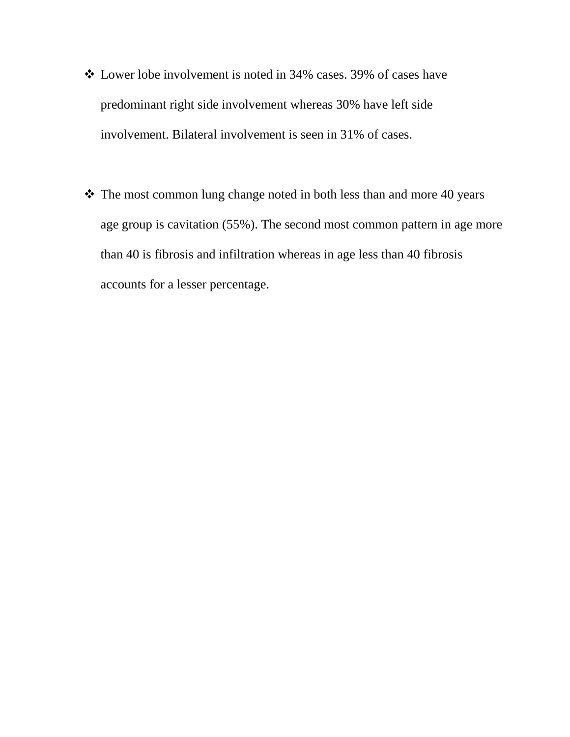- Lower lobe involvement is noted in 34% cases. 39% of cases have predominant right side involvement whereas 30% have left side involvement. Bilateral involvement is seen in 31% of cases.

- The most common lung change noted in both less than and more 40 years age group is cavitation (55%). The second most common pattern in age more than 40 is fibrosis and infiltration whereas in age less than 40 fibrosis accounts for a lesser percentage.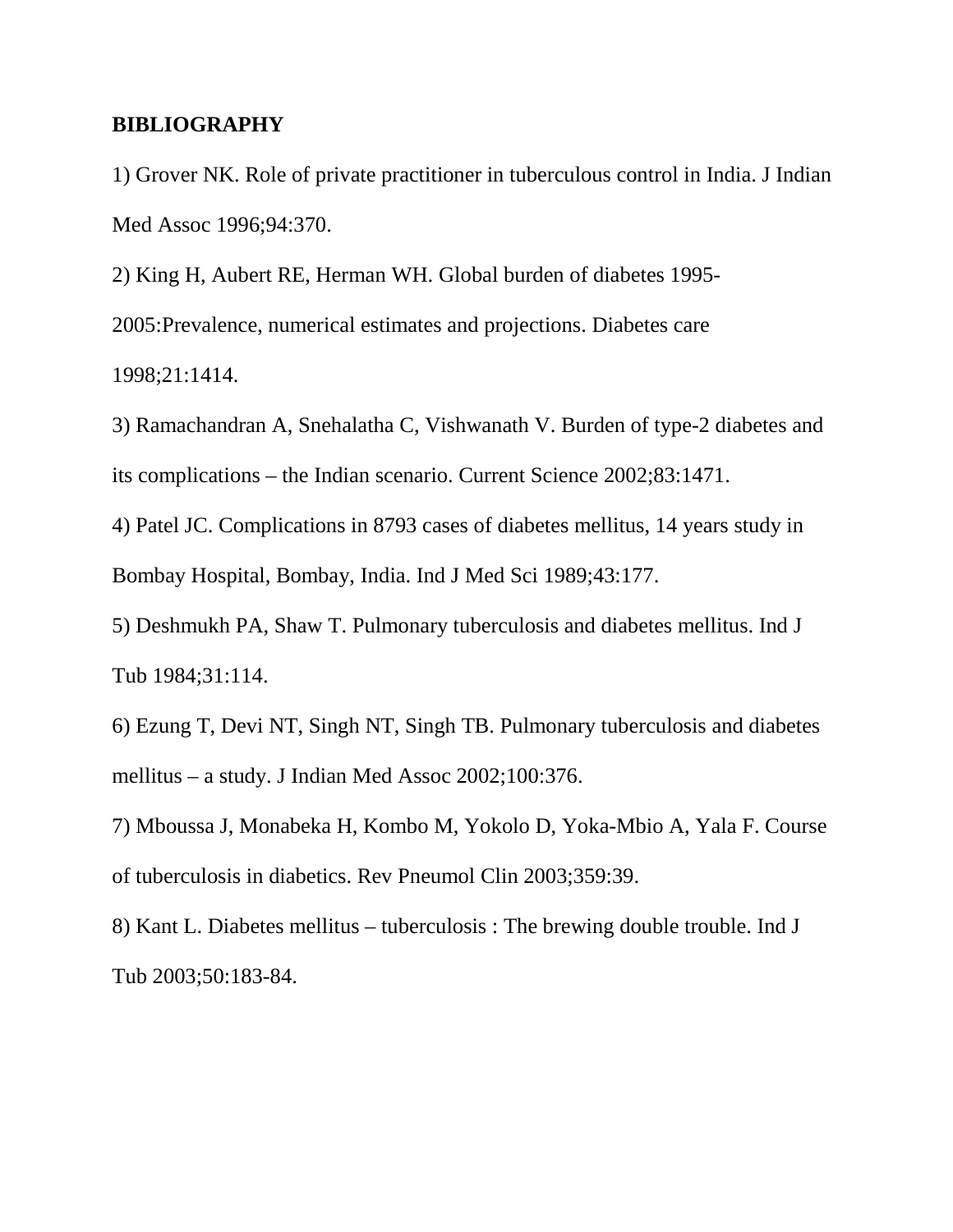**BIBLIOGRAPHY**

1) Grover NK. Role of private practitioner in tuberculous control in India. J Indian Med Assoc 1996;94:370.

2) King H, Aubert RE, Herman WH. Global burden of diabetes 1995-2005:Prevalence, numerical estimates and projections. Diabetes care 1998;21:1414.

3) Ramachandran A, Snehalatha C, Vishwanath V. Burden of type-2 diabetes and its complications – the Indian scenario. Current Science 2002;83:1471.

4) Patel JC. Complications in 8793 cases of diabetes mellitus, 14 years study in Bombay Hospital, Bombay, India. Ind J Med Sci 1989;43:177.

5) Deshmukh PA, Shaw T. Pulmonary tuberculosis and diabetes mellitus. Ind J Tub 1984;31:114.

6) Ezung T, Devi NT, Singh NT, Singh TB. Pulmonary tuberculosis and diabetes mellitus – a study. J Indian Med Assoc 2002;100:376.

7) Mboussa J, Monabeka H, Kombo M, Yokolo D, Yoka-Mbio A, Yala F. Course of tuberculosis in diabetics. Rev Pneumol Clin 2003;359:39.

8) Kant L. Diabetes mellitus – tuberculosis : The brewing double trouble. Ind J Tub 2003;50:183-84.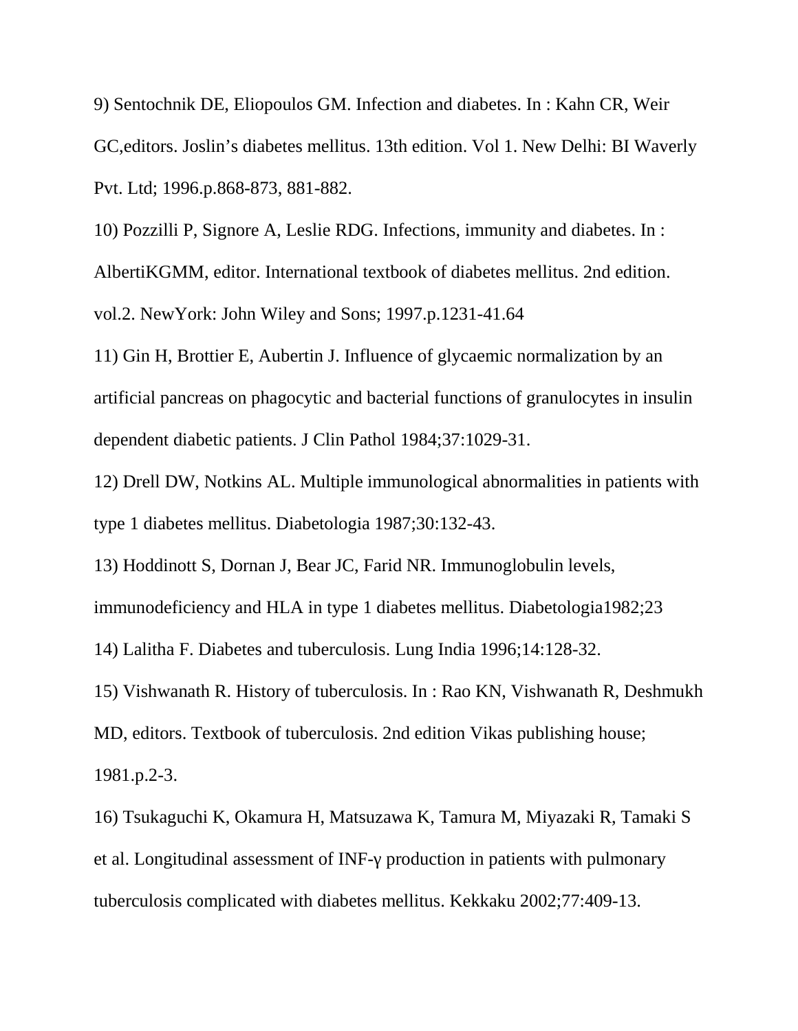9) Sentochnik DE, Eliopoulos GM. Infection and diabetes. In : Kahn CR, Weir GC,editors. Joslin's diabetes mellitus. 13th edition. Vol 1. New Delhi: BI Waverly Pvt. Ltd; 1996.p.868-873, 881-882.

10) Pozzilli P, Signore A, Leslie RDG. Infections, immunity and diabetes. In : AlbertiKGMM, editor. International textbook of diabetes mellitus. 2nd edition. vol.2. NewYork: John Wiley and Sons; 1997.p.1231-41.64

11) Gin H, Brottier E, Aubertin J. Influence of glycaemic normalization by an artificial pancreas on phagocytic and bacterial functions of granulocytes in insulin dependent diabetic patients. J Clin Pathol 1984;37:1029-31.

12) Drell DW, Notkins AL. Multiple immunological abnormalities in patients with type 1 diabetes mellitus. Diabetologia 1987;30:132-43.

13) Hoddinott S, Dornan J, Bear JC, Farid NR. Immunoglobulin levels, immunodeficiency and HLA in type 1 diabetes mellitus. Diabetologia1982;23

14) Lalitha F. Diabetes and tuberculosis. Lung India 1996;14:128-32.

15) Vishwanath R. History of tuberculosis. In : Rao KN, Vishwanath R, Deshmukh MD, editors. Textbook of tuberculosis. 2nd edition Vikas publishing house; 1981.p.2-3.

16) Tsukaguchi K, Okamura H, Matsuzawa K, Tamura M, Miyazaki R, Tamaki S et al. Longitudinal assessment of INF-γ production in patients with pulmonary tuberculosis complicated with diabetes mellitus. Kekkaku 2002;77:409-13.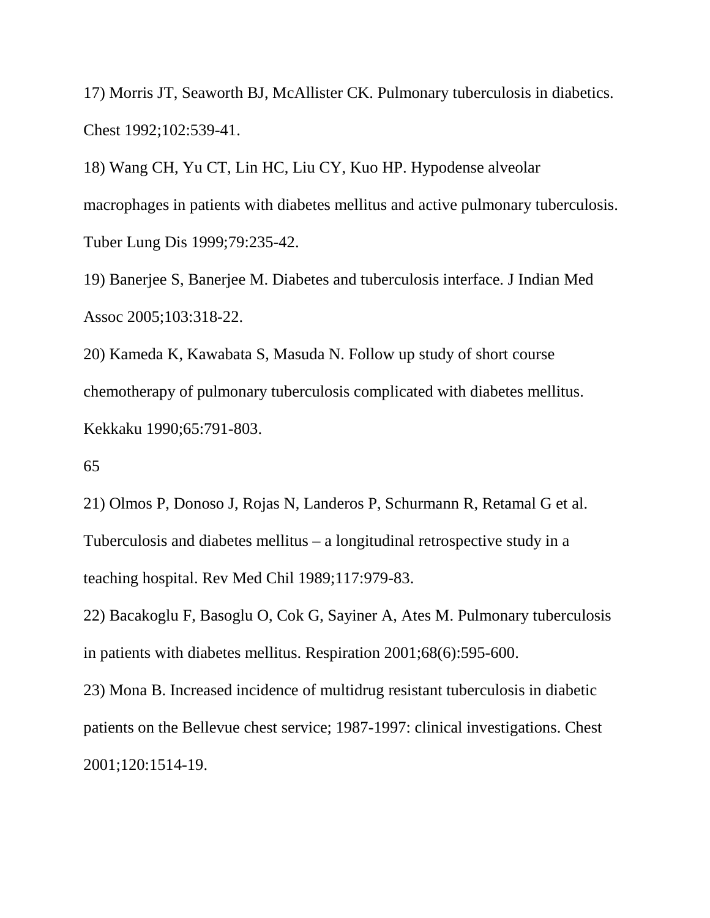17) Morris JT, Seaworth BJ, McAllister CK. Pulmonary tuberculosis in diabetics. Chest 1992;102:539-41.

18) Wang CH, Yu CT, Lin HC, Liu CY, Kuo HP. Hypodense alveolar macrophages in patients with diabetes mellitus and active pulmonary tuberculosis. Tuber Lung Dis 1999;79:235-42.

19) Banerjee S, Banerjee M. Diabetes and tuberculosis interface. J Indian Med Assoc 2005;103:318-22.

20) Kameda K, Kawabata S, Masuda N. Follow up study of short course chemotherapy of pulmonary tuberculosis complicated with diabetes mellitus. Kekkaku 1990;65:791-803.

21) Olmos P, Donoso J, Rojas N, Landeros P, Schurmann R, Retamal G et al. Tuberculosis and diabetes mellitus – a longitudinal retrospective study in a teaching hospital. Rev Med Chil 1989;117:979-83.

22) Bacakoglu F, Basoglu O, Cok G, Sayiner A, Ates M. Pulmonary tuberculosis in patients with diabetes mellitus. Respiration 2001;68(6):595-600.

23) Mona B. Increased incidence of multidrug resistant tuberculosis in diabetic patients on the Bellevue chest service; 1987-1997: clinical investigations. Chest 2001;120:1514-19.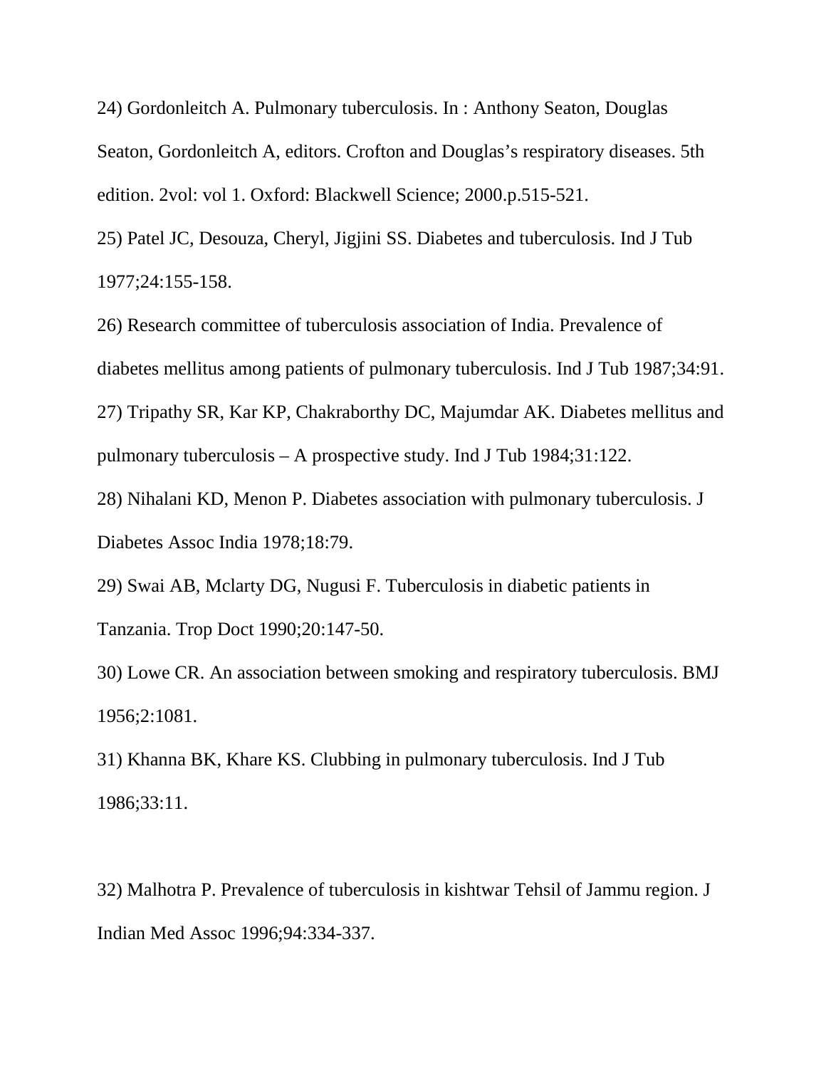24) Gordonleitch A. Pulmonary tuberculosis. In : Anthony Seaton, Douglas Seaton, Gordonleitch A, editors. Crofton and Douglas's respiratory diseases. 5th edition. 2vol: vol 1. Oxford: Blackwell Science; 2000.p.515-521.

25) Patel JC, Desouza, Cheryl, Jigjini SS. Diabetes and tuberculosis. Ind J Tub 1977;24:155-158.

26) Research committee of tuberculosis association of India. Prevalence of diabetes mellitus among patients of pulmonary tuberculosis. Ind J Tub 1987;34:91.

27) Tripathy SR, Kar KP, Chakraborthy DC, Majumdar AK. Diabetes mellitus and pulmonary tuberculosis – A prospective study. Ind J Tub 1984;31:122.

28) Nihalani KD, Menon P. Diabetes association with pulmonary tuberculosis. J Diabetes Assoc India 1978;18:79.

29) Swai AB, Mclarty DG, Nugusi F. Tuberculosis in diabetic patients in Tanzania. Trop Doct 1990;20:147-50.

30) Lowe CR. An association between smoking and respiratory tuberculosis. BMJ 1956;2:1081.

31) Khanna BK, Khare KS. Clubbing in pulmonary tuberculosis. Ind J Tub 1986;33:11.

32) Malhotra P. Prevalence of tuberculosis in kishtwar Tehsil of Jammu region. J Indian Med Assoc 1996;94:334-337.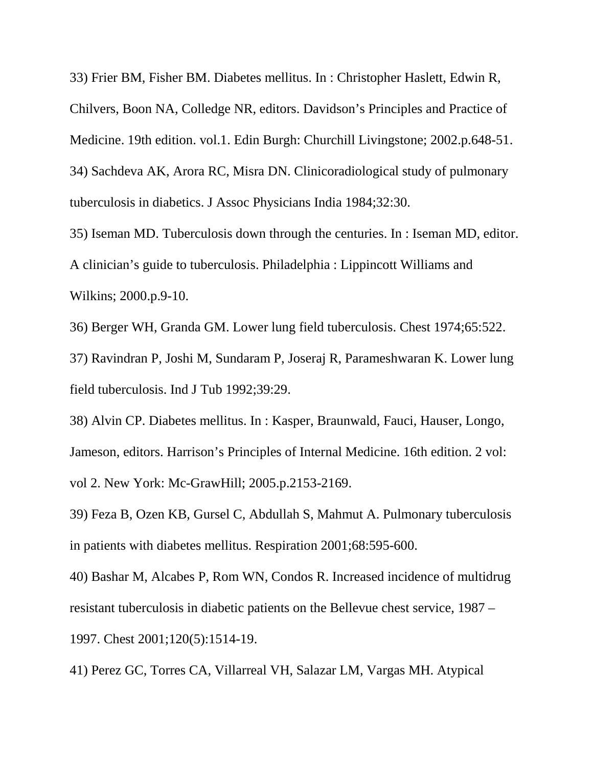33) Frier BM, Fisher BM. Diabetes mellitus. In : Christopher Haslett, Edwin R, Chilvers, Boon NA, Colledge NR, editors. Davidson's Principles and Practice of Medicine. 19th edition. vol.1. Edin Burgh: Churchill Livingstone; 2002.p.648-51.

34) Sachdeva AK, Arora RC, Misra DN. Clinicoradiological study of pulmonary tuberculosis in diabetics. J Assoc Physicians India 1984;32:30.

35) Iseman MD. Tuberculosis down through the centuries. In : Iseman MD, editor. A clinician's guide to tuberculosis. Philadelphia : Lippincott Williams and Wilkins; 2000.p.9-10.

36) Berger WH, Granda GM. Lower lung field tuberculosis. Chest 1974;65:522.

37) Ravindran P, Joshi M, Sundaram P, Joseraj R, Parameshwaran K. Lower lung field tuberculosis. Ind J Tub 1992;39:29.

38) Alvin CP. Diabetes mellitus. In : Kasper, Braunwald, Fauci, Hauser, Longo, Jameson, editors. Harrison's Principles of Internal Medicine. 16th edition. 2 vol: vol 2. New York: Mc-GrawHill; 2005.p.2153-2169.

39) Feza B, Ozen KB, Gursel C, Abdullah S, Mahmut A. Pulmonary tuberculosis in patients with diabetes mellitus. Respiration 2001;68:595-600.

40) Bashar M, Alcabes P, Rom WN, Condos R. Increased incidence of multidrug resistant tuberculosis in diabetic patients on the Bellevue chest service, 1987 – 1997. Chest 2001;120(5):1514-19.

41) Perez GC, Torres CA, Villarreal VH, Salazar LM, Vargas MH. Atypical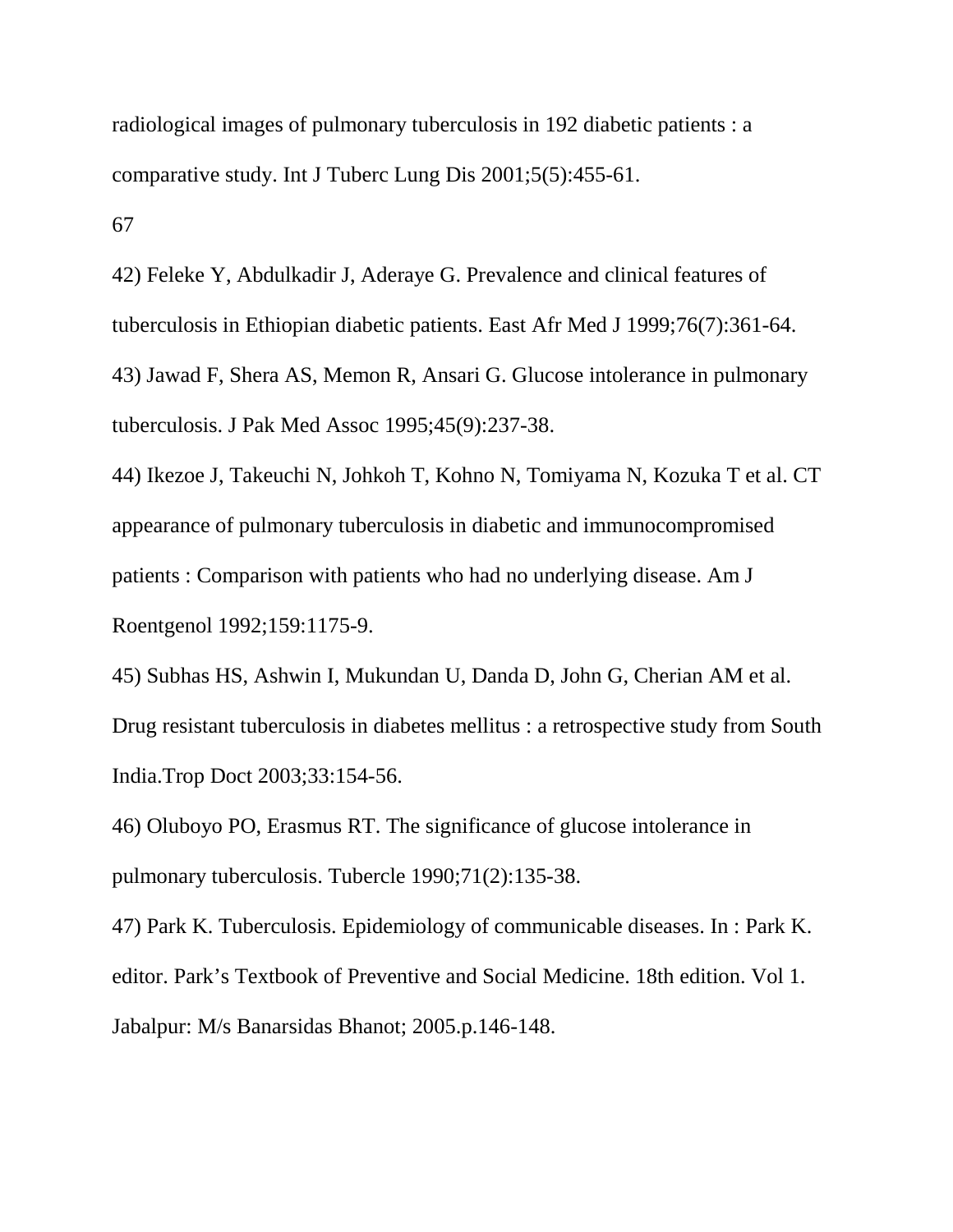radiological images of pulmonary tuberculosis in 192 diabetic patients : a comparative study. Int J Tuberc Lung Dis 2001;5(5):455-61.

42) Feleke Y, Abdulkadir J, Aderaye G. Prevalence and clinical features of tuberculosis in Ethiopian diabetic patients. East Afr Med J 1999;76(7):361-64.

43) Jawad F, Shera AS, Memon R, Ansari G. Glucose intolerance in pulmonary tuberculosis. J Pak Med Assoc 1995;45(9):237-38.

44) Ikezoe J, Takeuchi N, Johkoh T, Kohno N, Tomiyama N, Kozuka T et al. CT appearance of pulmonary tuberculosis in diabetic and immunocompromised patients : Comparison with patients who had no underlying disease. Am J Roentgenol 1992;159:1175-9.

45) Subhas HS, Ashwin I, Mukundan U, Danda D, John G, Cherian AM et al. Drug resistant tuberculosis in diabetes mellitus : a retrospective study from South India.Trop Doct 2003;33:154-56.

46) Oluboyo PO, Erasmus RT. The significance of glucose intolerance in pulmonary tuberculosis. Tubercle 1990;71(2):135-38.

47) Park K. Tuberculosis. Epidemiology of communicable diseases. In : Park K. editor. Park's Textbook of Preventive and Social Medicine. 18th edition. Vol 1. Jabalpur: M/s Banarsidas Bhanot; 2005.p.146-148.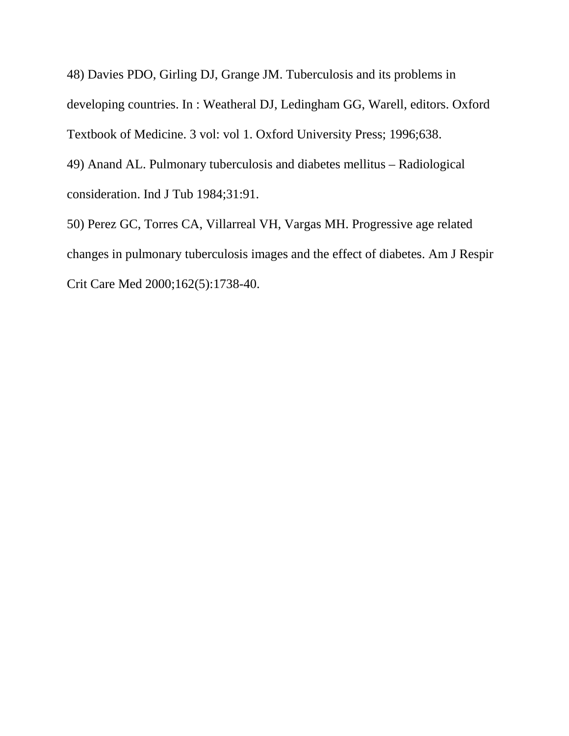48) Davies PDO, Girling DJ, Grange JM. Tuberculosis and its problems in developing countries. In : Weatheral DJ, Ledingham GG, Warell, editors. Oxford Textbook of Medicine. 3 vol: vol 1. Oxford University Press; 1996;638.

49) Anand AL. Pulmonary tuberculosis and diabetes mellitus – Radiological consideration. Ind J Tub 1984;31:91.

50) Perez GC, Torres CA, Villarreal VH, Vargas MH. Progressive age related changes in pulmonary tuberculosis images and the effect of diabetes. Am J Respir Crit Care Med 2000;162(5):1738-40.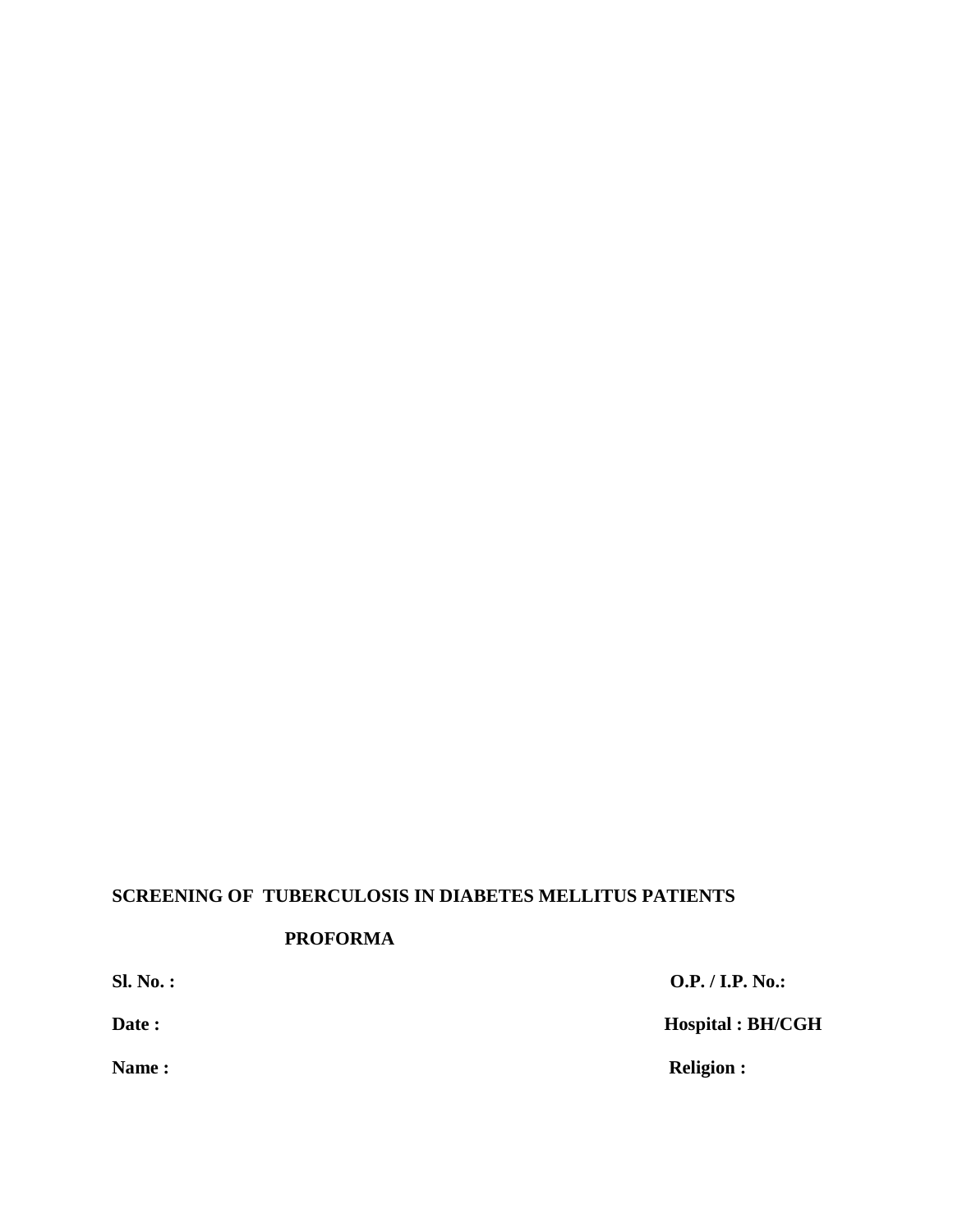**SCREENING OF TUBERCULOSIS IN DIABETES MELLITUS PATIENTS**

**PROFORMA**

**Sl. No. :** **O.P. / I.P. No.:**

**Date :** **Hospital : BH/CGH**

**Name :** **Religion :**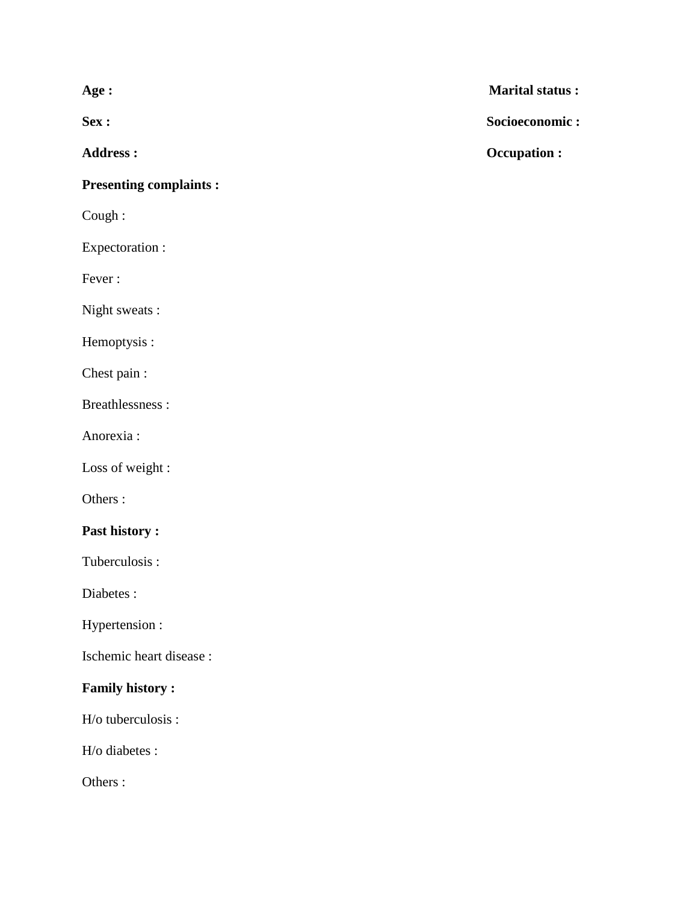**Age :** **Marital status :**

**Sex :** **Socioeconomic :**

**Address :** **Occupation :**

**Presenting complaints :**

Cough :

Expectoration :

Fever :

Night sweats :

Hemoptysis :

Chest pain :

Breathlessness :

Anorexia :

Loss of weight :

Others :

**Past history :**

Tuberculosis :

Diabetes :

Hypertension :

Ischemic heart disease :

**Family history :**

H/o tuberculosis :

H/o diabetes :

Others :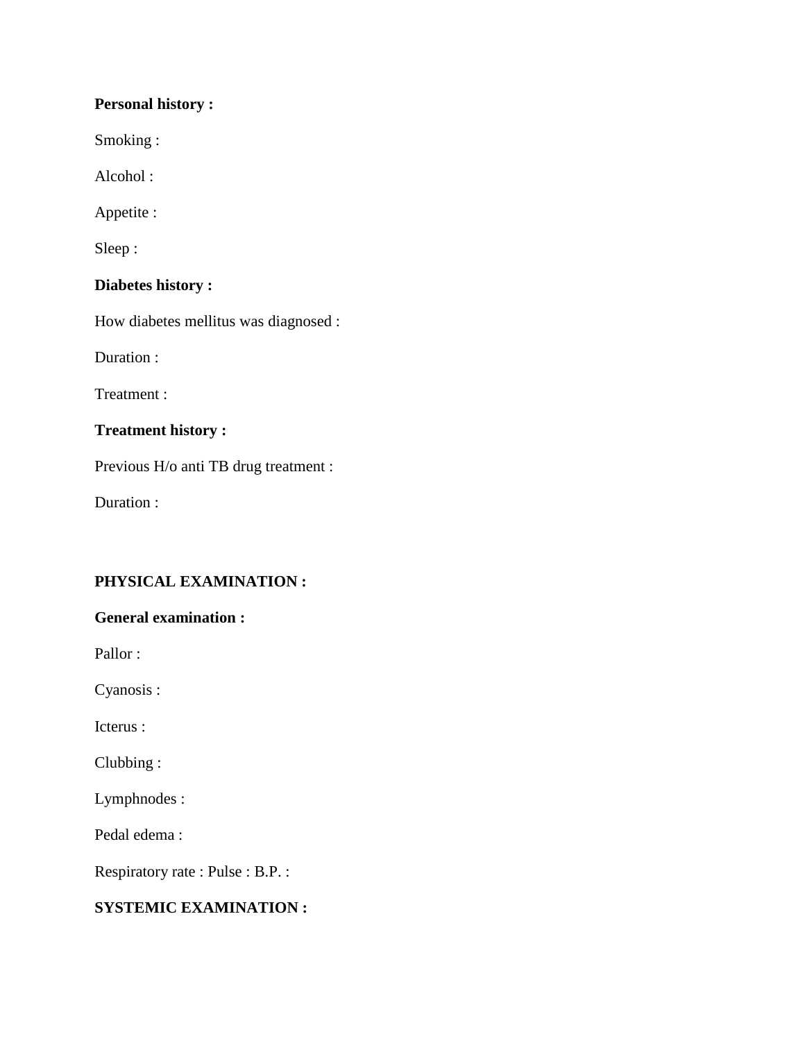**Personal history :**

Smoking :

Alcohol :

Appetite :

Sleep :

**Diabetes history :**

How diabetes mellitus was diagnosed :

Duration :

Treatment :

**Treatment history :**

Previous H/o anti TB drug treatment :

Duration :

**PHYSICAL EXAMINATION :**

**General examination :**

Pallor :

Cyanosis :

Icterus :

Clubbing :

Lymphnodes :

Pedal edema :

Respiratory rate : Pulse : B.P. :

**SYSTEMIC EXAMINATION :**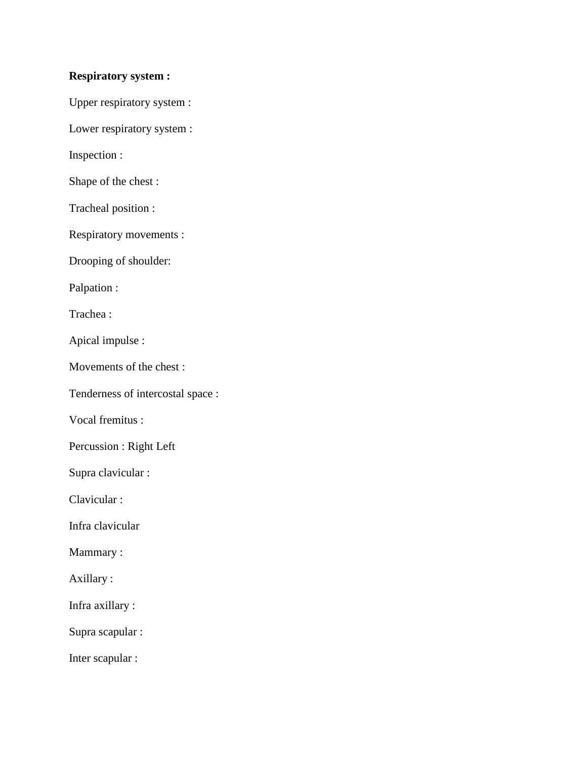**Respiratory system :**

Upper respiratory system :

Lower respiratory system :

Inspection :

Shape of the chest :

Tracheal position :

Respiratory movements :

Drooping of shoulder:

Palpation :

Trachea :

Apical impulse :

Movements of the chest :

Tenderness of intercostal space :

Vocal fremitus :

Percussion : Right Left

Supra clavicular :

Clavicular :

Infra clavicular

Mammary :

Axillary :

Infra axillary :

Supra scapular :

Inter scapular :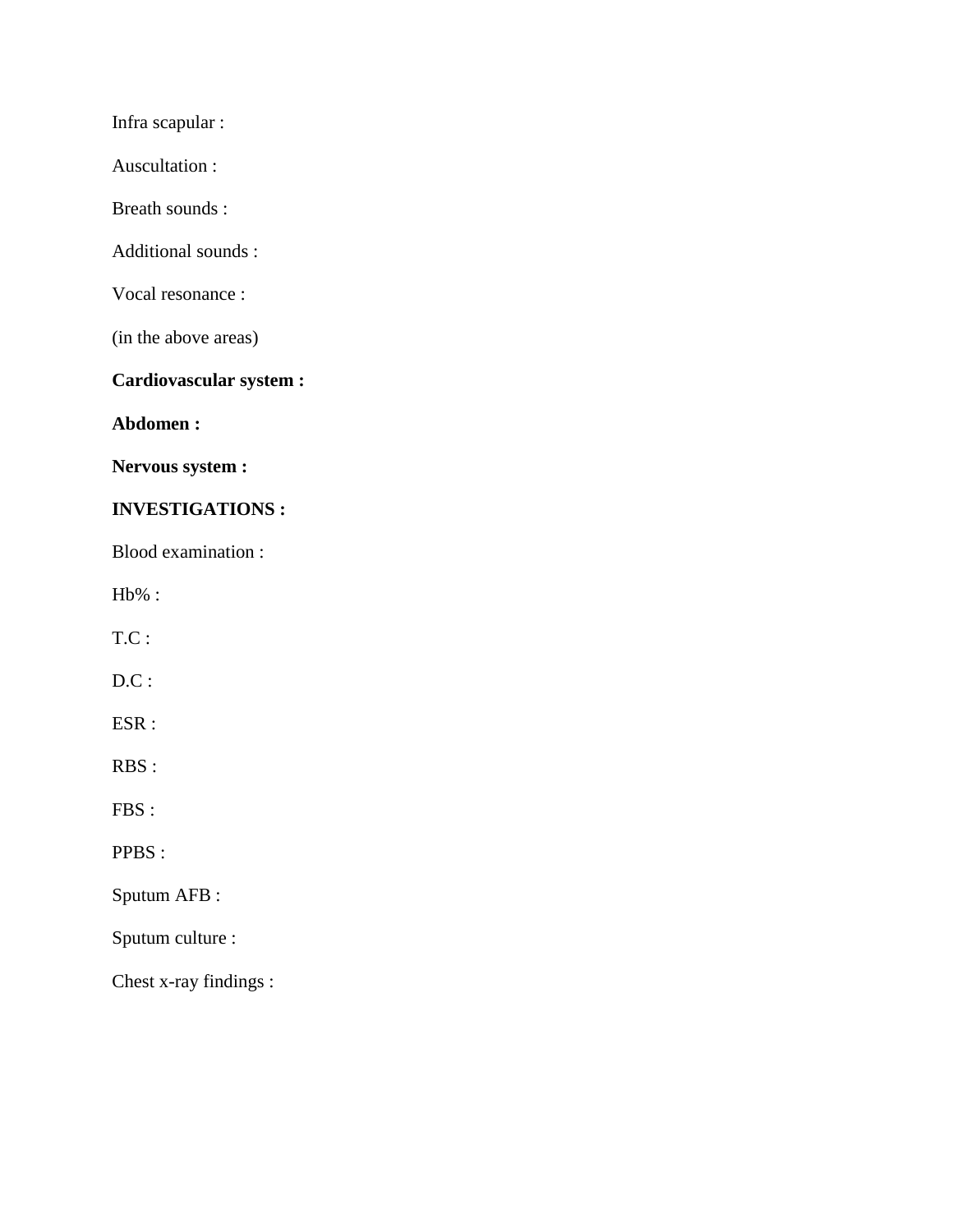Infra scapular :

Auscultation :

Breath sounds :

Additional sounds :

Vocal resonance :

(in the above areas)

**Cardiovascular system :**

**Abdomen :**

**Nervous system :**

**INVESTIGATIONS :**

Blood examination :

Hb% :

T.C :

D.C :

ESR :

RBS :

FBS :

PPBS :

Sputum AFB :

Sputum culture :

Chest x-ray findings :